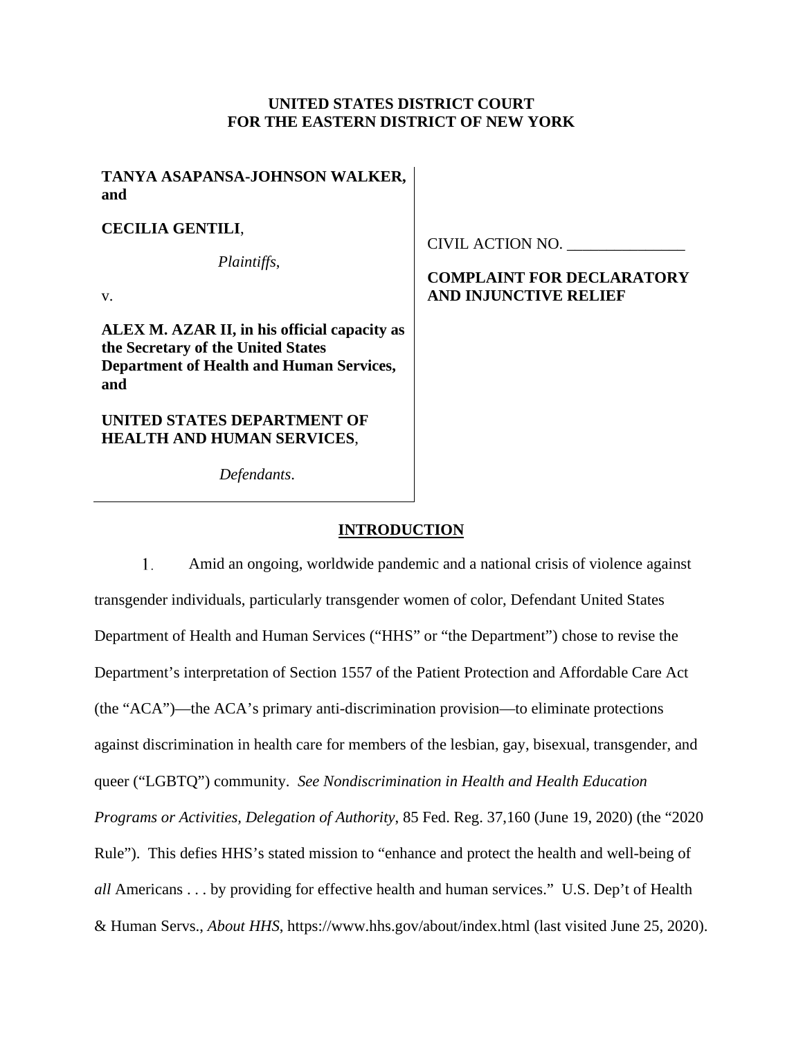**UNITED STATES DISTRICT COURT**
**FOR THE EASTERN DISTRICT OF NEW YORK**

| | |
|---|---|
| **TANYA ASAPANSA-JOHNSON WALKER, and**<br><br>**CECILIA GENTILI**,<br><br>*Plaintiffs*,<br><br>v.<br><br>**ALEX M. AZAR II, in his official capacity as the Secretary of the United States Department of Health and Human Services, and**<br><br>**UNITED STATES DEPARTMENT OF HEALTH AND HUMAN SERVICES**,<br><br>*Defendants*. | CIVIL ACTION NO. _______________<br><br>**COMPLAINT FOR DECLARATORY AND INJUNCTIVE RELIEF** |

## INTRODUCTION

1. Amid an ongoing, worldwide pandemic and a national crisis of violence against transgender individuals, particularly transgender women of color, Defendant United States Department of Health and Human Services ("HHS" or "the Department") chose to revise the Department's interpretation of Section 1557 of the Patient Protection and Affordable Care Act (the "ACA")—the ACA's primary anti-discrimination provision—to eliminate protections against discrimination in health care for members of the lesbian, gay, bisexual, transgender, and queer ("LGBTQ") community. *See Nondiscrimination in Health and Health Education Programs or Activities, Delegation of Authority*, 85 Fed. Reg. 37,160 (June 19, 2020) (the "2020 Rule"). This defies HHS's stated mission to "enhance and protect the health and well-being of *all* Americans . . . by providing for effective health and human services." U.S. Dep't of Health & Human Servs., *About HHS*, https://www.hhs.gov/about/index.html (last visited June 25, 2020).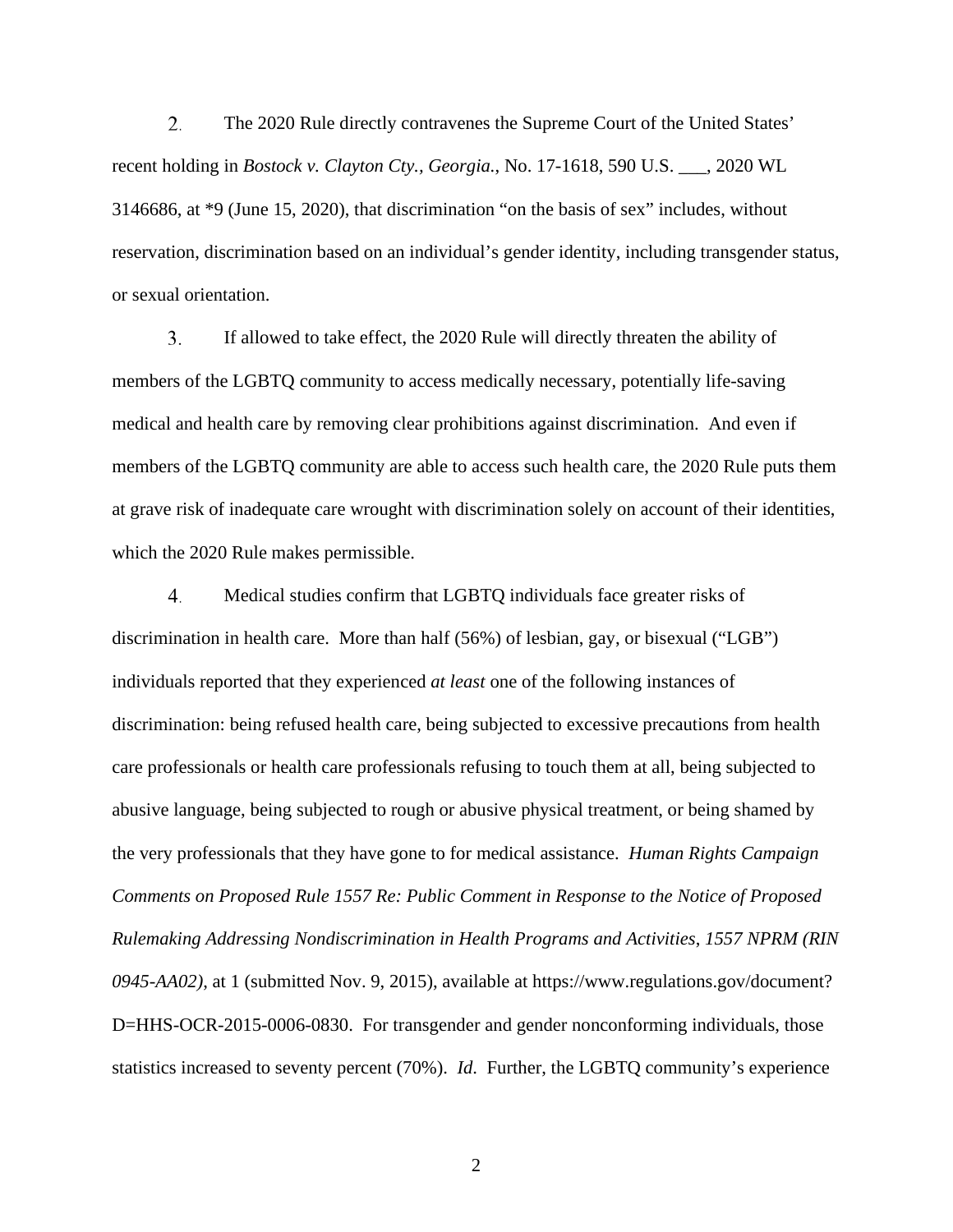2. The 2020 Rule directly contravenes the Supreme Court of the United States' recent holding in *Bostock v. Clayton Cty., Georgia.*, No. 17-1618, 590 U.S. ___, 2020 WL 3146686, at *9 (June 15, 2020), that discrimination "on the basis of sex" includes, without reservation, discrimination based on an individual's gender identity, including transgender status, or sexual orientation.

3. If allowed to take effect, the 2020 Rule will directly threaten the ability of members of the LGBTQ community to access medically necessary, potentially life-saving medical and health care by removing clear prohibitions against discrimination. And even if members of the LGBTQ community are able to access such health care, the 2020 Rule puts them at grave risk of inadequate care wrought with discrimination solely on account of their identities, which the 2020 Rule makes permissible.

4. Medical studies confirm that LGBTQ individuals face greater risks of discrimination in health care. More than half (56%) of lesbian, gay, or bisexual ("LGB") individuals reported that they experienced *at least* one of the following instances of discrimination: being refused health care, being subjected to excessive precautions from health care professionals or health care professionals refusing to touch them at all, being subjected to abusive language, being subjected to rough or abusive physical treatment, or being shamed by the very professionals that they have gone to for medical assistance. *Human Rights Campaign Comments on Proposed Rule 1557 Re: Public Comment in Response to the Notice of Proposed Rulemaking Addressing Nondiscrimination in Health Programs and Activities, 1557 NPRM (RIN 0945-AA02)*, at 1 (submitted Nov. 9, 2015), available at https://www.regulations.gov/document?D=HHS-OCR-2015-0006-0830. For transgender and gender nonconforming individuals, those statistics increased to seventy percent (70%). *Id*. Further, the LGBTQ community's experience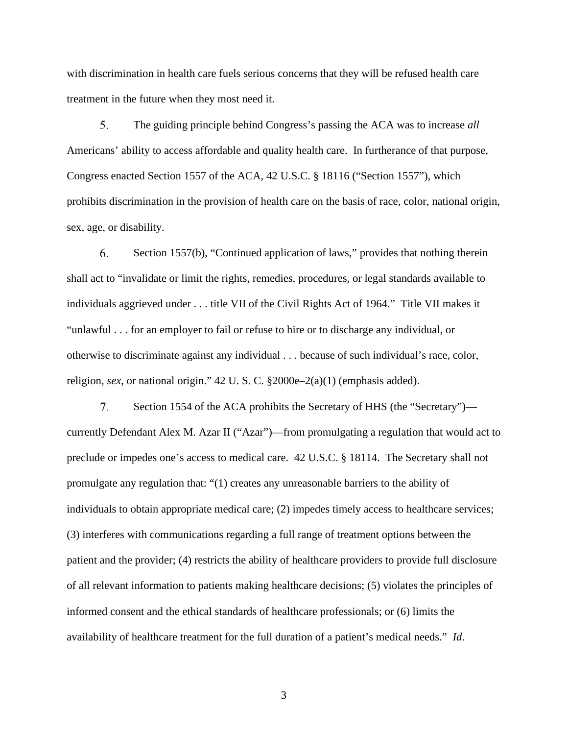with discrimination in health care fuels serious concerns that they will be refused health care treatment in the future when they most need it.

5. The guiding principle behind Congress's passing the ACA was to increase *all* Americans' ability to access affordable and quality health care. In furtherance of that purpose, Congress enacted Section 1557 of the ACA, 42 U.S.C. § 18116 ("Section 1557"), which prohibits discrimination in the provision of health care on the basis of race, color, national origin, sex, age, or disability.

6. Section 1557(b), "Continued application of laws," provides that nothing therein shall act to "invalidate or limit the rights, remedies, procedures, or legal standards available to individuals aggrieved under . . . title VII of the Civil Rights Act of 1964." Title VII makes it "unlawful . . . for an employer to fail or refuse to hire or to discharge any individual, or otherwise to discriminate against any individual . . . because of such individual's race, color, religion, *sex*, or national origin." 42 U. S. C. §2000e–2(a)(1) (emphasis added).

7. Section 1554 of the ACA prohibits the Secretary of HHS (the "Secretary")—currently Defendant Alex M. Azar II ("Azar")—from promulgating a regulation that would act to preclude or impedes one's access to medical care. 42 U.S.C. § 18114. The Secretary shall not promulgate any regulation that: "(1) creates any unreasonable barriers to the ability of individuals to obtain appropriate medical care; (2) impedes timely access to healthcare services; (3) interferes with communications regarding a full range of treatment options between the patient and the provider; (4) restricts the ability of healthcare providers to provide full disclosure of all relevant information to patients making healthcare decisions; (5) violates the principles of informed consent and the ethical standards of healthcare professionals; or (6) limits the availability of healthcare treatment for the full duration of a patient's medical needs." *Id.*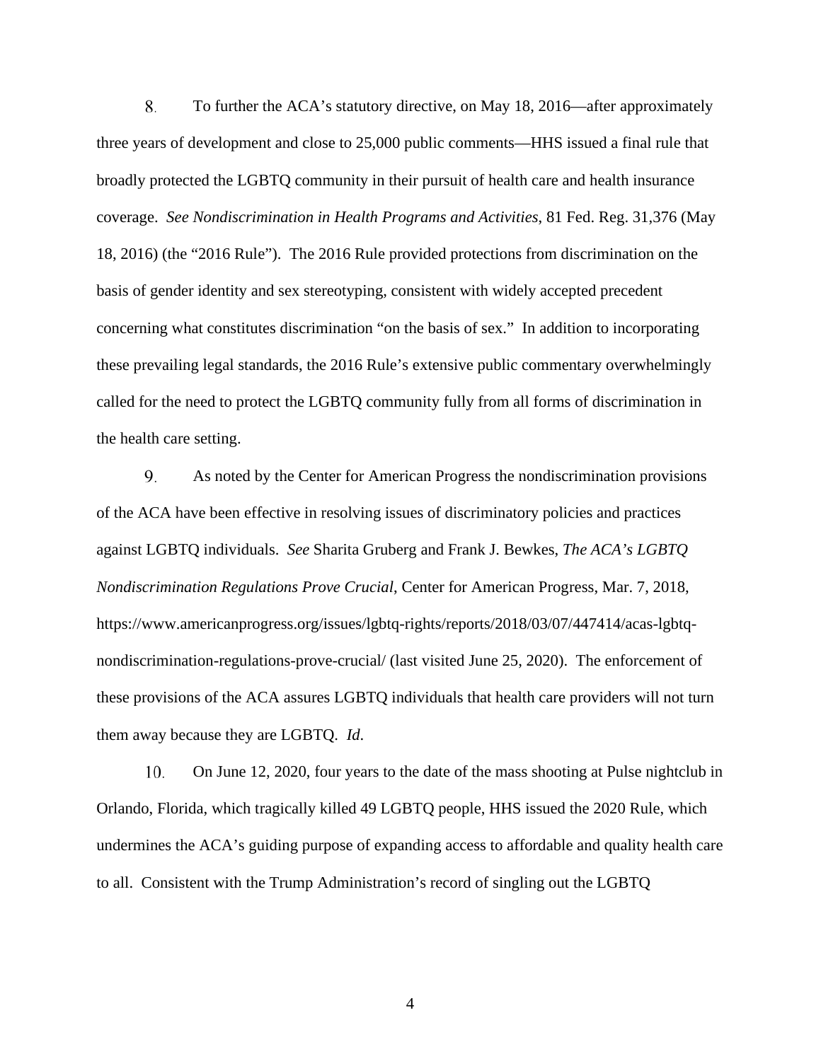8. To further the ACA's statutory directive, on May 18, 2016—after approximately three years of development and close to 25,000 public comments—HHS issued a final rule that broadly protected the LGBTQ community in their pursuit of health care and health insurance coverage. *See Nondiscrimination in Health Programs and Activities*, 81 Fed. Reg. 31,376 (May 18, 2016) (the "2016 Rule"). The 2016 Rule provided protections from discrimination on the basis of gender identity and sex stereotyping, consistent with widely accepted precedent concerning what constitutes discrimination "on the basis of sex." In addition to incorporating these prevailing legal standards, the 2016 Rule's extensive public commentary overwhelmingly called for the need to protect the LGBTQ community fully from all forms of discrimination in the health care setting.

9. As noted by the Center for American Progress the nondiscrimination provisions of the ACA have been effective in resolving issues of discriminatory policies and practices against LGBTQ individuals. *See* Sharita Gruberg and Frank J. Bewkes, *The ACA's LGBTQ Nondiscrimination Regulations Prove Crucial*, Center for American Progress, Mar. 7, 2018, https://www.americanprogress.org/issues/lgbtq-rights/reports/2018/03/07/447414/acas-lgbtq-nondiscrimination-regulations-prove-crucial/ (last visited June 25, 2020). The enforcement of these provisions of the ACA assures LGBTQ individuals that health care providers will not turn them away because they are LGBTQ. *Id.*

10. On June 12, 2020, four years to the date of the mass shooting at Pulse nightclub in Orlando, Florida, which tragically killed 49 LGBTQ people, HHS issued the 2020 Rule, which undermines the ACA's guiding purpose of expanding access to affordable and quality health care to all. Consistent with the Trump Administration's record of singling out the LGBTQ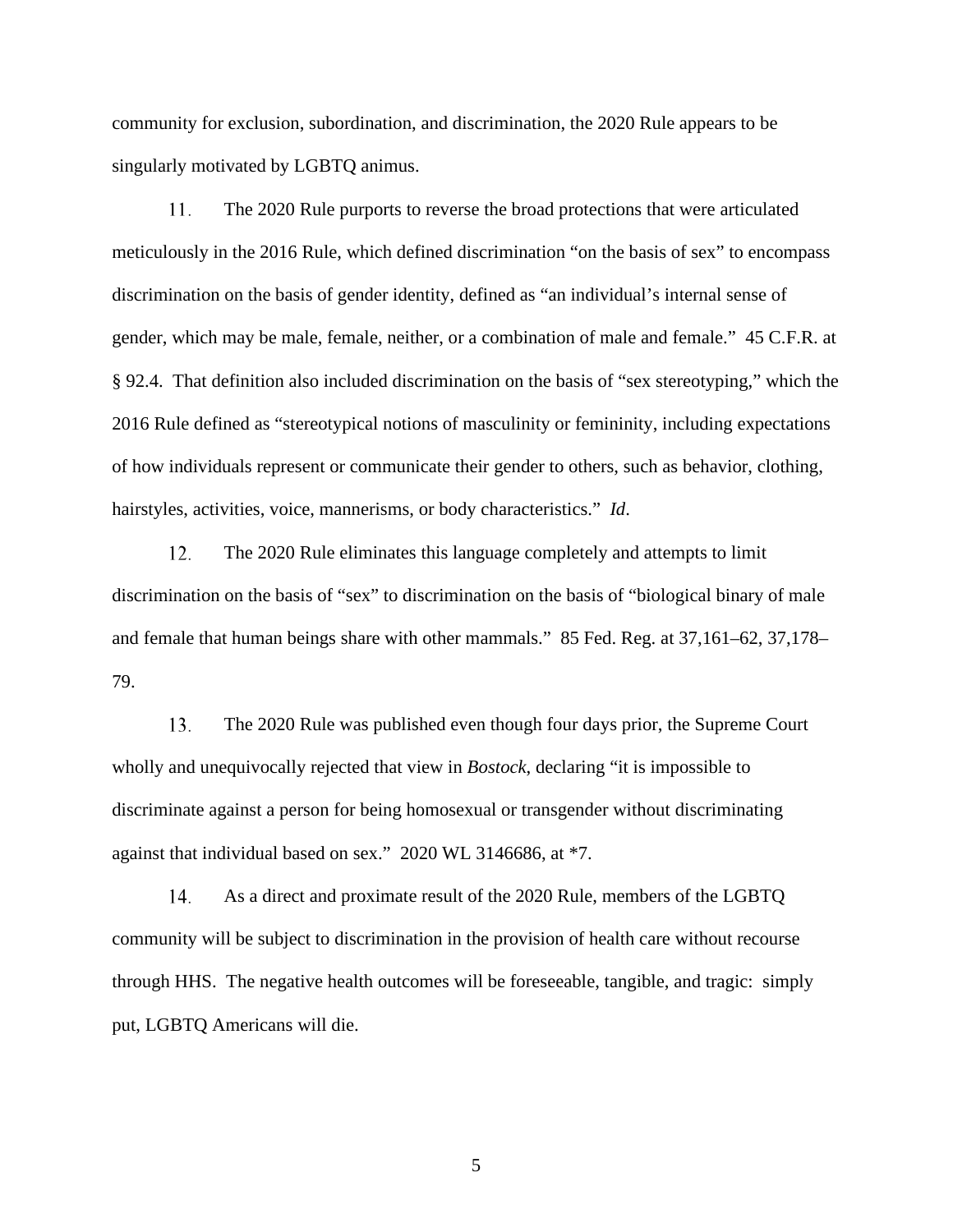community for exclusion, subordination, and discrimination, the 2020 Rule appears to be singularly motivated by LGBTQ animus.

11. The 2020 Rule purports to reverse the broad protections that were articulated meticulously in the 2016 Rule, which defined discrimination "on the basis of sex" to encompass discrimination on the basis of gender identity, defined as "an individual's internal sense of gender, which may be male, female, neither, or a combination of male and female." 45 C.F.R. at § 92.4. That definition also included discrimination on the basis of "sex stereotyping," which the 2016 Rule defined as "stereotypical notions of masculinity or femininity, including expectations of how individuals represent or communicate their gender to others, such as behavior, clothing, hairstyles, activities, voice, mannerisms, or body characteristics." *Id*.

12. The 2020 Rule eliminates this language completely and attempts to limit discrimination on the basis of "sex" to discrimination on the basis of "biological binary of male and female that human beings share with other mammals." 85 Fed. Reg. at 37,161–62, 37,178–79.

13. The 2020 Rule was published even though four days prior, the Supreme Court wholly and unequivocally rejected that view in *Bostock*, declaring "it is impossible to discriminate against a person for being homosexual or transgender without discriminating against that individual based on sex." 2020 WL 3146686, at *7.

14. As a direct and proximate result of the 2020 Rule, members of the LGBTQ community will be subject to discrimination in the provision of health care without recourse through HHS. The negative health outcomes will be foreseeable, tangible, and tragic: simply put, LGBTQ Americans will die.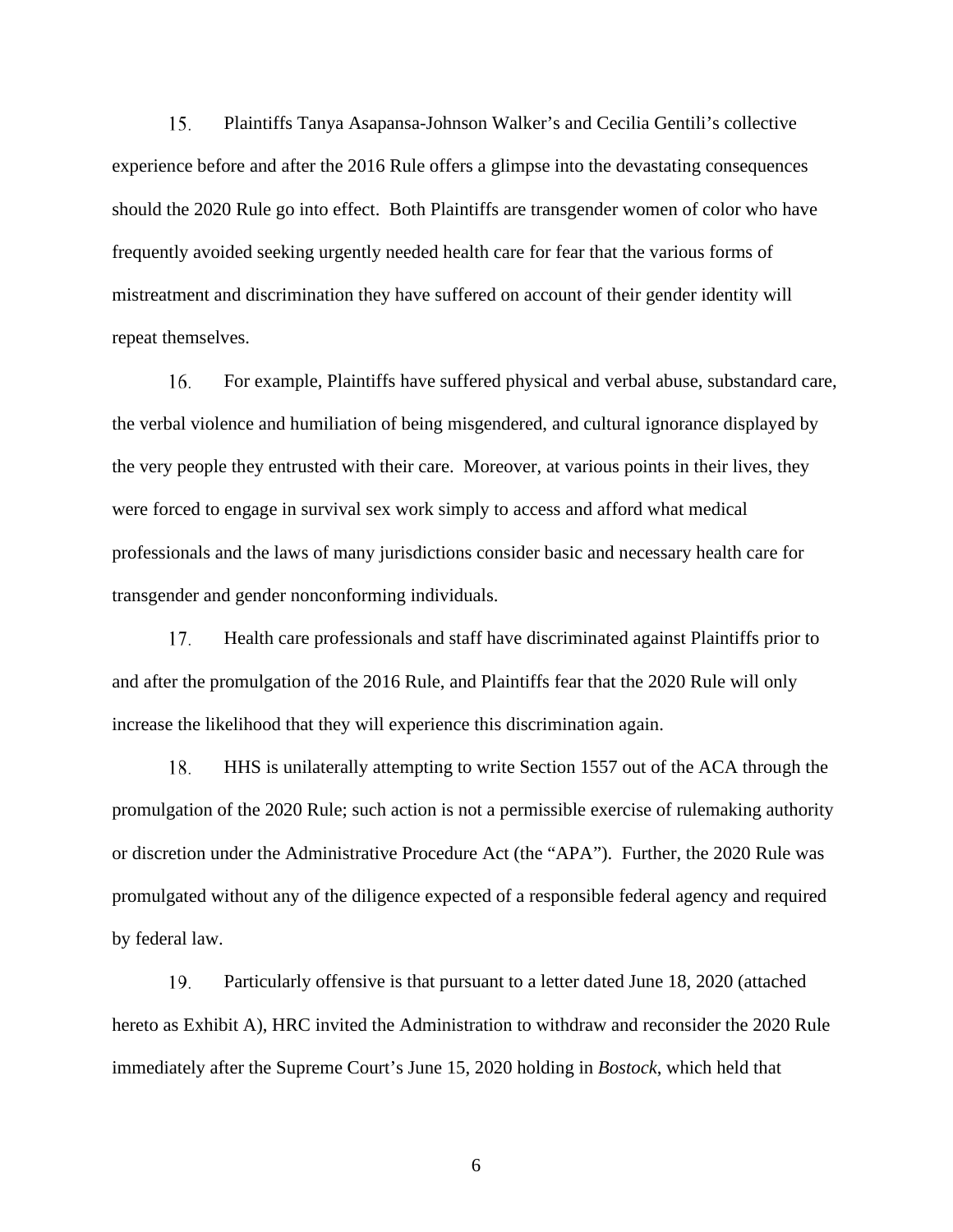15. Plaintiffs Tanya Asapansa-Johnson Walker's and Cecilia Gentili's collective experience before and after the 2016 Rule offers a glimpse into the devastating consequences should the 2020 Rule go into effect. Both Plaintiffs are transgender women of color who have frequently avoided seeking urgently needed health care for fear that the various forms of mistreatment and discrimination they have suffered on account of their gender identity will repeat themselves.

16. For example, Plaintiffs have suffered physical and verbal abuse, substandard care, the verbal violence and humiliation of being misgendered, and cultural ignorance displayed by the very people they entrusted with their care. Moreover, at various points in their lives, they were forced to engage in survival sex work simply to access and afford what medical professionals and the laws of many jurisdictions consider basic and necessary health care for transgender and gender nonconforming individuals.

17. Health care professionals and staff have discriminated against Plaintiffs prior to and after the promulgation of the 2016 Rule, and Plaintiffs fear that the 2020 Rule will only increase the likelihood that they will experience this discrimination again.

18. HHS is unilaterally attempting to write Section 1557 out of the ACA through the promulgation of the 2020 Rule; such action is not a permissible exercise of rulemaking authority or discretion under the Administrative Procedure Act (the "APA"). Further, the 2020 Rule was promulgated without any of the diligence expected of a responsible federal agency and required by federal law.

19. Particularly offensive is that pursuant to a letter dated June 18, 2020 (attached hereto as Exhibit A), HRC invited the Administration to withdraw and reconsider the 2020 Rule immediately after the Supreme Court's June 15, 2020 holding in *Bostock*, which held that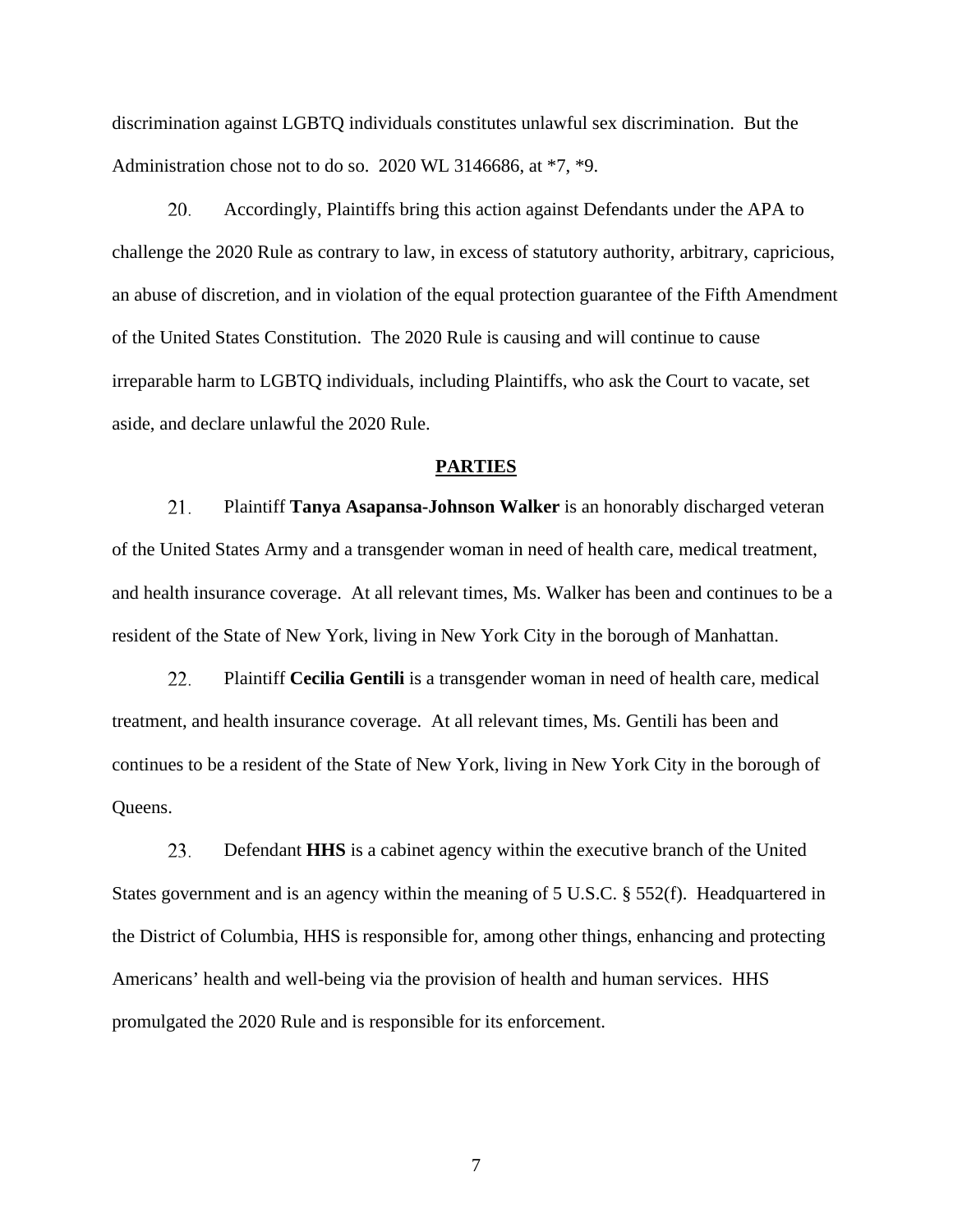discrimination against LGBTQ individuals constitutes unlawful sex discrimination. But the Administration chose not to do so. 2020 WL 3146686, at *7, *9.

20. Accordingly, Plaintiffs bring this action against Defendants under the APA to challenge the 2020 Rule as contrary to law, in excess of statutory authority, arbitrary, capricious, an abuse of discretion, and in violation of the equal protection guarantee of the Fifth Amendment of the United States Constitution. The 2020 Rule is causing and will continue to cause irreparable harm to LGBTQ individuals, including Plaintiffs, who ask the Court to vacate, set aside, and declare unlawful the 2020 Rule.

## PARTIES

21. Plaintiff **Tanya Asapansa-Johnson Walker** is an honorably discharged veteran of the United States Army and a transgender woman in need of health care, medical treatment, and health insurance coverage. At all relevant times, Ms. Walker has been and continues to be a resident of the State of New York, living in New York City in the borough of Manhattan.

22. Plaintiff **Cecilia Gentili** is a transgender woman in need of health care, medical treatment, and health insurance coverage. At all relevant times, Ms. Gentili has been and continues to be a resident of the State of New York, living in New York City in the borough of Queens.

23. Defendant **HHS** is a cabinet agency within the executive branch of the United States government and is an agency within the meaning of 5 U.S.C. § 552(f). Headquartered in the District of Columbia, HHS is responsible for, among other things, enhancing and protecting Americans' health and well-being via the provision of health and human services. HHS promulgated the 2020 Rule and is responsible for its enforcement.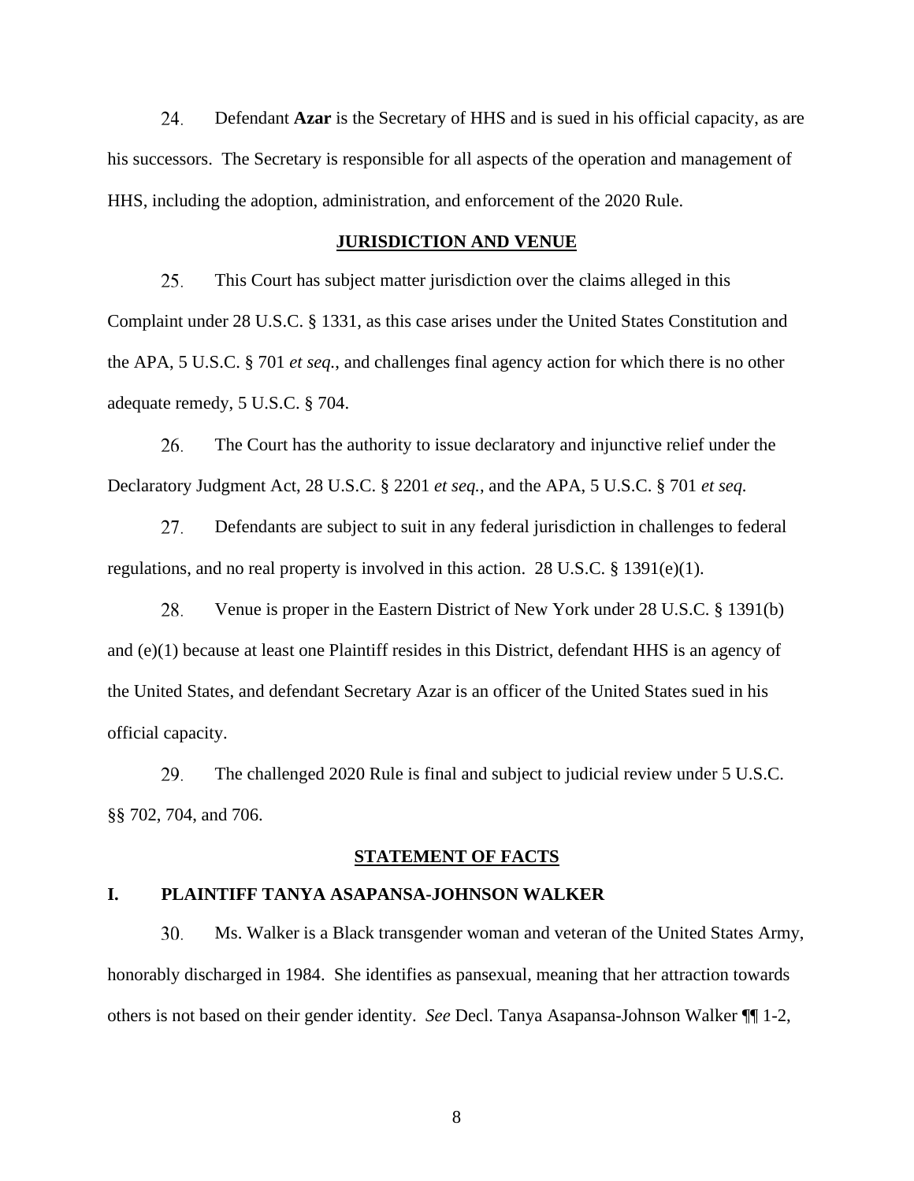24. Defendant **Azar** is the Secretary of HHS and is sued in his official capacity, as are his successors. The Secretary is responsible for all aspects of the operation and management of HHS, including the adoption, administration, and enforcement of the 2020 Rule.

## JURISDICTION AND VENUE

25. This Court has subject matter jurisdiction over the claims alleged in this Complaint under 28 U.S.C. § 1331, as this case arises under the United States Constitution and the APA, 5 U.S.C. § 701 *et seq.*, and challenges final agency action for which there is no other adequate remedy, 5 U.S.C. § 704.

26. The Court has the authority to issue declaratory and injunctive relief under the Declaratory Judgment Act, 28 U.S.C. § 2201 *et seq.*, and the APA, 5 U.S.C. § 701 *et seq.*

27. Defendants are subject to suit in any federal jurisdiction in challenges to federal regulations, and no real property is involved in this action. 28 U.S.C. § 1391(e)(1).

28. Venue is proper in the Eastern District of New York under 28 U.S.C. § 1391(b) and (e)(1) because at least one Plaintiff resides in this District, defendant HHS is an agency of the United States, and defendant Secretary Azar is an officer of the United States sued in his official capacity.

29. The challenged 2020 Rule is final and subject to judicial review under 5 U.S.C. §§ 702, 704, and 706.

## STATEMENT OF FACTS

### I. PLAINTIFF TANYA ASAPANSA-JOHNSON WALKER

30. Ms. Walker is a Black transgender woman and veteran of the United States Army, honorably discharged in 1984. She identifies as pansexual, meaning that her attraction towards others is not based on their gender identity. *See* Decl. Tanya Asapansa-Johnson Walker ¶¶ 1-2,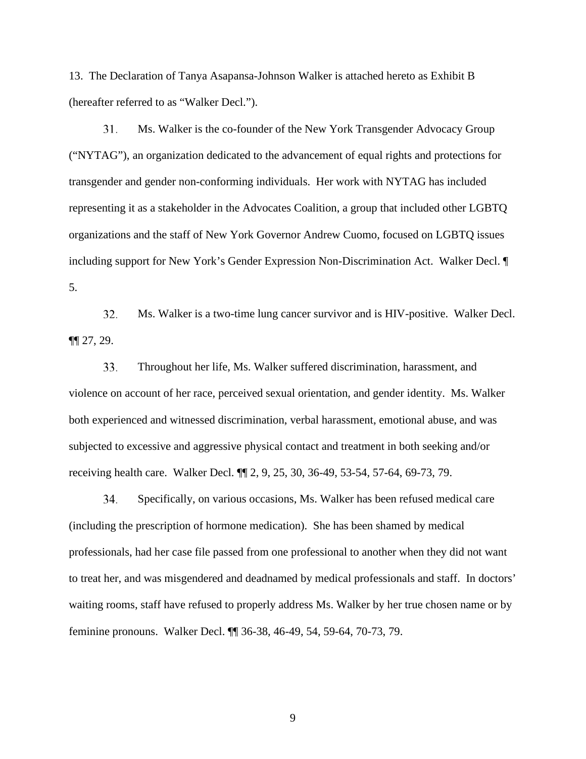13. The Declaration of Tanya Asapansa-Johnson Walker is attached hereto as Exhibit B (hereafter referred to as "Walker Decl.").

31. Ms. Walker is the co-founder of the New York Transgender Advocacy Group ("NYTAG"), an organization dedicated to the advancement of equal rights and protections for transgender and gender non-conforming individuals. Her work with NYTAG has included representing it as a stakeholder in the Advocates Coalition, a group that included other LGBTQ organizations and the staff of New York Governor Andrew Cuomo, focused on LGBTQ issues including support for New York's Gender Expression Non-Discrimination Act. Walker Decl. ¶ 5.

32. Ms. Walker is a two-time lung cancer survivor and is HIV-positive. Walker Decl. ¶¶ 27, 29.

33. Throughout her life, Ms. Walker suffered discrimination, harassment, and violence on account of her race, perceived sexual orientation, and gender identity. Ms. Walker both experienced and witnessed discrimination, verbal harassment, emotional abuse, and was subjected to excessive and aggressive physical contact and treatment in both seeking and/or receiving health care. Walker Decl. ¶¶ 2, 9, 25, 30, 36-49, 53-54, 57-64, 69-73, 79.

34. Specifically, on various occasions, Ms. Walker has been refused medical care (including the prescription of hormone medication). She has been shamed by medical professionals, had her case file passed from one professional to another when they did not want to treat her, and was misgendered and deadnamed by medical professionals and staff. In doctors' waiting rooms, staff have refused to properly address Ms. Walker by her true chosen name or by feminine pronouns. Walker Decl. ¶¶ 36-38, 46-49, 54, 59-64, 70-73, 79.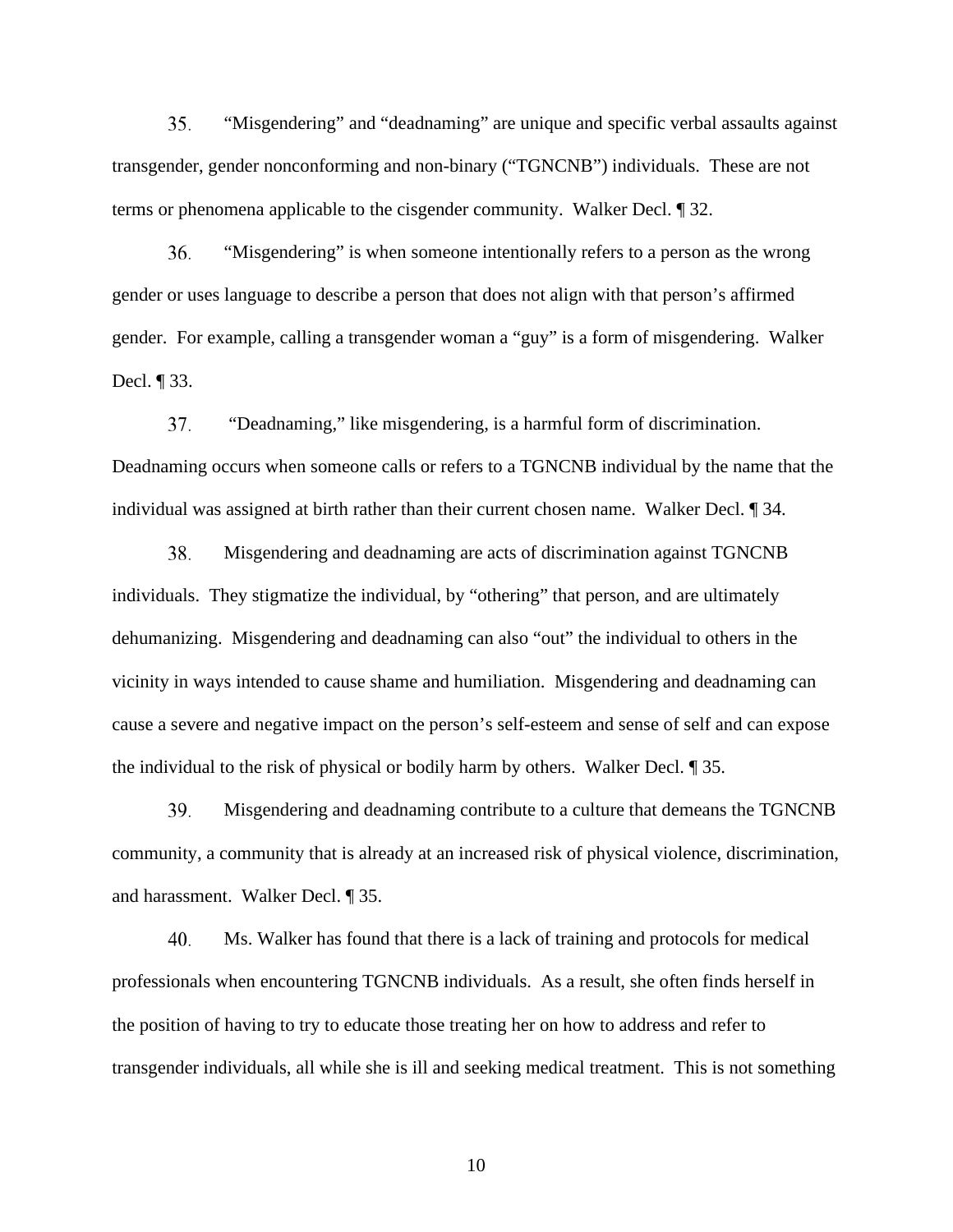35. "Misgendering" and "deadnaming" are unique and specific verbal assaults against transgender, gender nonconforming and non-binary ("TGNCNB") individuals. These are not terms or phenomena applicable to the cisgender community. Walker Decl. ¶ 32.

36. "Misgendering" is when someone intentionally refers to a person as the wrong gender or uses language to describe a person that does not align with that person's affirmed gender. For example, calling a transgender woman a "guy" is a form of misgendering. Walker Decl. ¶ 33.

37. "Deadnaming," like misgendering, is a harmful form of discrimination. Deadnaming occurs when someone calls or refers to a TGNCNB individual by the name that the individual was assigned at birth rather than their current chosen name. Walker Decl. ¶ 34.

38. Misgendering and deadnaming are acts of discrimination against TGNCNB individuals. They stigmatize the individual, by "othering" that person, and are ultimately dehumanizing. Misgendering and deadnaming can also "out" the individual to others in the vicinity in ways intended to cause shame and humiliation. Misgendering and deadnaming can cause a severe and negative impact on the person's self-esteem and sense of self and can expose the individual to the risk of physical or bodily harm by others. Walker Decl. ¶ 35.

39. Misgendering and deadnaming contribute to a culture that demeans the TGNCNB community, a community that is already at an increased risk of physical violence, discrimination, and harassment. Walker Decl. ¶ 35.

40. Ms. Walker has found that there is a lack of training and protocols for medical professionals when encountering TGNCNB individuals. As a result, she often finds herself in the position of having to try to educate those treating her on how to address and refer to transgender individuals, all while she is ill and seeking medical treatment. This is not something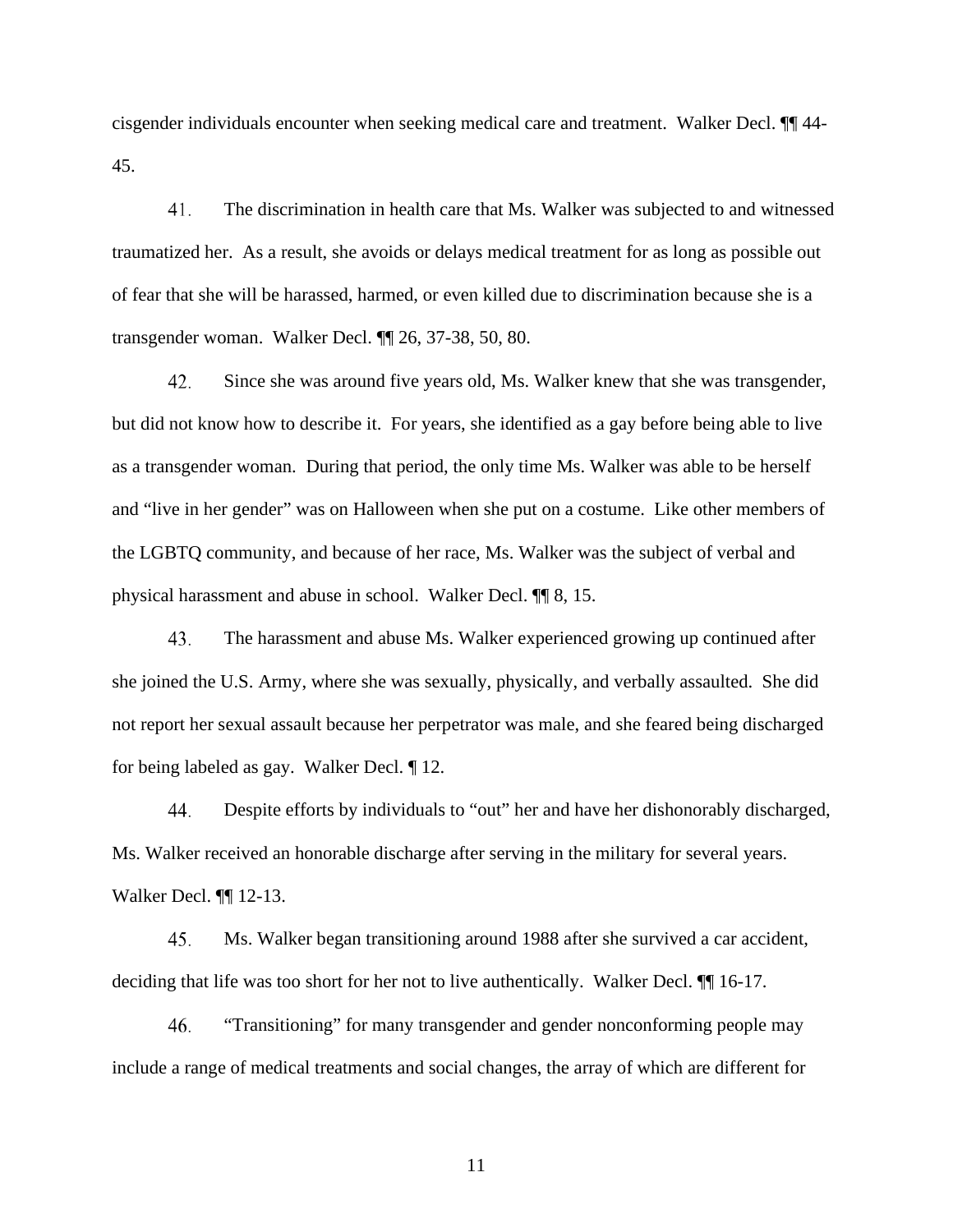cisgender individuals encounter when seeking medical care and treatment. Walker Decl. ¶¶ 44-45.

41. The discrimination in health care that Ms. Walker was subjected to and witnessed traumatized her. As a result, she avoids or delays medical treatment for as long as possible out of fear that she will be harassed, harmed, or even killed due to discrimination because she is a transgender woman. Walker Decl. ¶¶ 26, 37-38, 50, 80.

42. Since she was around five years old, Ms. Walker knew that she was transgender, but did not know how to describe it. For years, she identified as a gay before being able to live as a transgender woman. During that period, the only time Ms. Walker was able to be herself and "live in her gender" was on Halloween when she put on a costume. Like other members of the LGBTQ community, and because of her race, Ms. Walker was the subject of verbal and physical harassment and abuse in school. Walker Decl. ¶¶ 8, 15.

43. The harassment and abuse Ms. Walker experienced growing up continued after she joined the U.S. Army, where she was sexually, physically, and verbally assaulted. She did not report her sexual assault because her perpetrator was male, and she feared being discharged for being labeled as gay. Walker Decl. ¶ 12.

44. Despite efforts by individuals to "out" her and have her dishonorably discharged, Ms. Walker received an honorable discharge after serving in the military for several years. Walker Decl. ¶¶ 12-13.

45. Ms. Walker began transitioning around 1988 after she survived a car accident, deciding that life was too short for her not to live authentically. Walker Decl. ¶¶ 16-17.

46. "Transitioning" for many transgender and gender nonconforming people may include a range of medical treatments and social changes, the array of which are different for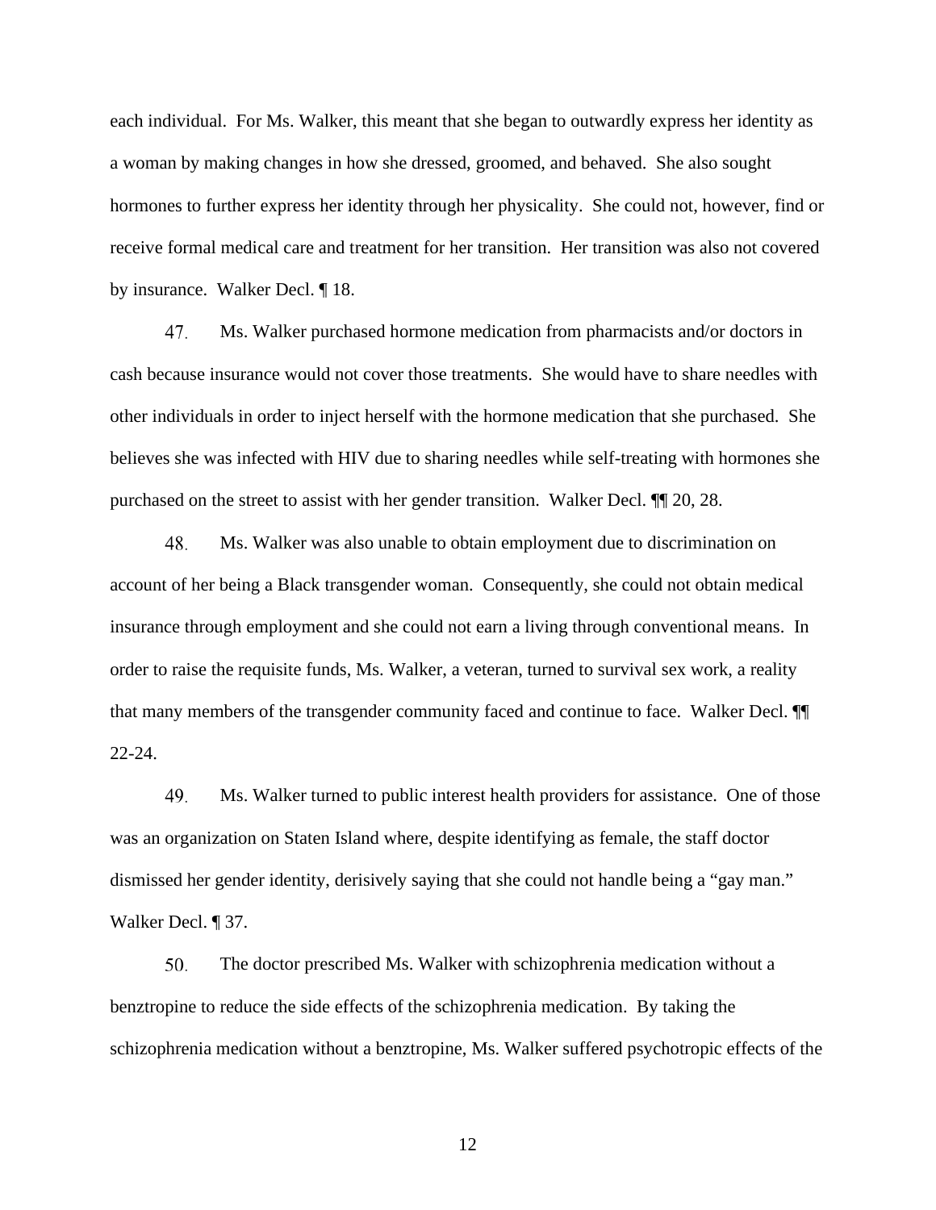each individual. For Ms. Walker, this meant that she began to outwardly express her identity as a woman by making changes in how she dressed, groomed, and behaved. She also sought hormones to further express her identity through her physicality. She could not, however, find or receive formal medical care and treatment for her transition. Her transition was also not covered by insurance. Walker Decl. ¶ 18.

47. Ms. Walker purchased hormone medication from pharmacists and/or doctors in cash because insurance would not cover those treatments. She would have to share needles with other individuals in order to inject herself with the hormone medication that she purchased. She believes she was infected with HIV due to sharing needles while self-treating with hormones she purchased on the street to assist with her gender transition. Walker Decl. ¶¶ 20, 28.

48. Ms. Walker was also unable to obtain employment due to discrimination on account of her being a Black transgender woman. Consequently, she could not obtain medical insurance through employment and she could not earn a living through conventional means. In order to raise the requisite funds, Ms. Walker, a veteran, turned to survival sex work, a reality that many members of the transgender community faced and continue to face. Walker Decl. ¶¶ 22-24.

49. Ms. Walker turned to public interest health providers for assistance. One of those was an organization on Staten Island where, despite identifying as female, the staff doctor dismissed her gender identity, derisively saying that she could not handle being a "gay man." Walker Decl. ¶ 37.

50. The doctor prescribed Ms. Walker with schizophrenia medication without a benztropine to reduce the side effects of the schizophrenia medication. By taking the schizophrenia medication without a benztropine, Ms. Walker suffered psychotropic effects of the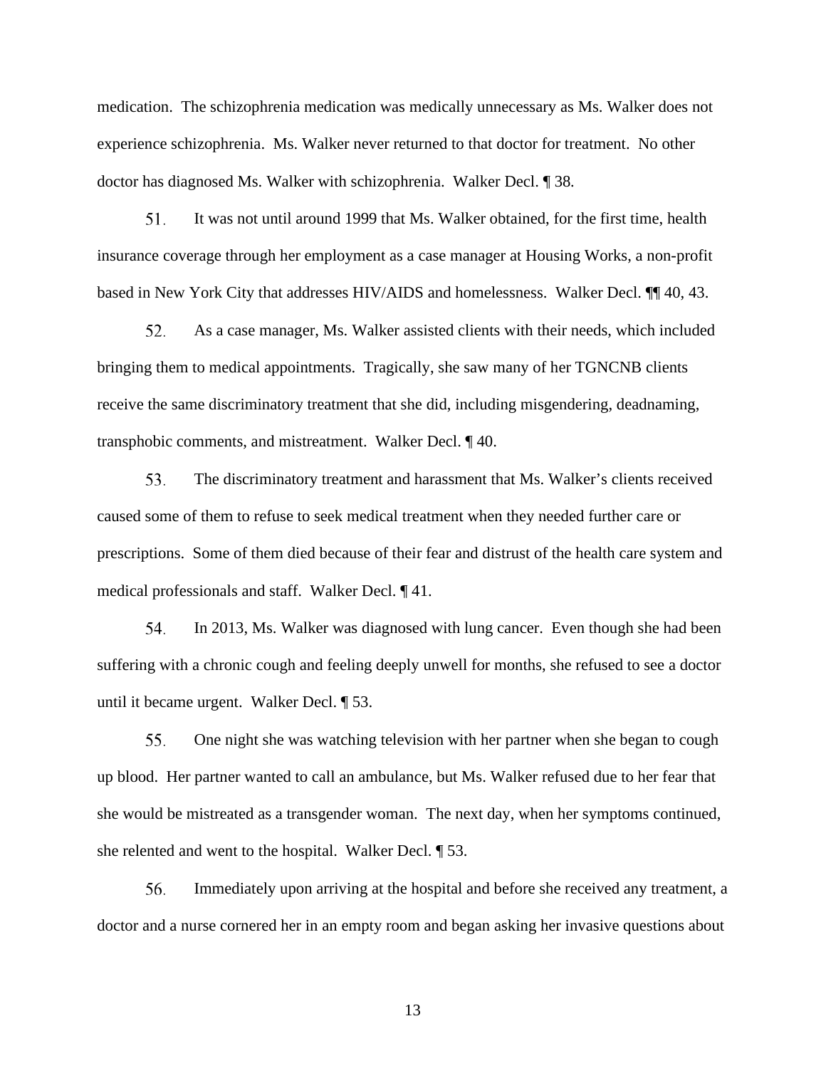medication. The schizophrenia medication was medically unnecessary as Ms. Walker does not experience schizophrenia. Ms. Walker never returned to that doctor for treatment. No other doctor has diagnosed Ms. Walker with schizophrenia. Walker Decl. ¶ 38.

51. It was not until around 1999 that Ms. Walker obtained, for the first time, health insurance coverage through her employment as a case manager at Housing Works, a non-profit based in New York City that addresses HIV/AIDS and homelessness. Walker Decl. ¶¶ 40, 43.

52. As a case manager, Ms. Walker assisted clients with their needs, which included bringing them to medical appointments. Tragically, she saw many of her TGNCNB clients receive the same discriminatory treatment that she did, including misgendering, deadnaming, transphobic comments, and mistreatment. Walker Decl. ¶ 40.

53. The discriminatory treatment and harassment that Ms. Walker's clients received caused some of them to refuse to seek medical treatment when they needed further care or prescriptions. Some of them died because of their fear and distrust of the health care system and medical professionals and staff. Walker Decl. ¶ 41.

54. In 2013, Ms. Walker was diagnosed with lung cancer. Even though she had been suffering with a chronic cough and feeling deeply unwell for months, she refused to see a doctor until it became urgent. Walker Decl. ¶ 53.

55. One night she was watching television with her partner when she began to cough up blood. Her partner wanted to call an ambulance, but Ms. Walker refused due to her fear that she would be mistreated as a transgender woman. The next day, when her symptoms continued, she relented and went to the hospital. Walker Decl. ¶ 53.

56. Immediately upon arriving at the hospital and before she received any treatment, a doctor and a nurse cornered her in an empty room and began asking her invasive questions about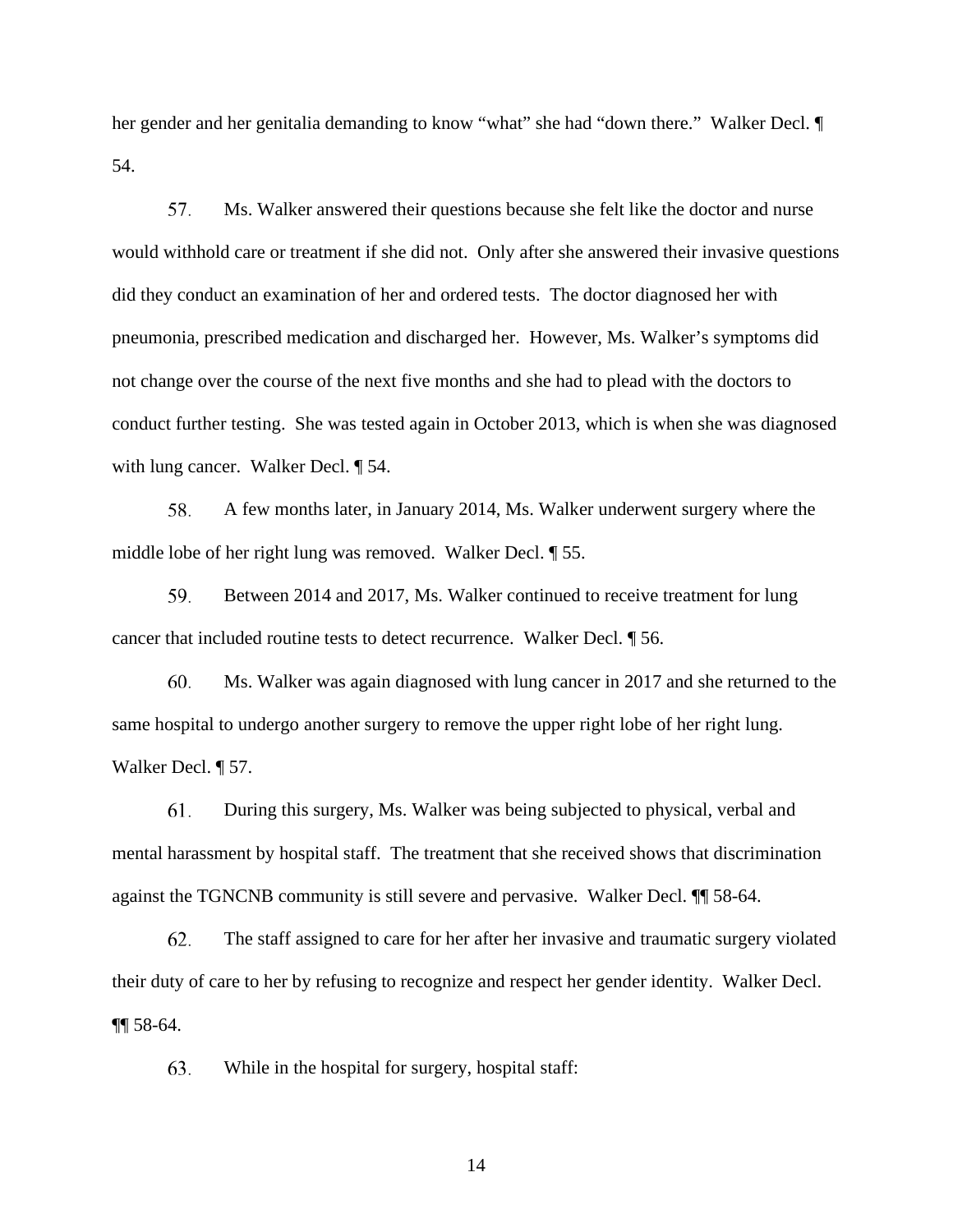her gender and her genitalia demanding to know "what" she had "down there." Walker Decl. ¶ 54.

57. Ms. Walker answered their questions because she felt like the doctor and nurse would withhold care or treatment if she did not. Only after she answered their invasive questions did they conduct an examination of her and ordered tests. The doctor diagnosed her with pneumonia, prescribed medication and discharged her. However, Ms. Walker's symptoms did not change over the course of the next five months and she had to plead with the doctors to conduct further testing. She was tested again in October 2013, which is when she was diagnosed with lung cancer. Walker Decl. ¶ 54.

58. A few months later, in January 2014, Ms. Walker underwent surgery where the middle lobe of her right lung was removed. Walker Decl. ¶ 55.

59. Between 2014 and 2017, Ms. Walker continued to receive treatment for lung cancer that included routine tests to detect recurrence. Walker Decl. ¶ 56.

60. Ms. Walker was again diagnosed with lung cancer in 2017 and she returned to the same hospital to undergo another surgery to remove the upper right lobe of her right lung. Walker Decl. ¶ 57.

61. During this surgery, Ms. Walker was being subjected to physical, verbal and mental harassment by hospital staff. The treatment that she received shows that discrimination against the TGNCNB community is still severe and pervasive. Walker Decl. ¶¶ 58-64.

62. The staff assigned to care for her after her invasive and traumatic surgery violated their duty of care to her by refusing to recognize and respect her gender identity. Walker Decl. ¶¶ 58-64.

63. While in the hospital for surgery, hospital staff: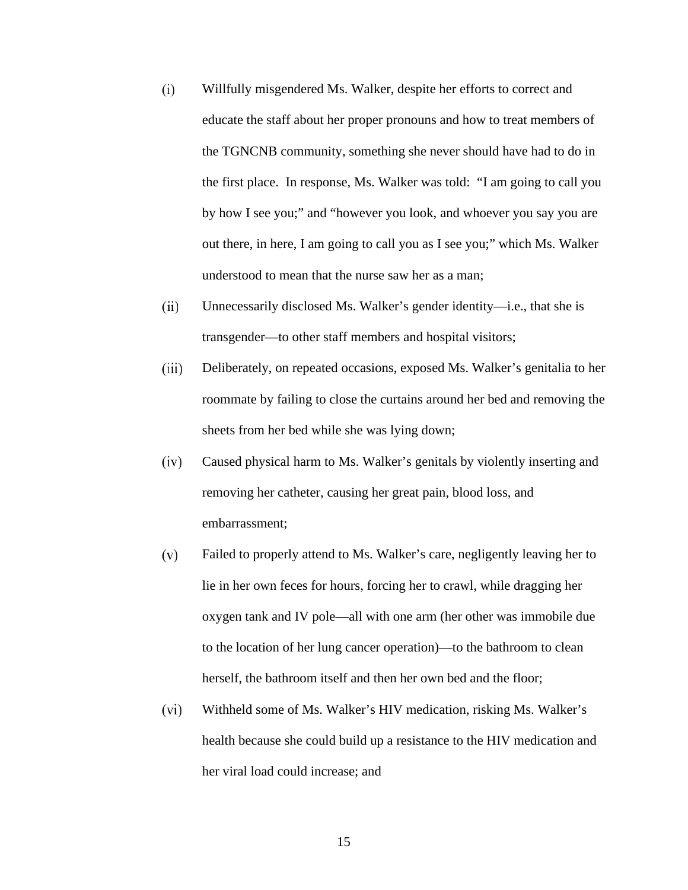(i) Willfully misgendered Ms. Walker, despite her efforts to correct and educate the staff about her proper pronouns and how to treat members of the TGNCNB community, something she never should have had to do in the first place. In response, Ms. Walker was told: "I am going to call you by how I see you;" and "however you look, and whoever you say you are out there, in here, I am going to call you as I see you;" which Ms. Walker understood to mean that the nurse saw her as a man;

(ii) Unnecessarily disclosed Ms. Walker's gender identity—i.e., that she is transgender—to other staff members and hospital visitors;

(iii) Deliberately, on repeated occasions, exposed Ms. Walker's genitalia to her roommate by failing to close the curtains around her bed and removing the sheets from her bed while she was lying down;

(iv) Caused physical harm to Ms. Walker's genitals by violently inserting and removing her catheter, causing her great pain, blood loss, and embarrassment;

(v) Failed to properly attend to Ms. Walker's care, negligently leaving her to lie in her own feces for hours, forcing her to crawl, while dragging her oxygen tank and IV pole—all with one arm (her other was immobile due to the location of her lung cancer operation)—to the bathroom to clean herself, the bathroom itself and then her own bed and the floor;

(vi) Withheld some of Ms. Walker's HIV medication, risking Ms. Walker's health because she could build up a resistance to the HIV medication and her viral load could increase; and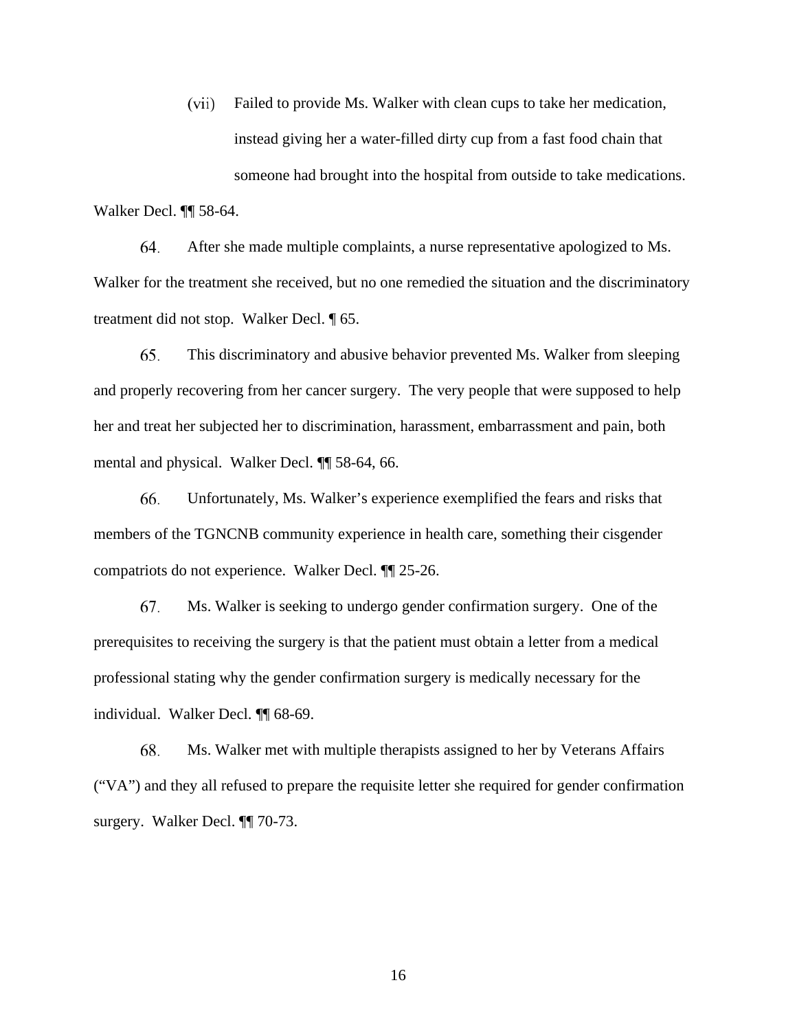(vii) Failed to provide Ms. Walker with clean cups to take her medication, instead giving her a water-filled dirty cup from a fast food chain that someone had brought into the hospital from outside to take medications.

Walker Decl. ¶¶ 58-64.

64. After she made multiple complaints, a nurse representative apologized to Ms. Walker for the treatment she received, but no one remedied the situation and the discriminatory treatment did not stop. Walker Decl. ¶ 65.

65. This discriminatory and abusive behavior prevented Ms. Walker from sleeping and properly recovering from her cancer surgery. The very people that were supposed to help her and treat her subjected her to discrimination, harassment, embarrassment and pain, both mental and physical. Walker Decl. ¶¶ 58-64, 66.

66. Unfortunately, Ms. Walker's experience exemplified the fears and risks that members of the TGNCNB community experience in health care, something their cisgender compatriots do not experience. Walker Decl. ¶¶ 25-26.

67. Ms. Walker is seeking to undergo gender confirmation surgery. One of the prerequisites to receiving the surgery is that the patient must obtain a letter from a medical professional stating why the gender confirmation surgery is medically necessary for the individual. Walker Decl. ¶¶ 68-69.

68. Ms. Walker met with multiple therapists assigned to her by Veterans Affairs ("VA") and they all refused to prepare the requisite letter she required for gender confirmation surgery. Walker Decl. ¶¶ 70-73.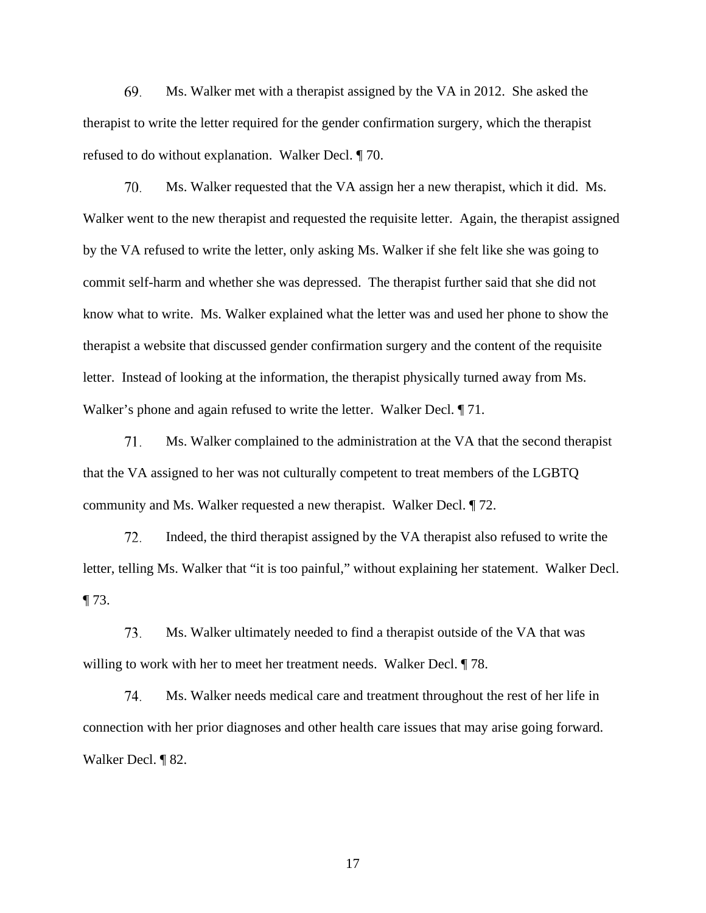69. Ms. Walker met with a therapist assigned by the VA in 2012. She asked the therapist to write the letter required for the gender confirmation surgery, which the therapist refused to do without explanation. Walker Decl. ¶ 70.

70. Ms. Walker requested that the VA assign her a new therapist, which it did. Ms. Walker went to the new therapist and requested the requisite letter. Again, the therapist assigned by the VA refused to write the letter, only asking Ms. Walker if she felt like she was going to commit self-harm and whether she was depressed. The therapist further said that she did not know what to write. Ms. Walker explained what the letter was and used her phone to show the therapist a website that discussed gender confirmation surgery and the content of the requisite letter. Instead of looking at the information, the therapist physically turned away from Ms. Walker's phone and again refused to write the letter. Walker Decl. ¶ 71.

71. Ms. Walker complained to the administration at the VA that the second therapist that the VA assigned to her was not culturally competent to treat members of the LGBTQ community and Ms. Walker requested a new therapist. Walker Decl. ¶ 72.

72. Indeed, the third therapist assigned by the VA therapist also refused to write the letter, telling Ms. Walker that "it is too painful," without explaining her statement. Walker Decl. ¶ 73.

73. Ms. Walker ultimately needed to find a therapist outside of the VA that was willing to work with her to meet her treatment needs. Walker Decl. ¶ 78.

74. Ms. Walker needs medical care and treatment throughout the rest of her life in connection with her prior diagnoses and other health care issues that may arise going forward. Walker Decl. ¶ 82.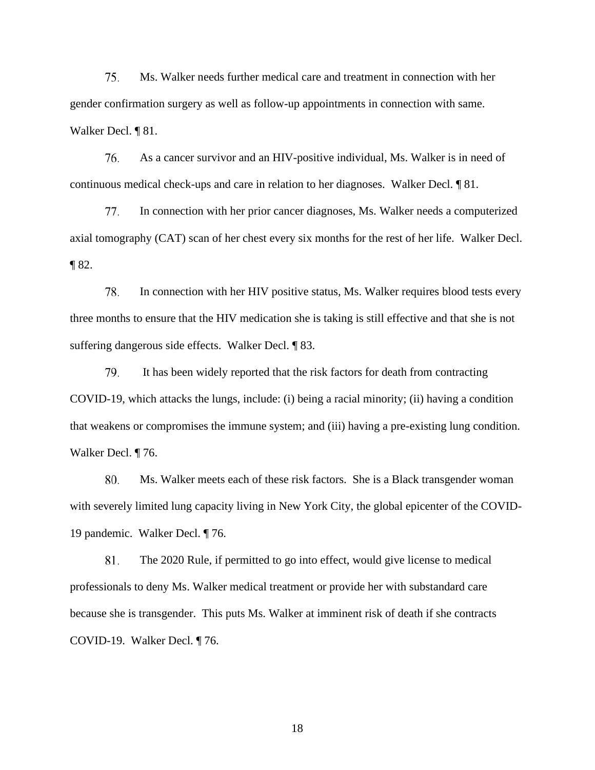75. Ms. Walker needs further medical care and treatment in connection with her gender confirmation surgery as well as follow-up appointments in connection with same. Walker Decl. ¶ 81.

76. As a cancer survivor and an HIV-positive individual, Ms. Walker is in need of continuous medical check-ups and care in relation to her diagnoses. Walker Decl. ¶ 81.

77. In connection with her prior cancer diagnoses, Ms. Walker needs a computerized axial tomography (CAT) scan of her chest every six months for the rest of her life. Walker Decl. ¶ 82.

78. In connection with her HIV positive status, Ms. Walker requires blood tests every three months to ensure that the HIV medication she is taking is still effective and that she is not suffering dangerous side effects. Walker Decl. ¶ 83.

79. It has been widely reported that the risk factors for death from contracting COVID-19, which attacks the lungs, include: (i) being a racial minority; (ii) having a condition that weakens or compromises the immune system; and (iii) having a pre-existing lung condition. Walker Decl. ¶ 76.

80. Ms. Walker meets each of these risk factors. She is a Black transgender woman with severely limited lung capacity living in New York City, the global epicenter of the COVID-19 pandemic. Walker Decl. ¶ 76.

81. The 2020 Rule, if permitted to go into effect, would give license to medical professionals to deny Ms. Walker medical treatment or provide her with substandard care because she is transgender. This puts Ms. Walker at imminent risk of death if she contracts COVID-19. Walker Decl. ¶ 76.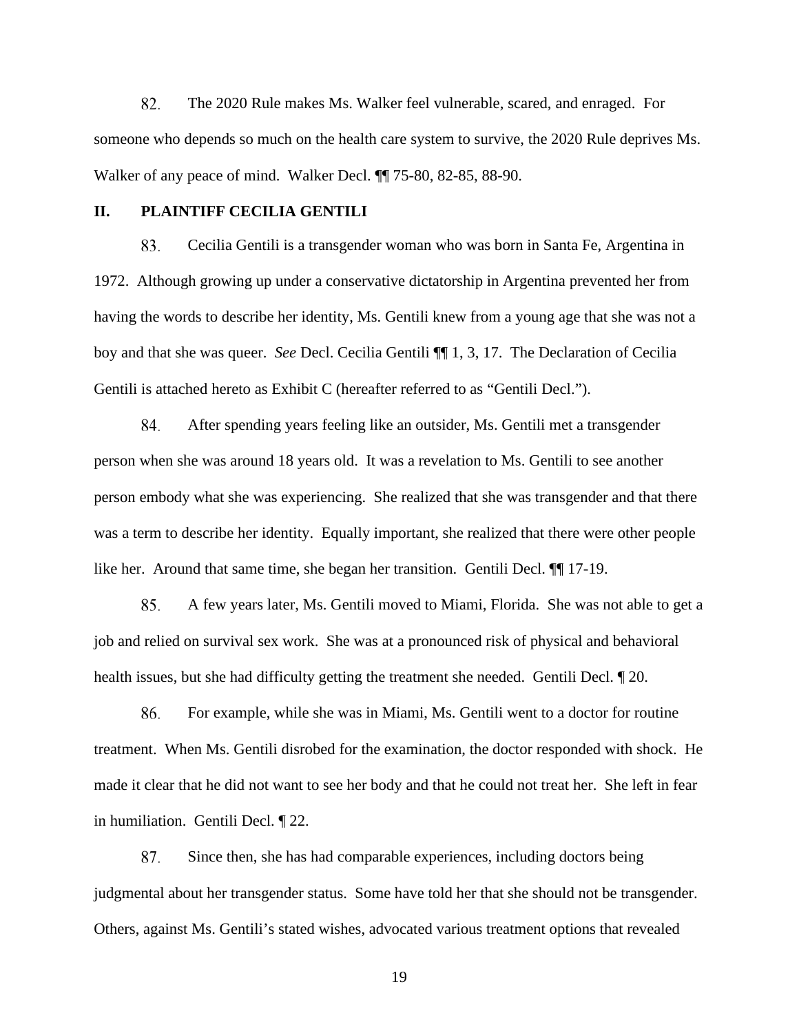82. The 2020 Rule makes Ms. Walker feel vulnerable, scared, and enraged. For someone who depends so much on the health care system to survive, the 2020 Rule deprives Ms. Walker of any peace of mind. Walker Decl. ¶¶ 75-80, 82-85, 88-90.

## II. PLAINTIFF CECILIA GENTILI

83. Cecilia Gentili is a transgender woman who was born in Santa Fe, Argentina in 1972. Although growing up under a conservative dictatorship in Argentina prevented her from having the words to describe her identity, Ms. Gentili knew from a young age that she was not a boy and that she was queer. *See* Decl. Cecilia Gentili ¶¶ 1, 3, 17. The Declaration of Cecilia Gentili is attached hereto as Exhibit C (hereafter referred to as "Gentili Decl.").

84. After spending years feeling like an outsider, Ms. Gentili met a transgender person when she was around 18 years old. It was a revelation to Ms. Gentili to see another person embody what she was experiencing. She realized that she was transgender and that there was a term to describe her identity. Equally important, she realized that there were other people like her. Around that same time, she began her transition. Gentili Decl. ¶¶ 17-19.

85. A few years later, Ms. Gentili moved to Miami, Florida. She was not able to get a job and relied on survival sex work. She was at a pronounced risk of physical and behavioral health issues, but she had difficulty getting the treatment she needed. Gentili Decl. ¶ 20.

86. For example, while she was in Miami, Ms. Gentili went to a doctor for routine treatment. When Ms. Gentili disrobed for the examination, the doctor responded with shock. He made it clear that he did not want to see her body and that he could not treat her. She left in fear in humiliation. Gentili Decl. ¶ 22.

87. Since then, she has had comparable experiences, including doctors being judgmental about her transgender status. Some have told her that she should not be transgender. Others, against Ms. Gentili's stated wishes, advocated various treatment options that revealed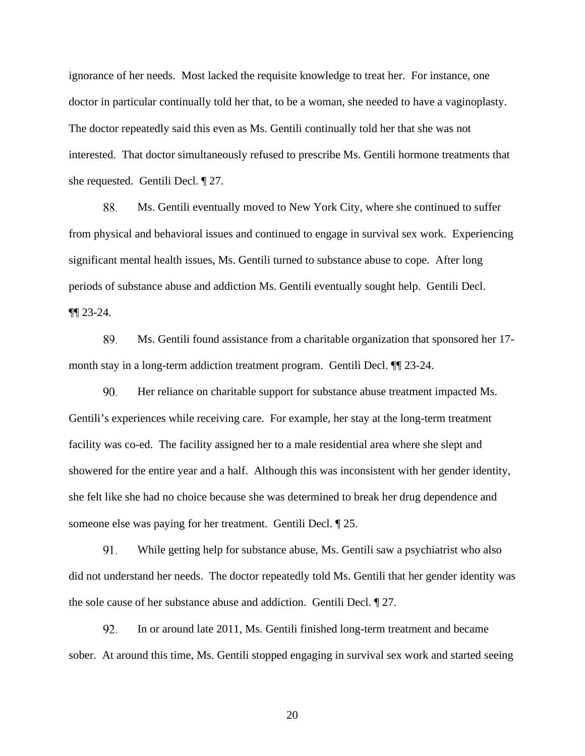ignorance of her needs. Most lacked the requisite knowledge to treat her. For instance, one doctor in particular continually told her that, to be a woman, she needed to have a vaginoplasty. The doctor repeatedly said this even as Ms. Gentili continually told her that she was not interested. That doctor simultaneously refused to prescribe Ms. Gentili hormone treatments that she requested. Gentili Decl. ¶ 27.

88. Ms. Gentili eventually moved to New York City, where she continued to suffer from physical and behavioral issues and continued to engage in survival sex work. Experiencing significant mental health issues, Ms. Gentili turned to substance abuse to cope. After long periods of substance abuse and addiction Ms. Gentili eventually sought help. Gentili Decl. ¶¶ 23-24.

89. Ms. Gentili found assistance from a charitable organization that sponsored her 17-month stay in a long-term addiction treatment program. Gentili Decl. ¶¶ 23-24.

90. Her reliance on charitable support for substance abuse treatment impacted Ms. Gentili's experiences while receiving care. For example, her stay at the long-term treatment facility was co-ed. The facility assigned her to a male residential area where she slept and showered for the entire year and a half. Although this was inconsistent with her gender identity, she felt like she had no choice because she was determined to break her drug dependence and someone else was paying for her treatment. Gentili Decl. ¶ 25.

91. While getting help for substance abuse, Ms. Gentili saw a psychiatrist who also did not understand her needs. The doctor repeatedly told Ms. Gentili that her gender identity was the sole cause of her substance abuse and addiction. Gentili Decl. ¶ 27.

92. In or around late 2011, Ms. Gentili finished long-term treatment and became sober. At around this time, Ms. Gentili stopped engaging in survival sex work and started seeing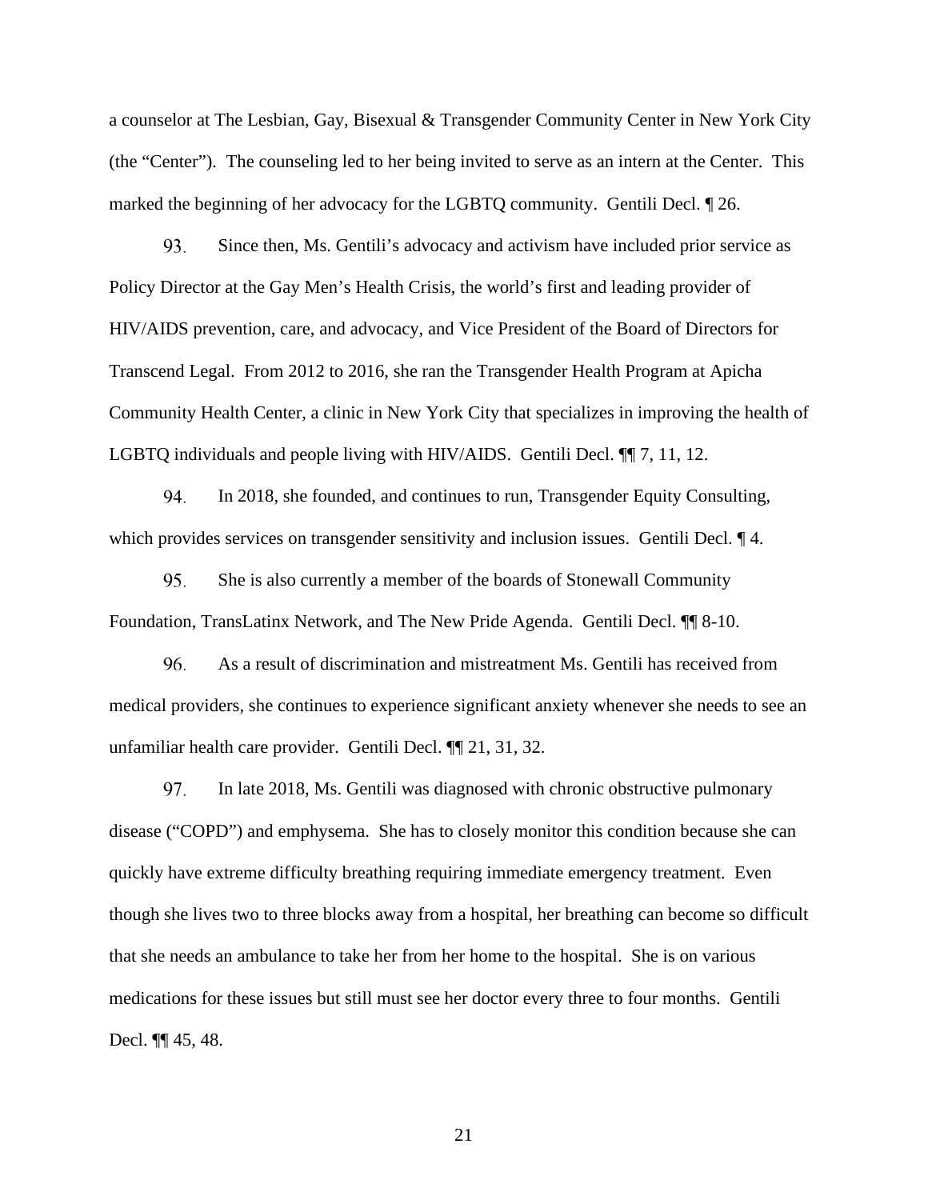a counselor at The Lesbian, Gay, Bisexual & Transgender Community Center in New York City (the "Center"). The counseling led to her being invited to serve as an intern at the Center. This marked the beginning of her advocacy for the LGBTQ community. Gentili Decl. ¶ 26.

93. Since then, Ms. Gentili's advocacy and activism have included prior service as Policy Director at the Gay Men's Health Crisis, the world's first and leading provider of HIV/AIDS prevention, care, and advocacy, and Vice President of the Board of Directors for Transcend Legal. From 2012 to 2016, she ran the Transgender Health Program at Apicha Community Health Center, a clinic in New York City that specializes in improving the health of LGBTQ individuals and people living with HIV/AIDS. Gentili Decl. ¶¶ 7, 11, 12.

94. In 2018, she founded, and continues to run, Transgender Equity Consulting, which provides services on transgender sensitivity and inclusion issues. Gentili Decl. ¶ 4.

95. She is also currently a member of the boards of Stonewall Community Foundation, TransLatinx Network, and The New Pride Agenda. Gentili Decl. ¶¶ 8-10.

96. As a result of discrimination and mistreatment Ms. Gentili has received from medical providers, she continues to experience significant anxiety whenever she needs to see an unfamiliar health care provider. Gentili Decl. ¶¶ 21, 31, 32.

97. In late 2018, Ms. Gentili was diagnosed with chronic obstructive pulmonary disease ("COPD") and emphysema. She has to closely monitor this condition because she can quickly have extreme difficulty breathing requiring immediate emergency treatment. Even though she lives two to three blocks away from a hospital, her breathing can become so difficult that she needs an ambulance to take her from her home to the hospital. She is on various medications for these issues but still must see her doctor every three to four months. Gentili Decl. ¶¶ 45, 48.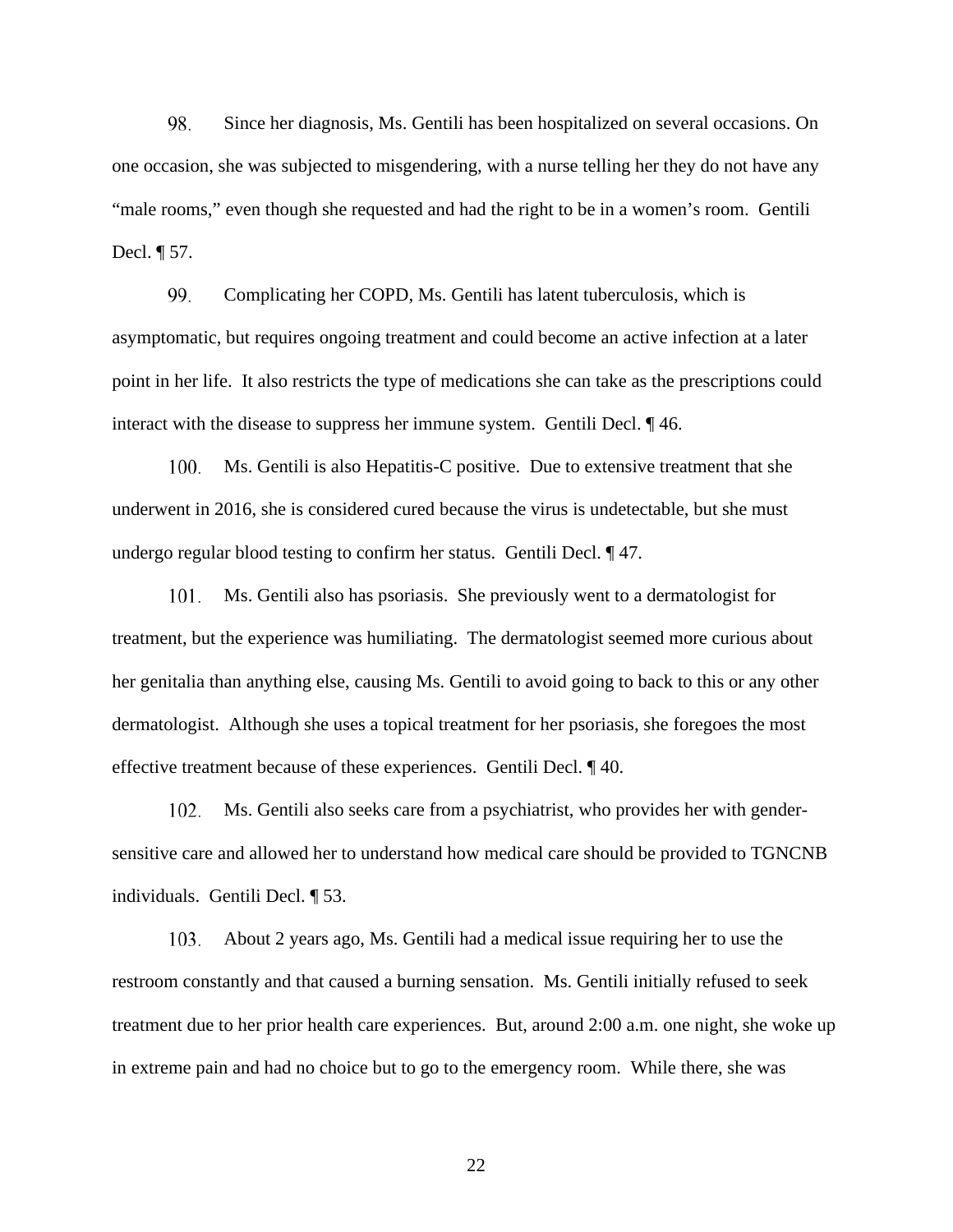98. Since her diagnosis, Ms. Gentili has been hospitalized on several occasions. On one occasion, she was subjected to misgendering, with a nurse telling her they do not have any "male rooms," even though she requested and had the right to be in a women's room. Gentili Decl. ¶ 57.

99. Complicating her COPD, Ms. Gentili has latent tuberculosis, which is asymptomatic, but requires ongoing treatment and could become an active infection at a later point in her life. It also restricts the type of medications she can take as the prescriptions could interact with the disease to suppress her immune system. Gentili Decl. ¶ 46.

100. Ms. Gentili is also Hepatitis-C positive. Due to extensive treatment that she underwent in 2016, she is considered cured because the virus is undetectable, but she must undergo regular blood testing to confirm her status. Gentili Decl. ¶ 47.

101. Ms. Gentili also has psoriasis. She previously went to a dermatologist for treatment, but the experience was humiliating. The dermatologist seemed more curious about her genitalia than anything else, causing Ms. Gentili to avoid going to back to this or any other dermatologist. Although she uses a topical treatment for her psoriasis, she foregoes the most effective treatment because of these experiences. Gentili Decl. ¶ 40.

102. Ms. Gentili also seeks care from a psychiatrist, who provides her with gender-sensitive care and allowed her to understand how medical care should be provided to TGNCNB individuals. Gentili Decl. ¶ 53.

103. About 2 years ago, Ms. Gentili had a medical issue requiring her to use the restroom constantly and that caused a burning sensation. Ms. Gentili initially refused to seek treatment due to her prior health care experiences. But, around 2:00 a.m. one night, she woke up in extreme pain and had no choice but to go to the emergency room. While there, she was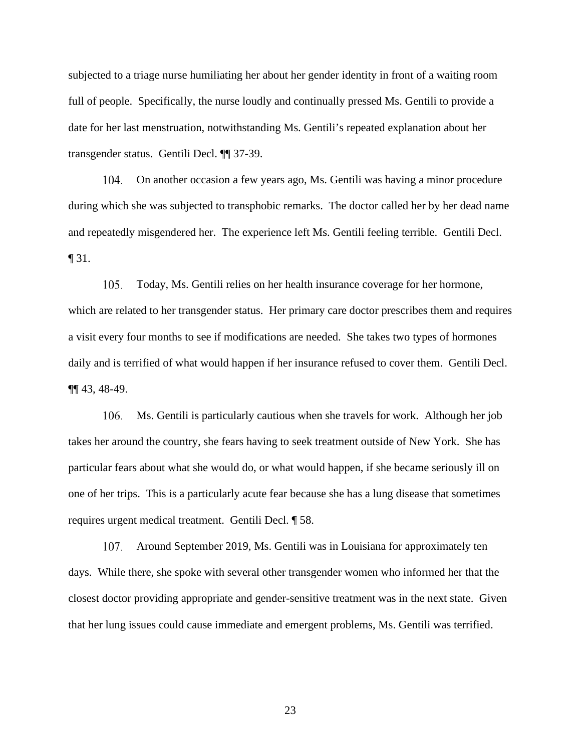subjected to a triage nurse humiliating her about her gender identity in front of a waiting room full of people. Specifically, the nurse loudly and continually pressed Ms. Gentili to provide a date for her last menstruation, notwithstanding Ms. Gentili's repeated explanation about her transgender status. Gentili Decl. ¶¶ 37-39.

104. On another occasion a few years ago, Ms. Gentili was having a minor procedure during which she was subjected to transphobic remarks. The doctor called her by her dead name and repeatedly misgendered her. The experience left Ms. Gentili feeling terrible. Gentili Decl. ¶ 31.

105. Today, Ms. Gentili relies on her health insurance coverage for her hormone, which are related to her transgender status. Her primary care doctor prescribes them and requires a visit every four months to see if modifications are needed. She takes two types of hormones daily and is terrified of what would happen if her insurance refused to cover them. Gentili Decl. ¶¶ 43, 48-49.

106. Ms. Gentili is particularly cautious when she travels for work. Although her job takes her around the country, she fears having to seek treatment outside of New York. She has particular fears about what she would do, or what would happen, if she became seriously ill on one of her trips. This is a particularly acute fear because she has a lung disease that sometimes requires urgent medical treatment. Gentili Decl. ¶ 58.

107. Around September 2019, Ms. Gentili was in Louisiana for approximately ten days. While there, she spoke with several other transgender women who informed her that the closest doctor providing appropriate and gender-sensitive treatment was in the next state. Given that her lung issues could cause immediate and emergent problems, Ms. Gentili was terrified.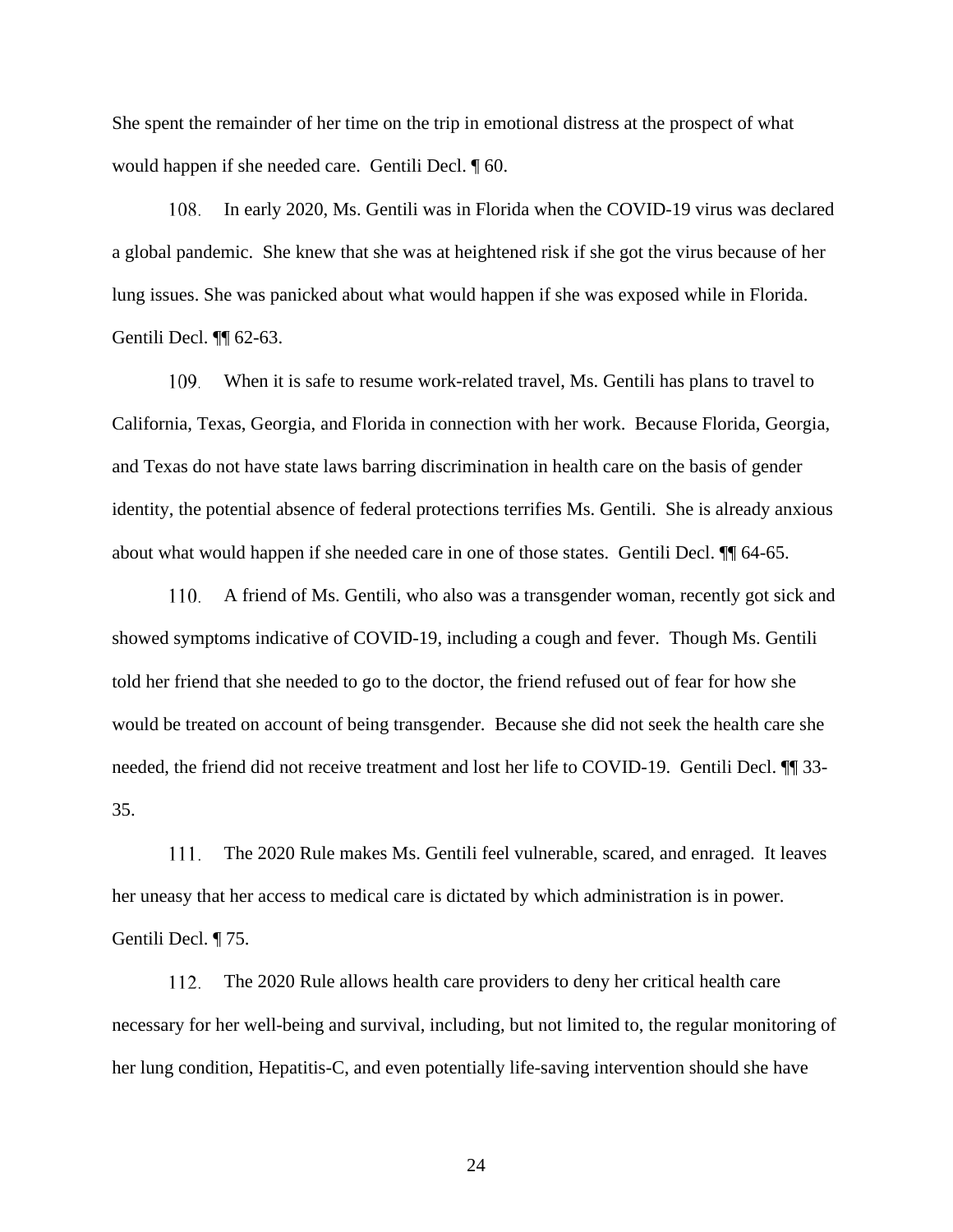She spent the remainder of her time on the trip in emotional distress at the prospect of what would happen if she needed care. Gentili Decl. ¶ 60.

108. In early 2020, Ms. Gentili was in Florida when the COVID-19 virus was declared a global pandemic. She knew that she was at heightened risk if she got the virus because of her lung issues. She was panicked about what would happen if she was exposed while in Florida. Gentili Decl. ¶¶ 62-63.

109. When it is safe to resume work-related travel, Ms. Gentili has plans to travel to California, Texas, Georgia, and Florida in connection with her work. Because Florida, Georgia, and Texas do not have state laws barring discrimination in health care on the basis of gender identity, the potential absence of federal protections terrifies Ms. Gentili. She is already anxious about what would happen if she needed care in one of those states. Gentili Decl. ¶¶ 64-65.

110. A friend of Ms. Gentili, who also was a transgender woman, recently got sick and showed symptoms indicative of COVID-19, including a cough and fever. Though Ms. Gentili told her friend that she needed to go to the doctor, the friend refused out of fear for how she would be treated on account of being transgender. Because she did not seek the health care she needed, the friend did not receive treatment and lost her life to COVID-19. Gentili Decl. ¶¶ 33-35.

111. The 2020 Rule makes Ms. Gentili feel vulnerable, scared, and enraged. It leaves her uneasy that her access to medical care is dictated by which administration is in power. Gentili Decl. ¶ 75.

112. The 2020 Rule allows health care providers to deny her critical health care necessary for her well-being and survival, including, but not limited to, the regular monitoring of her lung condition, Hepatitis-C, and even potentially life-saving intervention should she have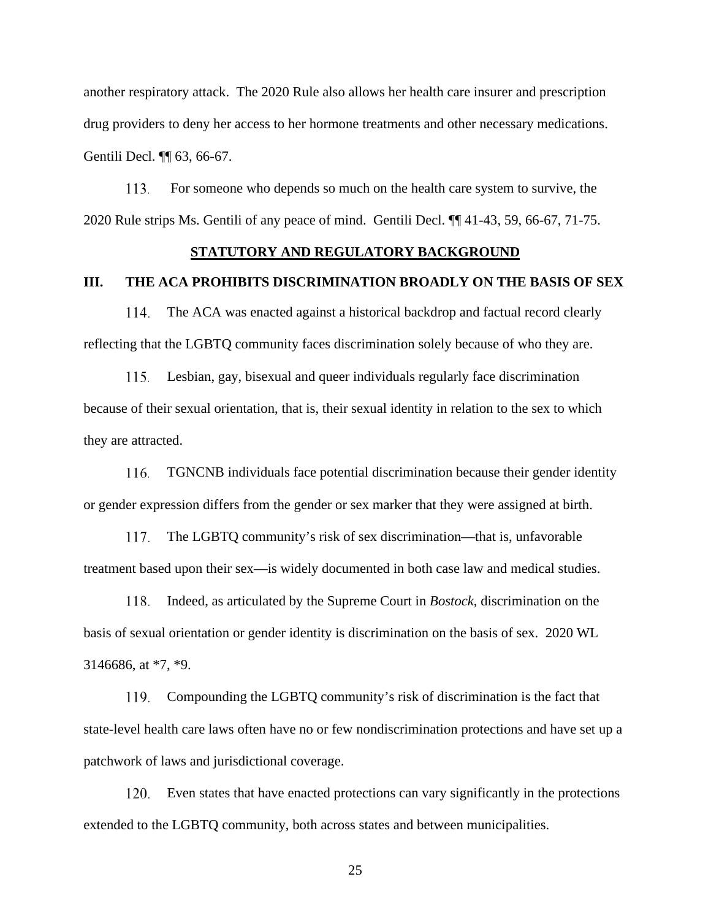another respiratory attack. The 2020 Rule also allows her health care insurer and prescription drug providers to deny her access to her hormone treatments and other necessary medications. Gentili Decl. ¶¶ 63, 66-67.

113. For someone who depends so much on the health care system to survive, the 2020 Rule strips Ms. Gentili of any peace of mind. Gentili Decl. ¶¶ 41-43, 59, 66-67, 71-75.

## STATUTORY AND REGULATORY BACKGROUND

### III. THE ACA PROHIBITS DISCRIMINATION BROADLY ON THE BASIS OF SEX

114. The ACA was enacted against a historical backdrop and factual record clearly reflecting that the LGBTQ community faces discrimination solely because of who they are.

115. Lesbian, gay, bisexual and queer individuals regularly face discrimination because of their sexual orientation, that is, their sexual identity in relation to the sex to which they are attracted.

116. TGNCNB individuals face potential discrimination because their gender identity or gender expression differs from the gender or sex marker that they were assigned at birth.

117. The LGBTQ community's risk of sex discrimination—that is, unfavorable treatment based upon their sex—is widely documented in both case law and medical studies.

118. Indeed, as articulated by the Supreme Court in *Bostock*, discrimination on the basis of sexual orientation or gender identity is discrimination on the basis of sex. 2020 WL 3146686, at *7, *9.

119. Compounding the LGBTQ community's risk of discrimination is the fact that state-level health care laws often have no or few nondiscrimination protections and have set up a patchwork of laws and jurisdictional coverage.

120. Even states that have enacted protections can vary significantly in the protections extended to the LGBTQ community, both across states and between municipalities.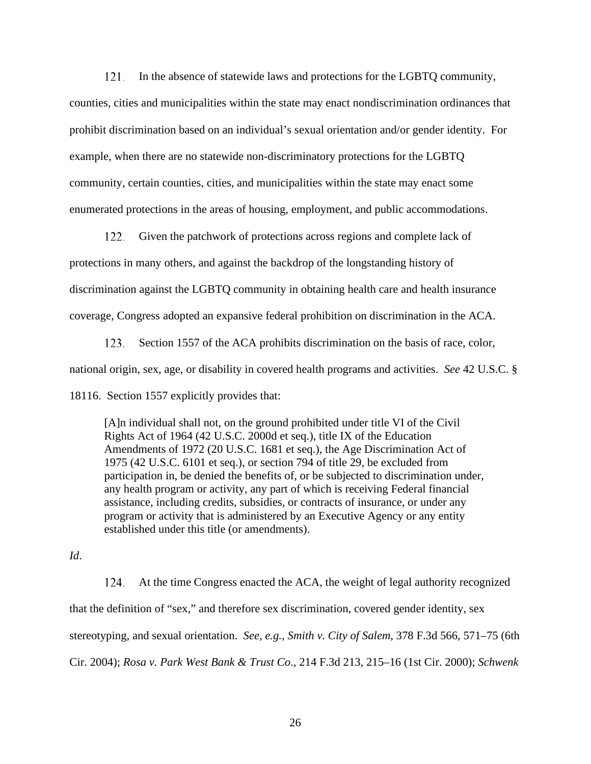121. In the absence of statewide laws and protections for the LGBTQ community, counties, cities and municipalities within the state may enact nondiscrimination ordinances that prohibit discrimination based on an individual's sexual orientation and/or gender identity. For example, when there are no statewide non-discriminatory protections for the LGBTQ community, certain counties, cities, and municipalities within the state may enact some enumerated protections in the areas of housing, employment, and public accommodations.

122. Given the patchwork of protections across regions and complete lack of protections in many others, and against the backdrop of the longstanding history of discrimination against the LGBTQ community in obtaining health care and health insurance coverage, Congress adopted an expansive federal prohibition on discrimination in the ACA.

123. Section 1557 of the ACA prohibits discrimination on the basis of race, color, national origin, sex, age, or disability in covered health programs and activities. *See* 42 U.S.C. § 18116. Section 1557 explicitly provides that:

> [A]n individual shall not, on the ground prohibited under title VI of the Civil Rights Act of 1964 (42 U.S.C. 2000d et seq.), title IX of the Education Amendments of 1972 (20 U.S.C. 1681 et seq.), the Age Discrimination Act of 1975 (42 U.S.C. 6101 et seq.), or section 794 of title 29, be excluded from participation in, be denied the benefits of, or be subjected to discrimination under, any health program or activity, any part of which is receiving Federal financial assistance, including credits, subsidies, or contracts of insurance, or under any program or activity that is administered by an Executive Agency or any entity established under this title (or amendments).

*Id.*

124. At the time Congress enacted the ACA, the weight of legal authority recognized that the definition of "sex," and therefore sex discrimination, covered gender identity, sex stereotyping, and sexual orientation. *See, e.g.*, *Smith v. City of Salem*, 378 F.3d 566, 571–75 (6th Cir. 2004); *Rosa v. Park West Bank & Trust Co*., 214 F.3d 213, 215–16 (1st Cir. 2000); *Schwenk*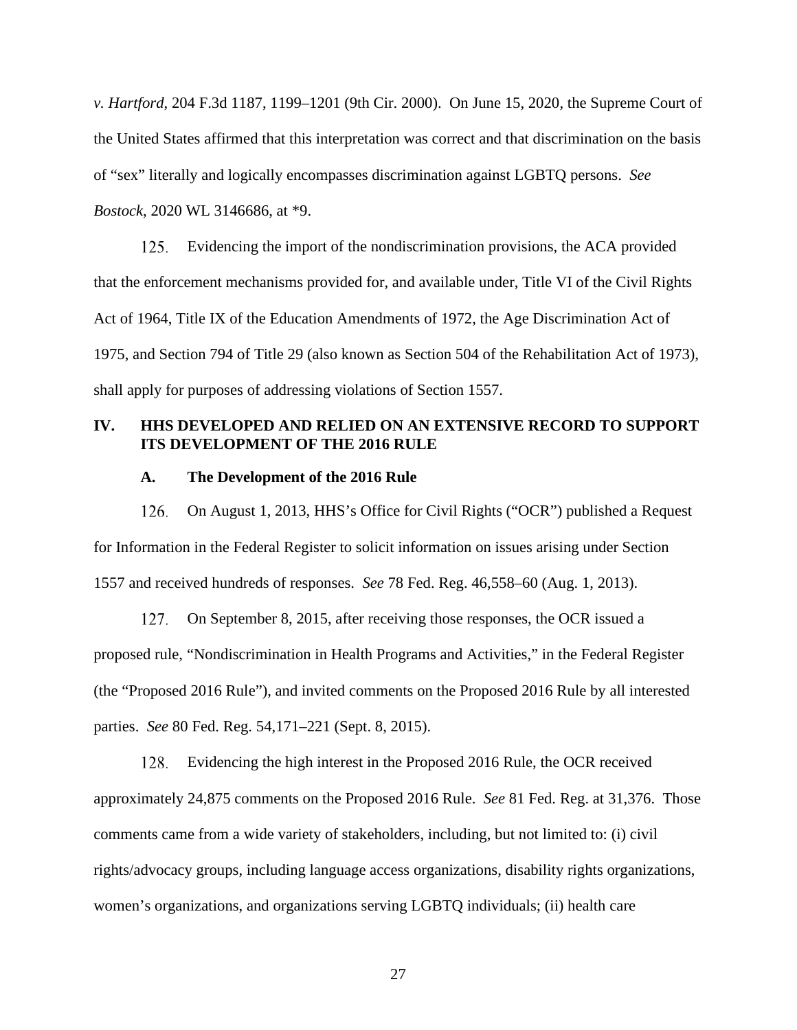*v. Hartford*, 204 F.3d 1187, 1199–1201 (9th Cir. 2000). On June 15, 2020, the Supreme Court of the United States affirmed that this interpretation was correct and that discrimination on the basis of "sex" literally and logically encompasses discrimination against LGBTQ persons. *See Bostock*, 2020 WL 3146686, at *9.

125. Evidencing the import of the nondiscrimination provisions, the ACA provided that the enforcement mechanisms provided for, and available under, Title VI of the Civil Rights Act of 1964, Title IX of the Education Amendments of 1972, the Age Discrimination Act of 1975, and Section 794 of Title 29 (also known as Section 504 of the Rehabilitation Act of 1973), shall apply for purposes of addressing violations of Section 1557.

## IV. HHS DEVELOPED AND RELIED ON AN EXTENSIVE RECORD TO SUPPORT ITS DEVELOPMENT OF THE 2016 RULE

### A. The Development of the 2016 Rule

126. On August 1, 2013, HHS's Office for Civil Rights ("OCR") published a Request for Information in the Federal Register to solicit information on issues arising under Section 1557 and received hundreds of responses. *See* 78 Fed. Reg. 46,558–60 (Aug. 1, 2013).

127. On September 8, 2015, after receiving those responses, the OCR issued a proposed rule, "Nondiscrimination in Health Programs and Activities," in the Federal Register (the "Proposed 2016 Rule"), and invited comments on the Proposed 2016 Rule by all interested parties. *See* 80 Fed. Reg. 54,171–221 (Sept. 8, 2015).

128. Evidencing the high interest in the Proposed 2016 Rule, the OCR received approximately 24,875 comments on the Proposed 2016 Rule. *See* 81 Fed. Reg. at 31,376. Those comments came from a wide variety of stakeholders, including, but not limited to: (i) civil rights/advocacy groups, including language access organizations, disability rights organizations, women's organizations, and organizations serving LGBTQ individuals; (ii) health care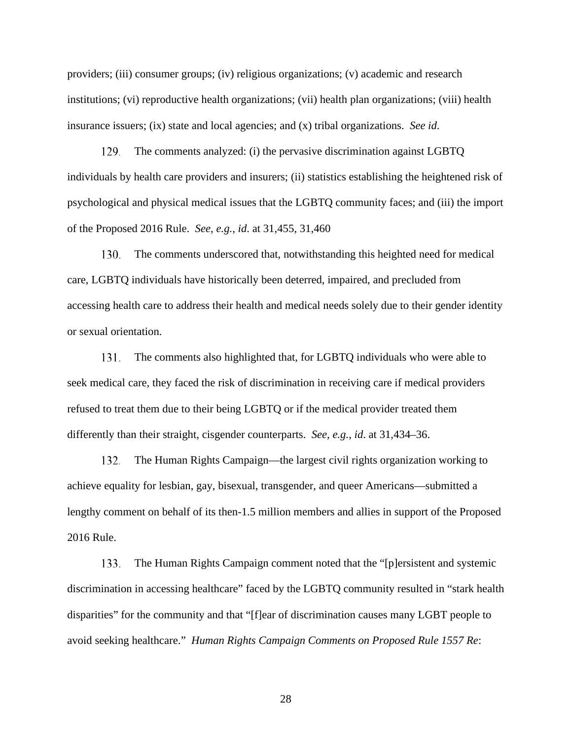providers; (iii) consumer groups; (iv) religious organizations; (v) academic and research institutions; (vi) reproductive health organizations; (vii) health plan organizations; (viii) health insurance issuers; (ix) state and local agencies; and (x) tribal organizations. *See id*.

129. The comments analyzed: (i) the pervasive discrimination against LGBTQ individuals by health care providers and insurers; (ii) statistics establishing the heightened risk of psychological and physical medical issues that the LGBTQ community faces; and (iii) the import of the Proposed 2016 Rule. *See, e.g.*, *id*. at 31,455, 31,460

130. The comments underscored that, notwithstanding this heighted need for medical care, LGBTQ individuals have historically been deterred, impaired, and precluded from accessing health care to address their health and medical needs solely due to their gender identity or sexual orientation.

131. The comments also highlighted that, for LGBTQ individuals who were able to seek medical care, they faced the risk of discrimination in receiving care if medical providers refused to treat them due to their being LGBTQ or if the medical provider treated them differently than their straight, cisgender counterparts. *See, e.g.*, *id*. at 31,434–36.

132. The Human Rights Campaign—the largest civil rights organization working to achieve equality for lesbian, gay, bisexual, transgender, and queer Americans—submitted a lengthy comment on behalf of its then-1.5 million members and allies in support of the Proposed 2016 Rule.

133. The Human Rights Campaign comment noted that the "[p]ersistent and systemic discrimination in accessing healthcare" faced by the LGBTQ community resulted in "stark health disparities" for the community and that "[f]ear of discrimination causes many LGBT people to avoid seeking healthcare." *Human Rights Campaign Comments on Proposed Rule 1557 Re*: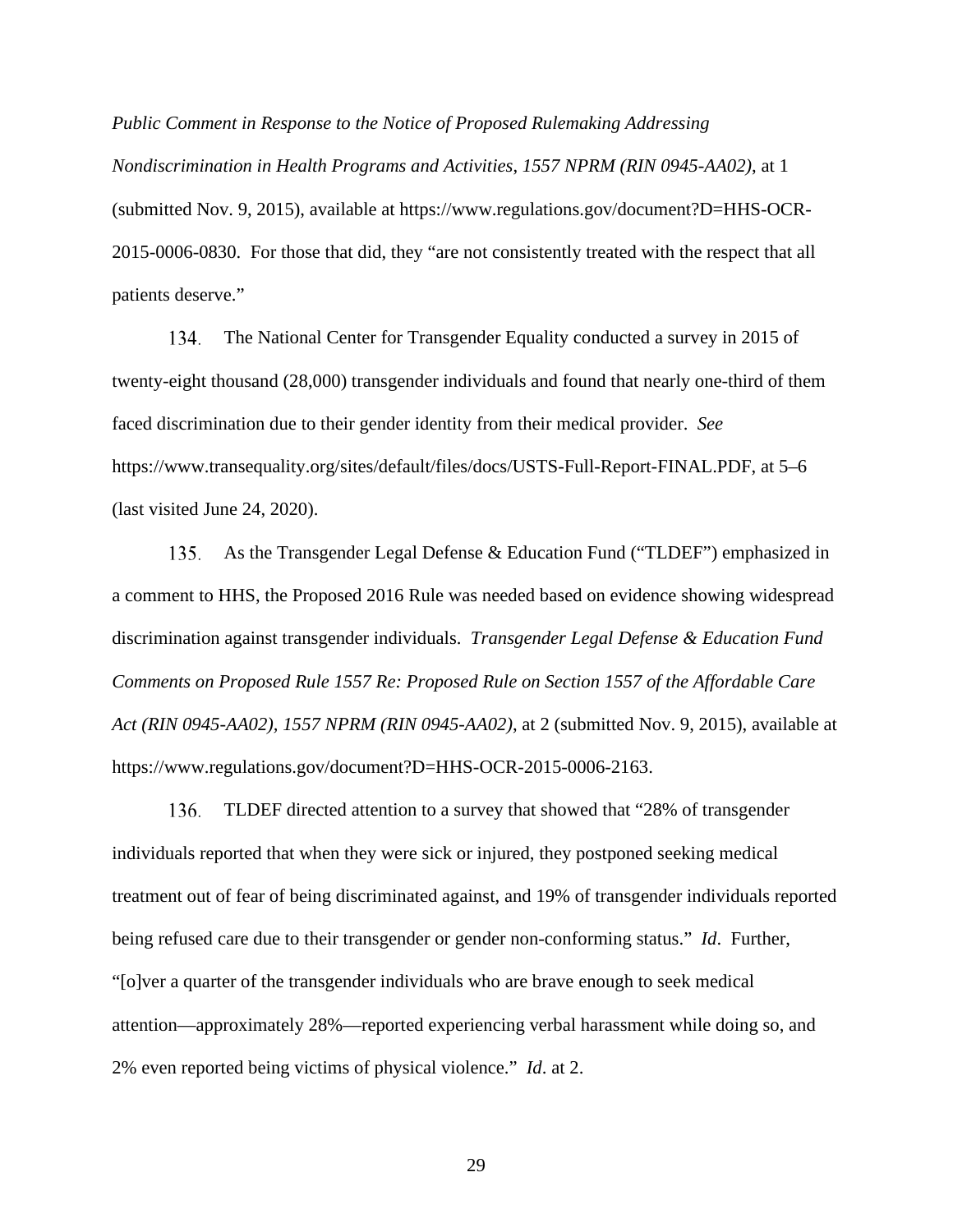*Public Comment in Response to the Notice of Proposed Rulemaking Addressing Nondiscrimination in Health Programs and Activities, 1557 NPRM (RIN 0945-AA02)*, at 1 (submitted Nov. 9, 2015), available at https://www.regulations.gov/document?D=HHS-OCR-2015-0006-0830. For those that did, they "are not consistently treated with the respect that all patients deserve."

134. The National Center for Transgender Equality conducted a survey in 2015 of twenty-eight thousand (28,000) transgender individuals and found that nearly one-third of them faced discrimination due to their gender identity from their medical provider. *See* https://www.transequality.org/sites/default/files/docs/USTS-Full-Report-FINAL.PDF, at 5–6 (last visited June 24, 2020).

135. As the Transgender Legal Defense & Education Fund ("TLDEF") emphasized in a comment to HHS, the Proposed 2016 Rule was needed based on evidence showing widespread discrimination against transgender individuals. *Transgender Legal Defense & Education Fund Comments on Proposed Rule 1557 Re: Proposed Rule on Section 1557 of the Affordable Care Act (RIN 0945-AA02), 1557 NPRM (RIN 0945-AA02)*, at 2 (submitted Nov. 9, 2015), available at https://www.regulations.gov/document?D=HHS-OCR-2015-0006-2163.

136. TLDEF directed attention to a survey that showed that "28% of transgender individuals reported that when they were sick or injured, they postponed seeking medical treatment out of fear of being discriminated against, and 19% of transgender individuals reported being refused care due to their transgender or gender non-conforming status." *Id*. Further, "[o]ver a quarter of the transgender individuals who are brave enough to seek medical attention—approximately 28%—reported experiencing verbal harassment while doing so, and 2% even reported being victims of physical violence." *Id*. at 2.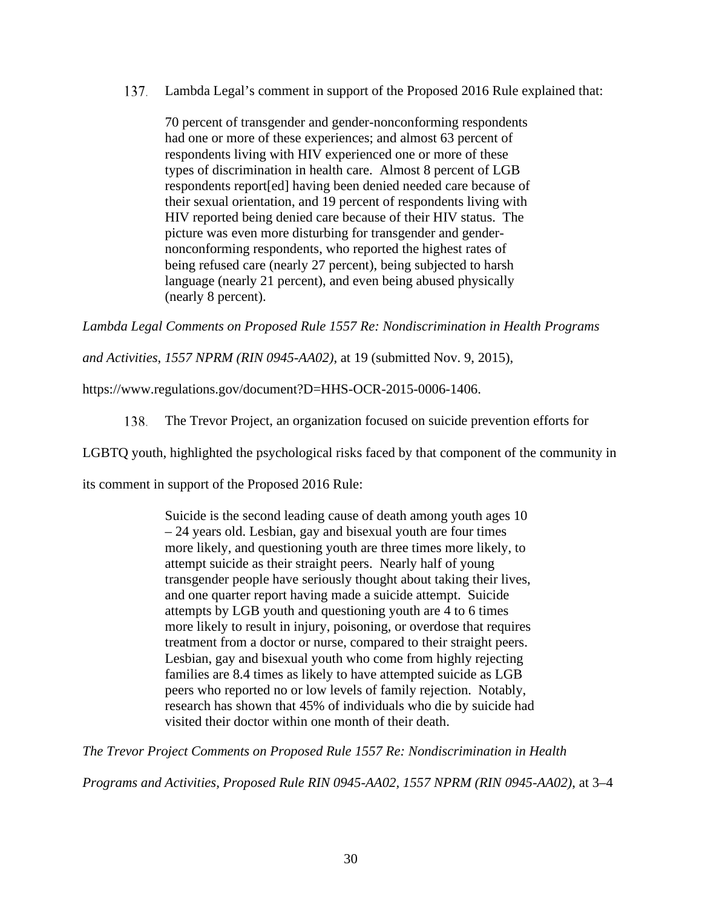137. Lambda Legal's comment in support of the Proposed 2016 Rule explained that:

> 70 percent of transgender and gender-nonconforming respondents had one or more of these experiences; and almost 63 percent of respondents living with HIV experienced one or more of these types of discrimination in health care. Almost 8 percent of LGB respondents report[ed] having been denied needed care because of their sexual orientation, and 19 percent of respondents living with HIV reported being denied care because of their HIV status. The picture was even more disturbing for transgender and gender-nonconforming respondents, who reported the highest rates of being refused care (nearly 27 percent), being subjected to harsh language (nearly 21 percent), and even being abused physically (nearly 8 percent).

*Lambda Legal Comments on Proposed Rule 1557 Re: Nondiscrimination in Health Programs and Activities*, *1557 NPRM (RIN 0945-AA02)*, at 19 (submitted Nov. 9, 2015), https://www.regulations.gov/document?D=HHS-OCR-2015-0006-1406.

138. The Trevor Project, an organization focused on suicide prevention efforts for LGBTQ youth, highlighted the psychological risks faced by that component of the community in its comment in support of the Proposed 2016 Rule:

> Suicide is the second leading cause of death among youth ages 10 – 24 years old. Lesbian, gay and bisexual youth are four times more likely, and questioning youth are three times more likely, to attempt suicide as their straight peers. Nearly half of young transgender people have seriously thought about taking their lives, and one quarter report having made a suicide attempt. Suicide attempts by LGB youth and questioning youth are 4 to 6 times more likely to result in injury, poisoning, or overdose that requires treatment from a doctor or nurse, compared to their straight peers. Lesbian, gay and bisexual youth who come from highly rejecting families are 8.4 times as likely to have attempted suicide as LGB peers who reported no or low levels of family rejection. Notably, research has shown that 45% of individuals who die by suicide had visited their doctor within one month of their death.

*The Trevor Project Comments on Proposed Rule 1557 Re: Nondiscrimination in Health Programs and Activities, Proposed Rule RIN 0945-AA02, 1557 NPRM (RIN 0945-AA02)*, at 3–4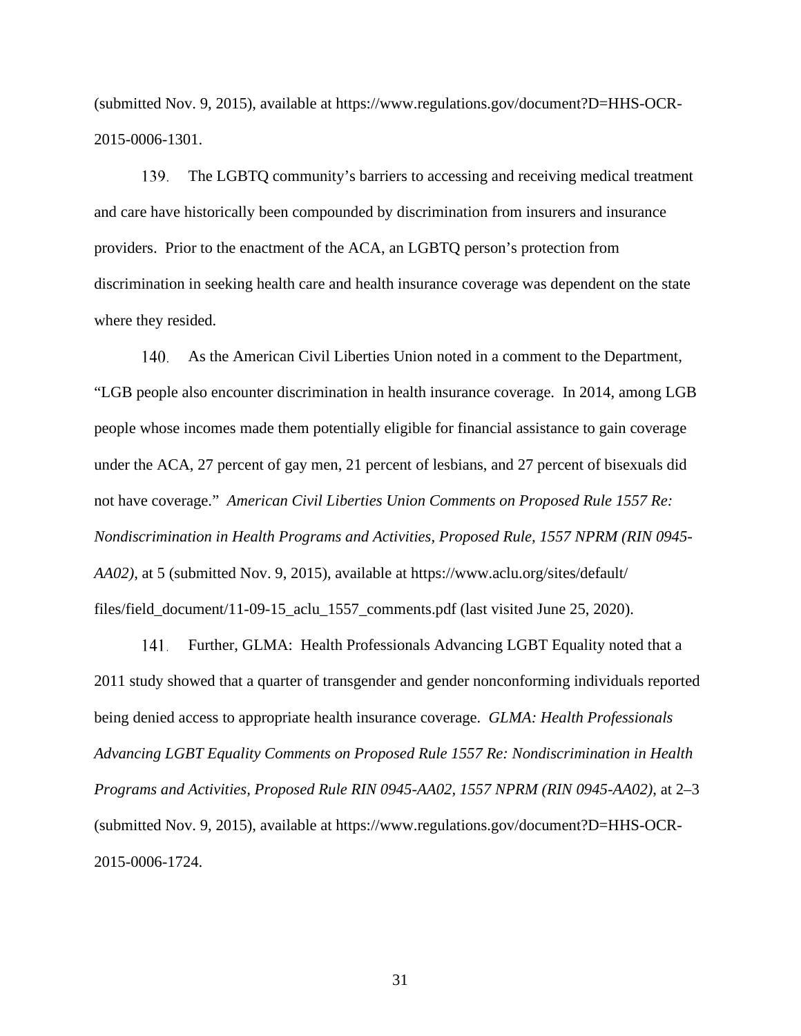(submitted Nov. 9, 2015), available at https://www.regulations.gov/document?D=HHS-OCR-2015-0006-1301.

139. The LGBTQ community's barriers to accessing and receiving medical treatment and care have historically been compounded by discrimination from insurers and insurance providers. Prior to the enactment of the ACA, an LGBTQ person's protection from discrimination in seeking health care and health insurance coverage was dependent on the state where they resided.

140. As the American Civil Liberties Union noted in a comment to the Department, "LGB people also encounter discrimination in health insurance coverage. In 2014, among LGB people whose incomes made them potentially eligible for financial assistance to gain coverage under the ACA, 27 percent of gay men, 21 percent of lesbians, and 27 percent of bisexuals did not have coverage." *American Civil Liberties Union Comments on Proposed Rule 1557 Re: Nondiscrimination in Health Programs and Activities, Proposed Rule, 1557 NPRM (RIN 0945-AA02)*, at 5 (submitted Nov. 9, 2015), available at https://www.aclu.org/sites/default/files/field_document/11-09-15_aclu_1557_comments.pdf (last visited June 25, 2020).

141. Further, GLMA: Health Professionals Advancing LGBT Equality noted that a 2011 study showed that a quarter of transgender and gender nonconforming individuals reported being denied access to appropriate health insurance coverage. *GLMA: Health Professionals Advancing LGBT Equality Comments on Proposed Rule 1557 Re: Nondiscrimination in Health Programs and Activities, Proposed Rule RIN 0945-AA02, 1557 NPRM (RIN 0945-AA02)*, at 2–3 (submitted Nov. 9, 2015), available at https://www.regulations.gov/document?D=HHS-OCR-2015-0006-1724.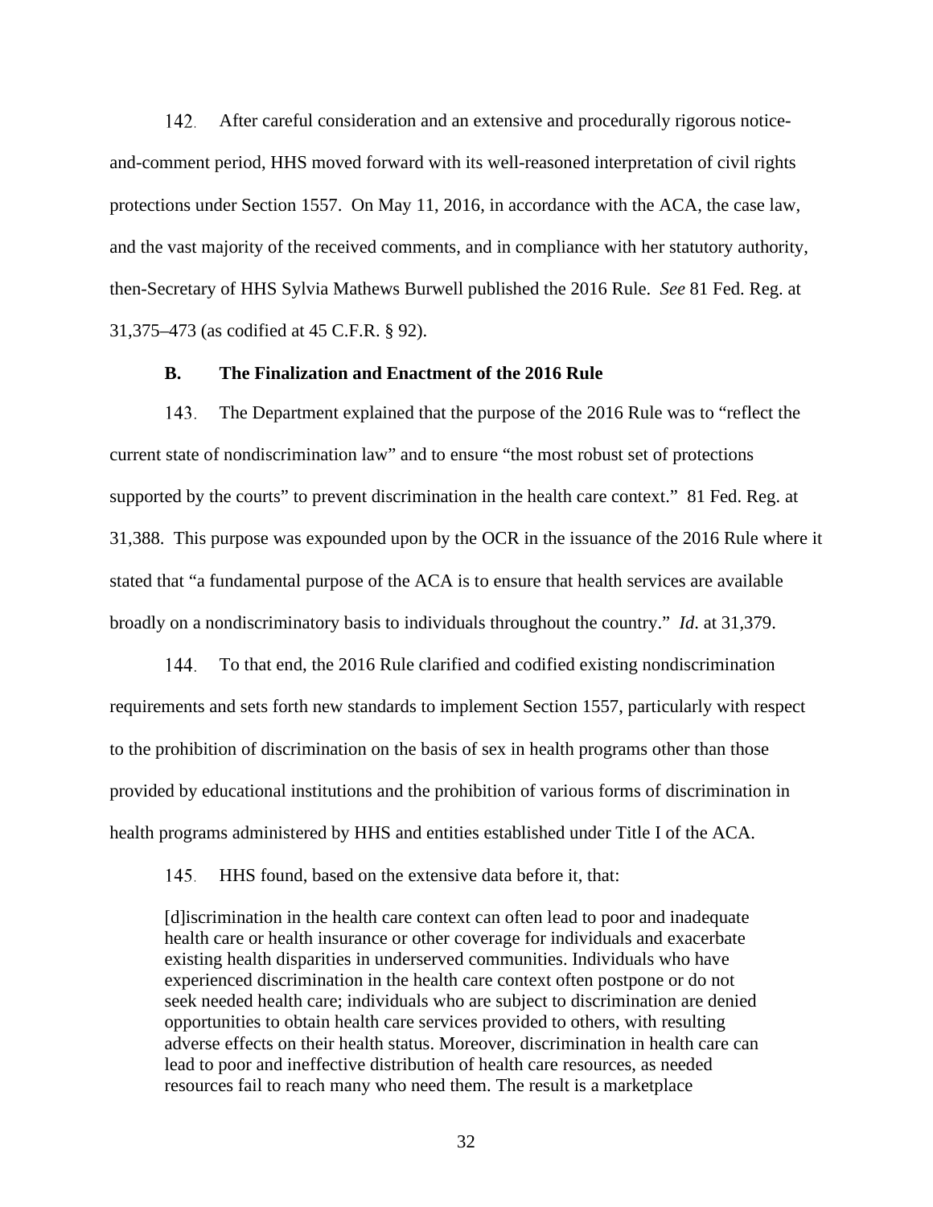142. After careful consideration and an extensive and procedurally rigorous notice-and-comment period, HHS moved forward with its well-reasoned interpretation of civil rights protections under Section 1557. On May 11, 2016, in accordance with the ACA, the case law, and the vast majority of the received comments, and in compliance with her statutory authority, then-Secretary of HHS Sylvia Mathews Burwell published the 2016 Rule. *See* 81 Fed. Reg. at 31,375–473 (as codified at 45 C.F.R. § 92).

### B. The Finalization and Enactment of the 2016 Rule

143. The Department explained that the purpose of the 2016 Rule was to "reflect the current state of nondiscrimination law" and to ensure "the most robust set of protections supported by the courts" to prevent discrimination in the health care context." 81 Fed. Reg. at 31,388. This purpose was expounded upon by the OCR in the issuance of the 2016 Rule where it stated that "a fundamental purpose of the ACA is to ensure that health services are available broadly on a nondiscriminatory basis to individuals throughout the country." *Id*. at 31,379.

144. To that end, the 2016 Rule clarified and codified existing nondiscrimination requirements and sets forth new standards to implement Section 1557, particularly with respect to the prohibition of discrimination on the basis of sex in health programs other than those provided by educational institutions and the prohibition of various forms of discrimination in health programs administered by HHS and entities established under Title I of the ACA.

145. HHS found, based on the extensive data before it, that:

> [d]iscrimination in the health care context can often lead to poor and inadequate health care or health insurance or other coverage for individuals and exacerbate existing health disparities in underserved communities. Individuals who have experienced discrimination in the health care context often postpone or do not seek needed health care; individuals who are subject to discrimination are denied opportunities to obtain health care services provided to others, with resulting adverse effects on their health status. Moreover, discrimination in health care can lead to poor and ineffective distribution of health care resources, as needed resources fail to reach many who need them. The result is a marketplace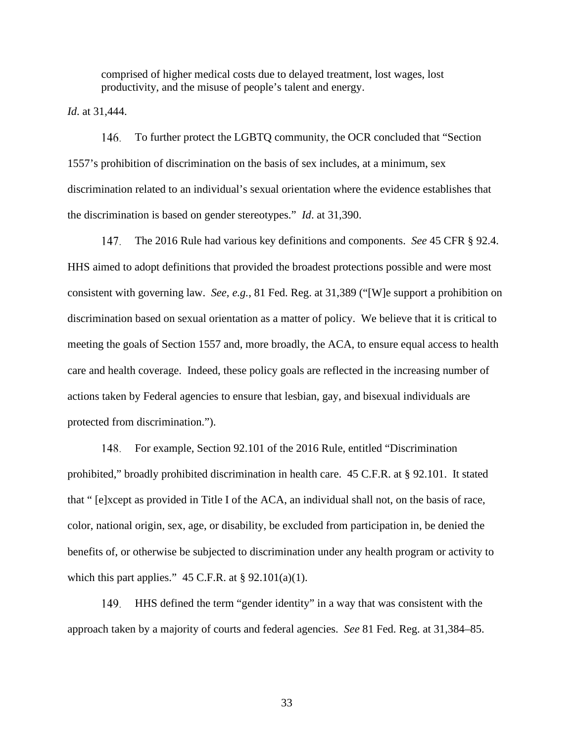> comprised of higher medical costs due to delayed treatment, lost wages, lost productivity, and the misuse of people's talent and energy.

*Id*. at 31,444.

146. To further protect the LGBTQ community, the OCR concluded that "Section 1557's prohibition of discrimination on the basis of sex includes, at a minimum, sex discrimination related to an individual's sexual orientation where the evidence establishes that the discrimination is based on gender stereotypes." *Id*. at 31,390.

147. The 2016 Rule had various key definitions and components. *See* 45 CFR § 92.4. HHS aimed to adopt definitions that provided the broadest protections possible and were most consistent with governing law. *See, e.g.*, 81 Fed. Reg. at 31,389 ("[W]e support a prohibition on discrimination based on sexual orientation as a matter of policy. We believe that it is critical to meeting the goals of Section 1557 and, more broadly, the ACA, to ensure equal access to health care and health coverage. Indeed, these policy goals are reflected in the increasing number of actions taken by Federal agencies to ensure that lesbian, gay, and bisexual individuals are protected from discrimination.").

148. For example, Section 92.101 of the 2016 Rule, entitled "Discrimination prohibited," broadly prohibited discrimination in health care. 45 C.F.R. at § 92.101. It stated that " [e]xcept as provided in Title I of the ACA, an individual shall not, on the basis of race, color, national origin, sex, age, or disability, be excluded from participation in, be denied the benefits of, or otherwise be subjected to discrimination under any health program or activity to which this part applies." 45 C.F.R. at § 92.101(a)(1).

149. HHS defined the term "gender identity" in a way that was consistent with the approach taken by a majority of courts and federal agencies. *See* 81 Fed. Reg. at 31,384–85.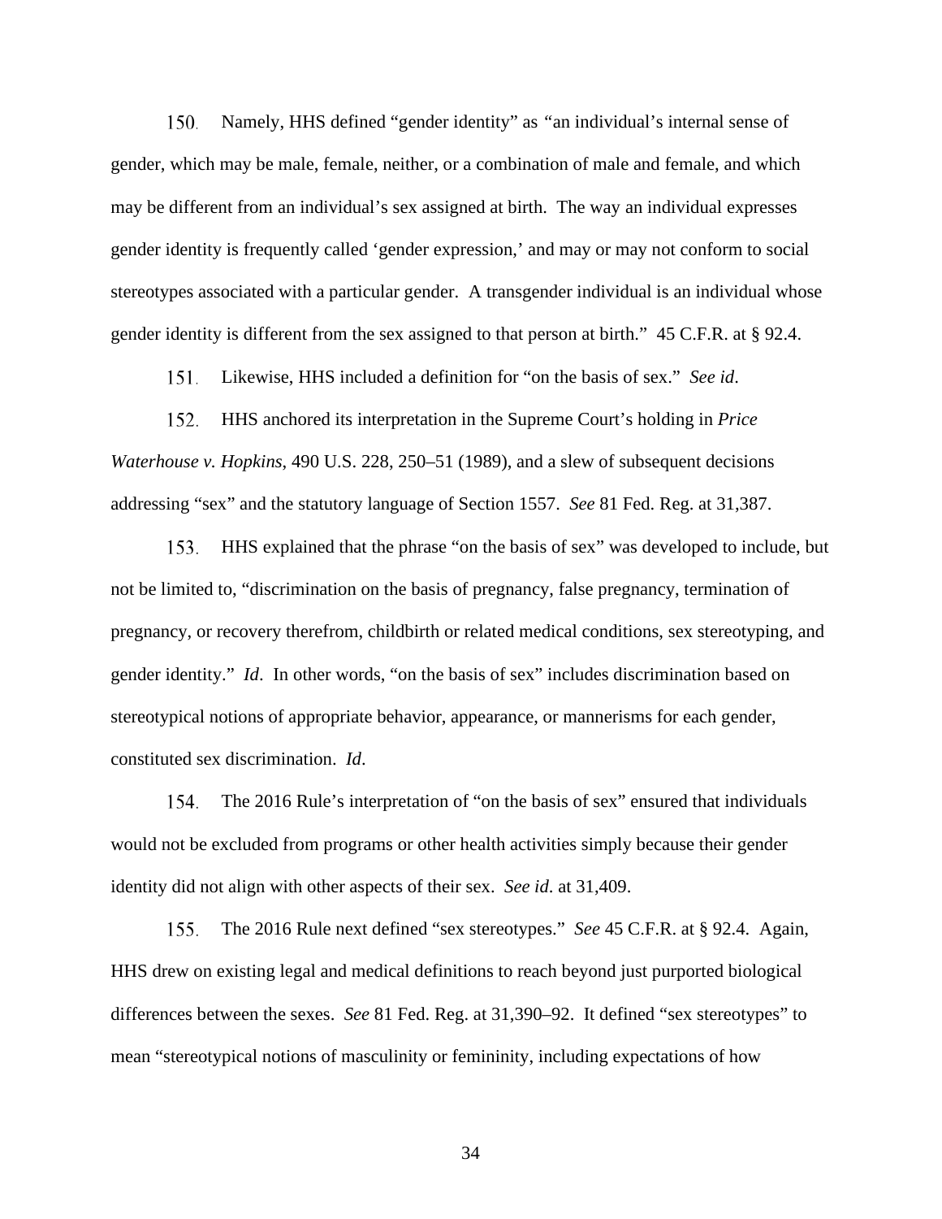150. Namely, HHS defined "gender identity" as "an individual's internal sense of gender, which may be male, female, neither, or a combination of male and female, and which may be different from an individual's sex assigned at birth. The way an individual expresses gender identity is frequently called 'gender expression,' and may or may not conform to social stereotypes associated with a particular gender. A transgender individual is an individual whose gender identity is different from the sex assigned to that person at birth." 45 C.F.R. at § 92.4.

151. Likewise, HHS included a definition for "on the basis of sex." *See id*.

152. HHS anchored its interpretation in the Supreme Court's holding in *Price Waterhouse v. Hopkins*, 490 U.S. 228, 250–51 (1989), and a slew of subsequent decisions addressing "sex" and the statutory language of Section 1557. *See* 81 Fed. Reg. at 31,387.

153. HHS explained that the phrase "on the basis of sex" was developed to include, but not be limited to, "discrimination on the basis of pregnancy, false pregnancy, termination of pregnancy, or recovery therefrom, childbirth or related medical conditions, sex stereotyping, and gender identity." *Id*. In other words, "on the basis of sex" includes discrimination based on stereotypical notions of appropriate behavior, appearance, or mannerisms for each gender, constituted sex discrimination. *Id*.

154. The 2016 Rule's interpretation of "on the basis of sex" ensured that individuals would not be excluded from programs or other health activities simply because their gender identity did not align with other aspects of their sex. *See id.* at 31,409.

155. The 2016 Rule next defined "sex stereotypes." *See* 45 C.F.R. at § 92.4. Again, HHS drew on existing legal and medical definitions to reach beyond just purported biological differences between the sexes. *See* 81 Fed. Reg. at 31,390–92. It defined "sex stereotypes" to mean "stereotypical notions of masculinity or femininity, including expectations of how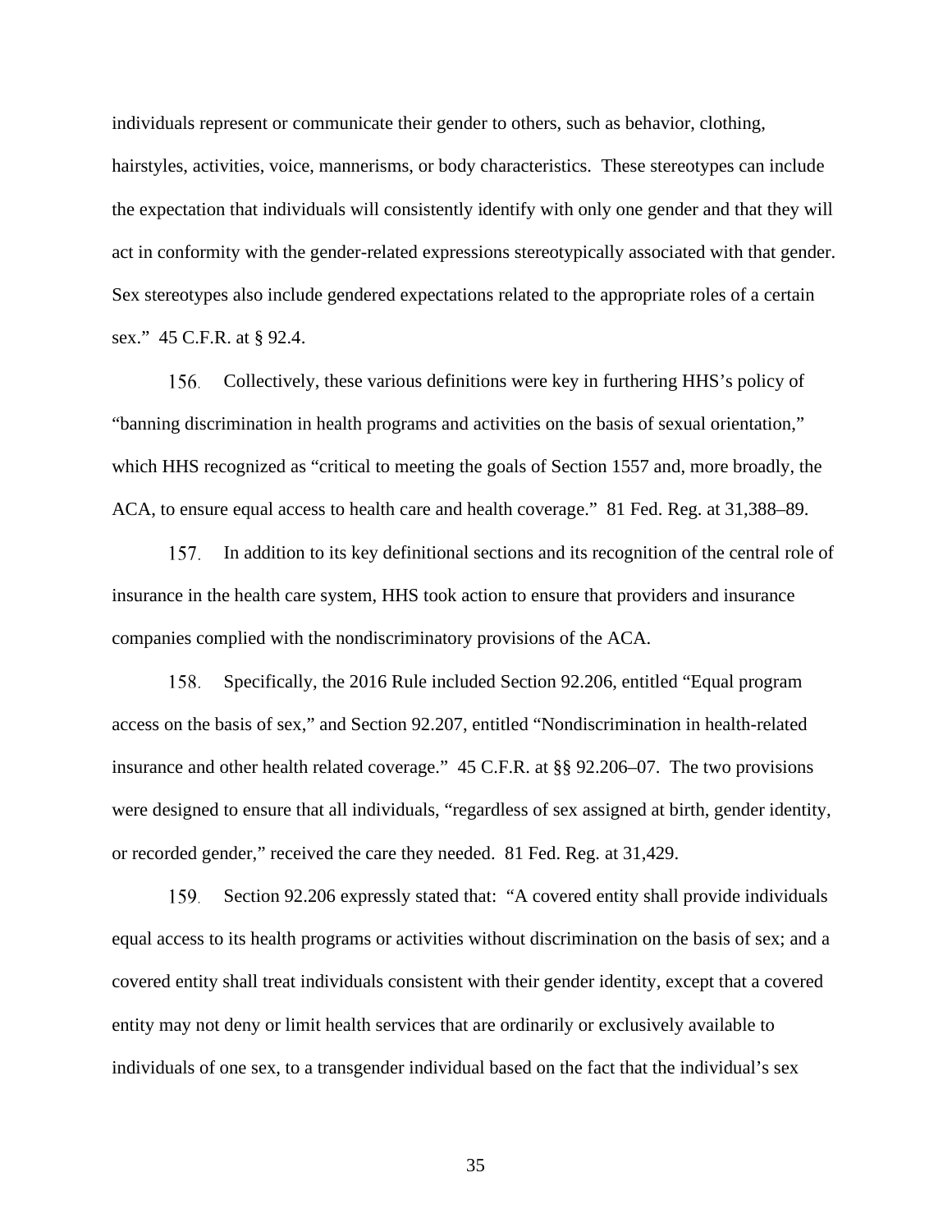individuals represent or communicate their gender to others, such as behavior, clothing, hairstyles, activities, voice, mannerisms, or body characteristics. These stereotypes can include the expectation that individuals will consistently identify with only one gender and that they will act in conformity with the gender-related expressions stereotypically associated with that gender. Sex stereotypes also include gendered expectations related to the appropriate roles of a certain sex." 45 C.F.R. at § 92.4.

156. Collectively, these various definitions were key in furthering HHS's policy of "banning discrimination in health programs and activities on the basis of sexual orientation," which HHS recognized as "critical to meeting the goals of Section 1557 and, more broadly, the ACA, to ensure equal access to health care and health coverage." 81 Fed. Reg. at 31,388–89.

157. In addition to its key definitional sections and its recognition of the central role of insurance in the health care system, HHS took action to ensure that providers and insurance companies complied with the nondiscriminatory provisions of the ACA.

158. Specifically, the 2016 Rule included Section 92.206, entitled "Equal program access on the basis of sex," and Section 92.207, entitled "Nondiscrimination in health-related insurance and other health related coverage." 45 C.F.R. at §§ 92.206–07. The two provisions were designed to ensure that all individuals, "regardless of sex assigned at birth, gender identity, or recorded gender," received the care they needed. 81 Fed. Reg. at 31,429.

159. Section 92.206 expressly stated that: "A covered entity shall provide individuals equal access to its health programs or activities without discrimination on the basis of sex; and a covered entity shall treat individuals consistent with their gender identity, except that a covered entity may not deny or limit health services that are ordinarily or exclusively available to individuals of one sex, to a transgender individual based on the fact that the individual's sex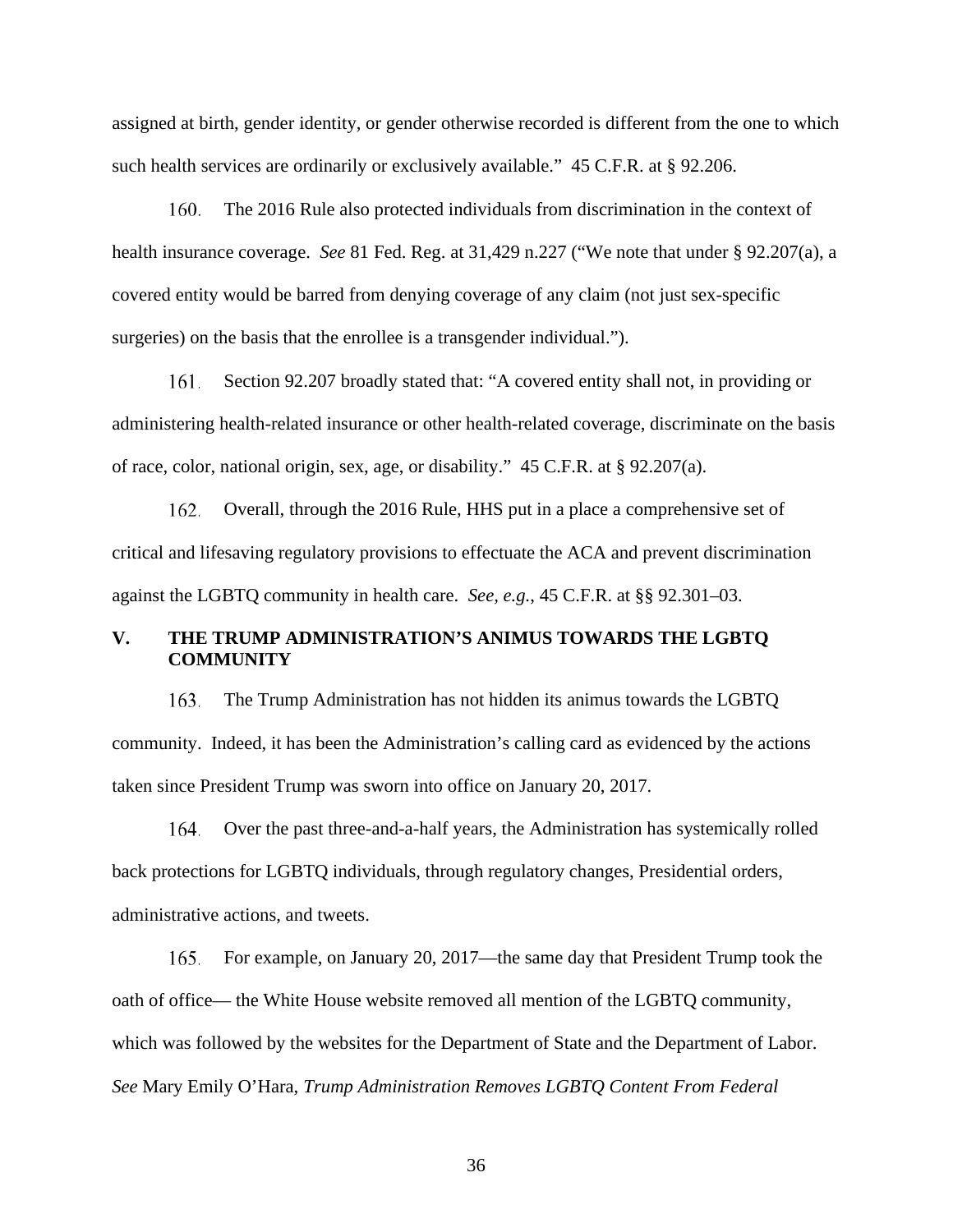assigned at birth, gender identity, or gender otherwise recorded is different from the one to which such health services are ordinarily or exclusively available." 45 C.F.R. at § 92.206.

160. The 2016 Rule also protected individuals from discrimination in the context of health insurance coverage. *See* 81 Fed. Reg. at 31,429 n.227 ("We note that under § 92.207(a), a covered entity would be barred from denying coverage of any claim (not just sex-specific surgeries) on the basis that the enrollee is a transgender individual.").

161. Section 92.207 broadly stated that: "A covered entity shall not, in providing or administering health-related insurance or other health-related coverage, discriminate on the basis of race, color, national origin, sex, age, or disability." 45 C.F.R. at § 92.207(a).

162. Overall, through the 2016 Rule, HHS put in a place a comprehensive set of critical and lifesaving regulatory provisions to effectuate the ACA and prevent discrimination against the LGBTQ community in health care. *See, e.g.*, 45 C.F.R. at §§ 92.301–03.

## V. THE TRUMP ADMINISTRATION'S ANIMUS TOWARDS THE LGBTQ COMMUNITY

163. The Trump Administration has not hidden its animus towards the LGBTQ community. Indeed, it has been the Administration's calling card as evidenced by the actions taken since President Trump was sworn into office on January 20, 2017.

164. Over the past three-and-a-half years, the Administration has systemically rolled back protections for LGBTQ individuals, through regulatory changes, Presidential orders, administrative actions, and tweets.

165. For example, on January 20, 2017—the same day that President Trump took the oath of office— the White House website removed all mention of the LGBTQ community, which was followed by the websites for the Department of State and the Department of Labor. *See* Mary Emily O'Hara, *Trump Administration Removes LGBTQ Content From Federal*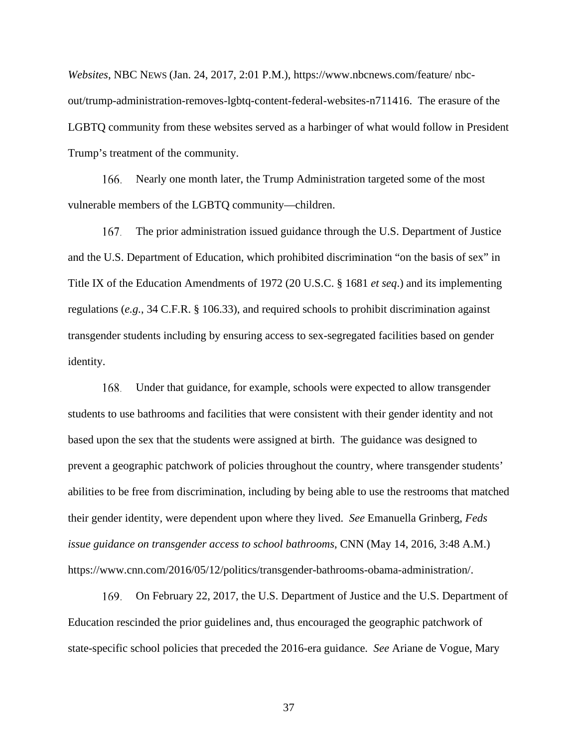*Websites*, NBC NEWS (Jan. 24, 2017, 2:01 P.M.), https://www.nbcnews.com/feature/ nbc-out/trump-administration-removes-lgbtq-content-federal-websites-n711416. The erasure of the LGBTQ community from these websites served as a harbinger of what would follow in President Trump's treatment of the community.

166. Nearly one month later, the Trump Administration targeted some of the most vulnerable members of the LGBTQ community—children.

167. The prior administration issued guidance through the U.S. Department of Justice and the U.S. Department of Education, which prohibited discrimination "on the basis of sex" in Title IX of the Education Amendments of 1972 (20 U.S.C. § 1681 *et seq*.) and its implementing regulations (*e.g.*, 34 C.F.R. § 106.33), and required schools to prohibit discrimination against transgender students including by ensuring access to sex-segregated facilities based on gender identity.

168. Under that guidance, for example, schools were expected to allow transgender students to use bathrooms and facilities that were consistent with their gender identity and not based upon the sex that the students were assigned at birth. The guidance was designed to prevent a geographic patchwork of policies throughout the country, where transgender students' abilities to be free from discrimination, including by being able to use the restrooms that matched their gender identity, were dependent upon where they lived. *See* Emanuella Grinberg, *Feds issue guidance on transgender access to school bathrooms*, CNN (May 14, 2016, 3:48 A.M.) https://www.cnn.com/2016/05/12/politics/transgender-bathrooms-obama-administration/.

169. On February 22, 2017, the U.S. Department of Justice and the U.S. Department of Education rescinded the prior guidelines and, thus encouraged the geographic patchwork of state-specific school policies that preceded the 2016-era guidance. *See* Ariane de Vogue, Mary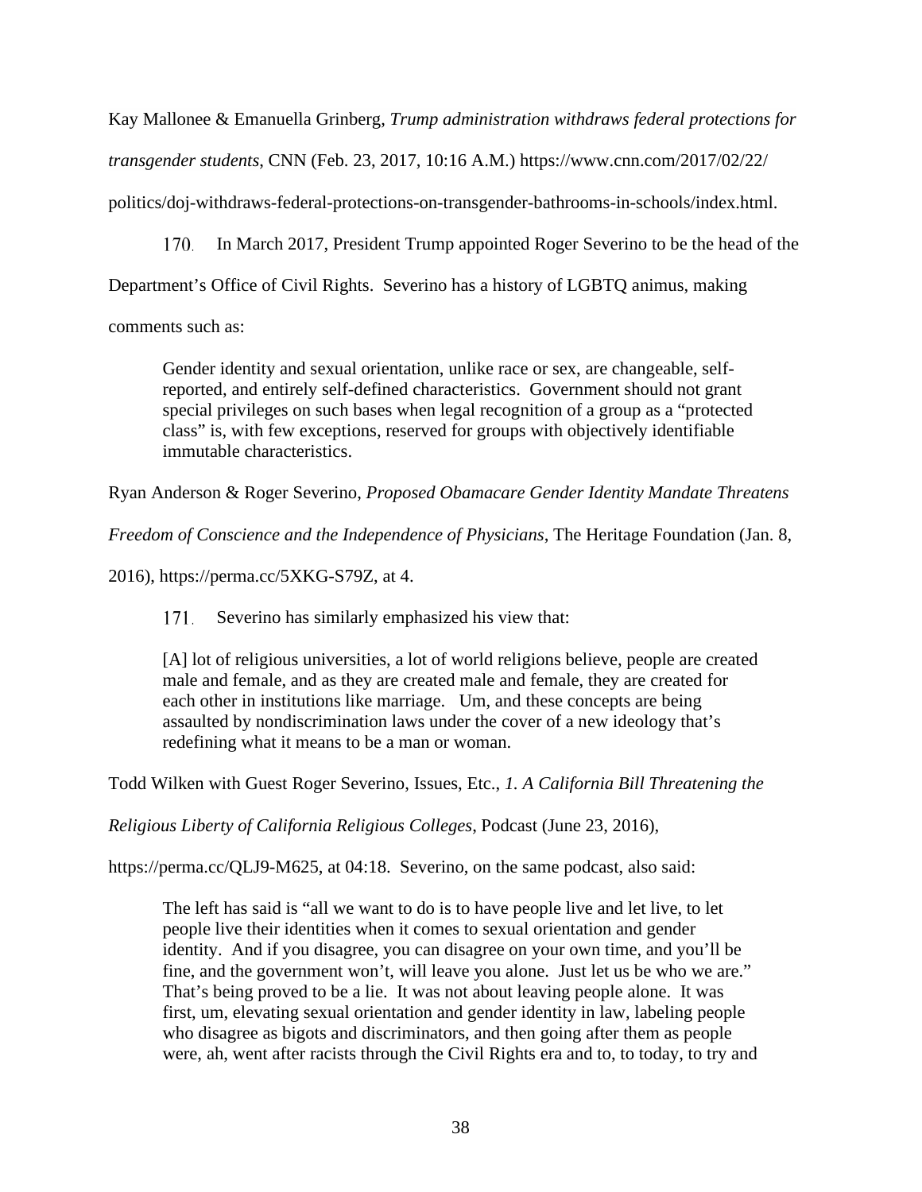Kay Mallonee & Emanuella Grinberg, *Trump administration withdraws federal protections for transgender students*, CNN (Feb. 23, 2017, 10:16 A.M.) https://www.cnn.com/2017/02/22/politics/doj-withdraws-federal-protections-on-transgender-bathrooms-in-schools/index.html.

170. In March 2017, President Trump appointed Roger Severino to be the head of the Department's Office of Civil Rights. Severino has a history of LGBTQ animus, making comments such as:

> Gender identity and sexual orientation, unlike race or sex, are changeable, self-reported, and entirely self-defined characteristics. Government should not grant special privileges on such bases when legal recognition of a group as a "protected class" is, with few exceptions, reserved for groups with objectively identifiable immutable characteristics.

Ryan Anderson & Roger Severino, *Proposed Obamacare Gender Identity Mandate Threatens Freedom of Conscience and the Independence of Physicians*, The Heritage Foundation (Jan. 8, 2016), https://perma.cc/5XKG-S79Z, at 4.

171. Severino has similarly emphasized his view that:

> [A] lot of religious universities, a lot of world religions believe, people are created male and female, and as they are created male and female, they are created for each other in institutions like marriage. Um, and these concepts are being assaulted by nondiscrimination laws under the cover of a new ideology that's redefining what it means to be a man or woman.

Todd Wilken with Guest Roger Severino, Issues, Etc., *1. A California Bill Threatening the Religious Liberty of California Religious Colleges*, Podcast (June 23, 2016), https://perma.cc/QLJ9-M625, at 04:18. Severino, on the same podcast, also said:

> The left has said is "all we want to do is to have people live and let live, to let people live their identities when it comes to sexual orientation and gender identity. And if you disagree, you can disagree on your own time, and you'll be fine, and the government won't, will leave you alone. Just let us be who we are." That's being proved to be a lie. It was not about leaving people alone. It was first, um, elevating sexual orientation and gender identity in law, labeling people who disagree as bigots and discriminators, and then going after them as people were, ah, went after racists through the Civil Rights era and to, to today, to try and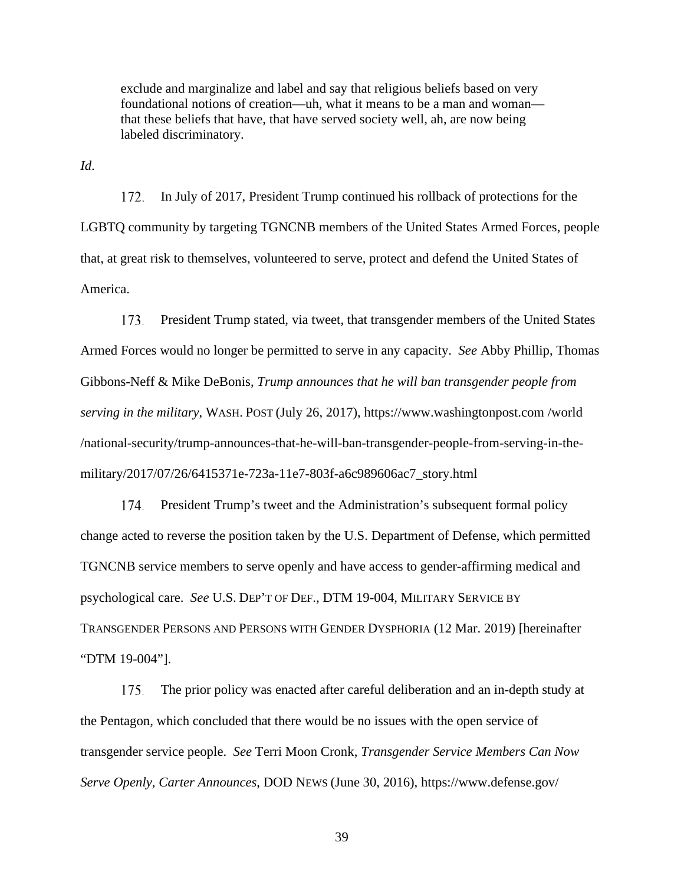> exclude and marginalize and label and say that religious beliefs based on very foundational notions of creation—uh, what it means to be a man and woman—that these beliefs that have, that have served society well, ah, are now being labeled discriminatory.

*Id*.

172. In July of 2017, President Trump continued his rollback of protections for the LGBTQ community by targeting TGNCNB members of the United States Armed Forces, people that, at great risk to themselves, volunteered to serve, protect and defend the United States of America.

173. President Trump stated, via tweet, that transgender members of the United States Armed Forces would no longer be permitted to serve in any capacity. *See* Abby Phillip, Thomas Gibbons-Neff & Mike DeBonis, *Trump announces that he will ban transgender people from serving in the military*, WASH. POST (July 26, 2017), https://www.washingtonpost.com /world /national-security/trump-announces-that-he-will-ban-transgender-people-from-serving-in-the-military/2017/07/26/6415371e-723a-11e7-803f-a6c989606ac7_story.html

174. President Trump's tweet and the Administration's subsequent formal policy change acted to reverse the position taken by the U.S. Department of Defense, which permitted TGNCNB service members to serve openly and have access to gender-affirming medical and psychological care. *See* U.S. DEP'T OF DEF., DTM 19-004, MILITARY SERVICE BY TRANSGENDER PERSONS AND PERSONS WITH GENDER DYSPHORIA (12 Mar. 2019) [hereinafter "DTM 19-004"].

175. The prior policy was enacted after careful deliberation and an in-depth study at the Pentagon, which concluded that there would be no issues with the open service of transgender service people. *See* Terri Moon Cronk, *Transgender Service Members Can Now Serve Openly, Carter Announces*, DOD NEWS (June 30, 2016), https://www.defense.gov/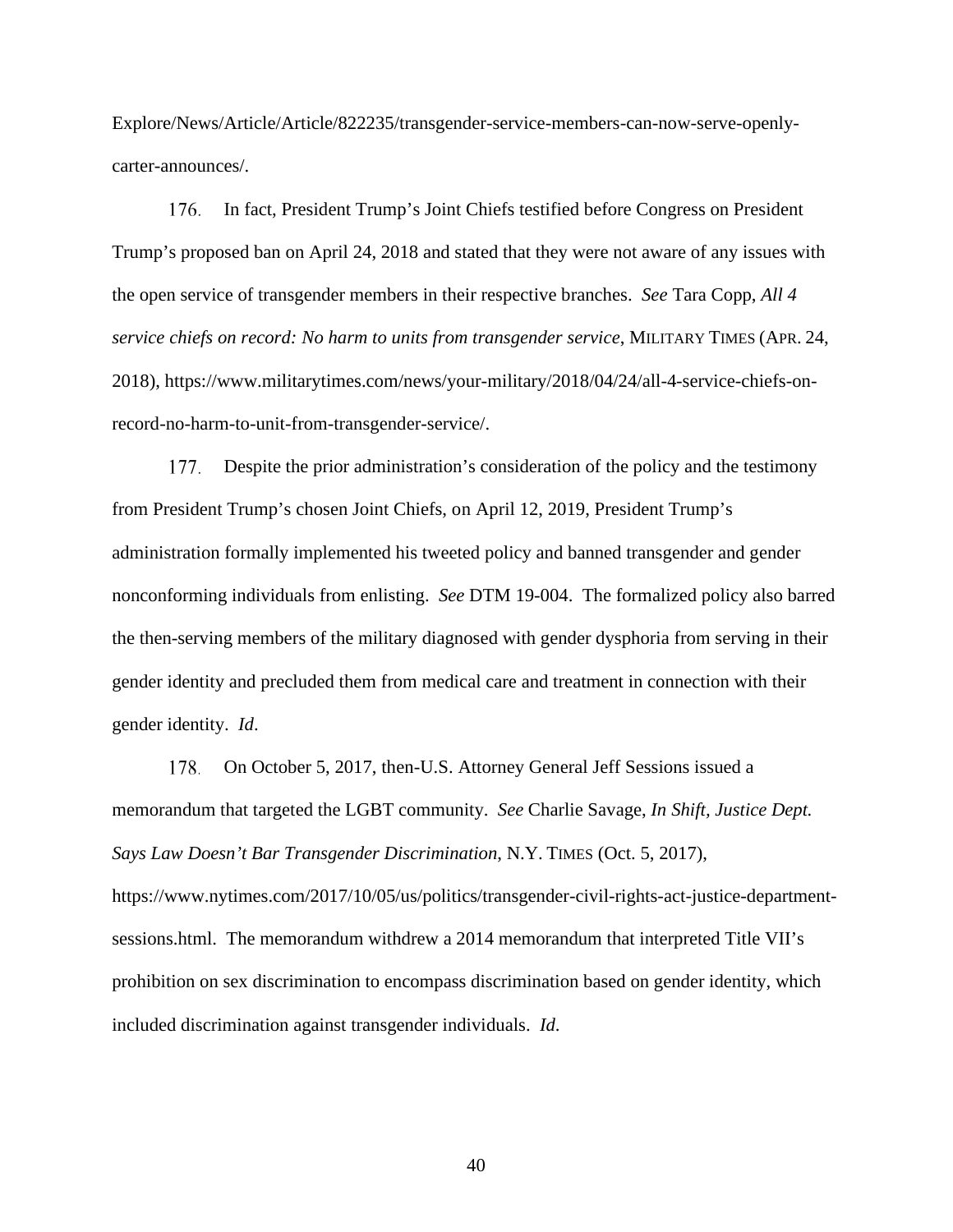Explore/News/Article/Article/822235/transgender-service-members-can-now-serve-openly-carter-announces/.

176. In fact, President Trump's Joint Chiefs testified before Congress on President Trump's proposed ban on April 24, 2018 and stated that they were not aware of any issues with the open service of transgender members in their respective branches. *See* Tara Copp, *All 4 service chiefs on record: No harm to units from transgender service*, MILITARY TIMES (APR. 24, 2018), https://www.militarytimes.com/news/your-military/2018/04/24/all-4-service-chiefs-on-record-no-harm-to-unit-from-transgender-service/.

177. Despite the prior administration's consideration of the policy and the testimony from President Trump's chosen Joint Chiefs, on April 12, 2019, President Trump's administration formally implemented his tweeted policy and banned transgender and gender nonconforming individuals from enlisting. *See* DTM 19-004. The formalized policy also barred the then-serving members of the military diagnosed with gender dysphoria from serving in their gender identity and precluded them from medical care and treatment in connection with their gender identity. *Id*.

178. On October 5, 2017, then-U.S. Attorney General Jeff Sessions issued a memorandum that targeted the LGBT community. *See* Charlie Savage, *In Shift, Justice Dept. Says Law Doesn't Bar Transgender Discrimination*, N.Y. TIMES (Oct. 5, 2017), https://www.nytimes.com/2017/10/05/us/politics/transgender-civil-rights-act-justice-department-sessions.html. The memorandum withdrew a 2014 memorandum that interpreted Title VII's prohibition on sex discrimination to encompass discrimination based on gender identity, which included discrimination against transgender individuals. *Id*.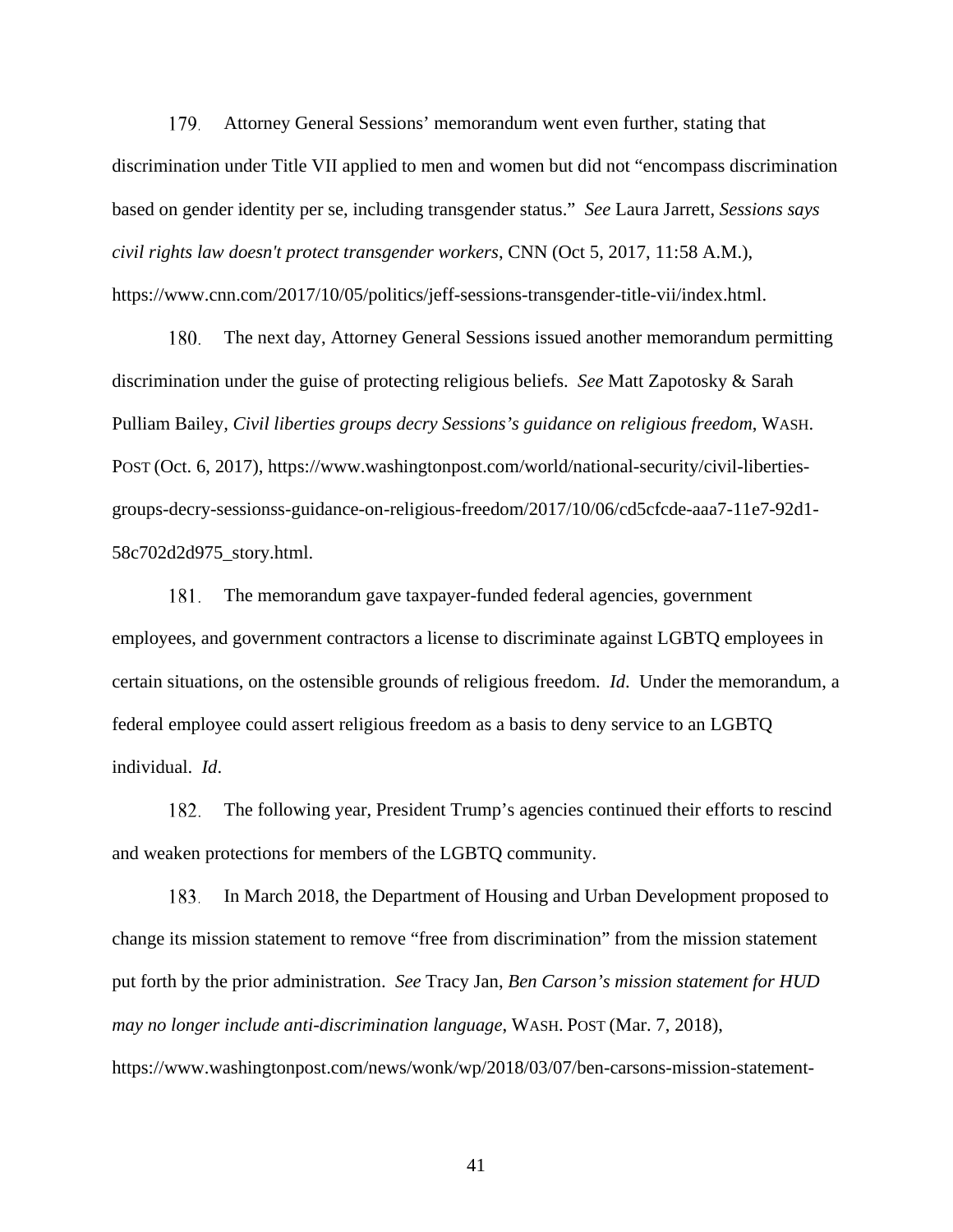179. Attorney General Sessions' memorandum went even further, stating that discrimination under Title VII applied to men and women but did not "encompass discrimination based on gender identity per se, including transgender status." *See* Laura Jarrett, *Sessions says civil rights law doesn't protect transgender workers*, CNN (Oct 5, 2017, 11:58 A.M.), https://www.cnn.com/2017/10/05/politics/jeff-sessions-transgender-title-vii/index.html.

180. The next day, Attorney General Sessions issued another memorandum permitting discrimination under the guise of protecting religious beliefs. *See* Matt Zapotosky & Sarah Pulliam Bailey, *Civil liberties groups decry Sessions's guidance on religious freedom*, WASH. POST (Oct. 6, 2017), https://www.washingtonpost.com/world/national-security/civil-liberties-groups-decry-sessionss-guidance-on-religious-freedom/2017/10/06/cd5cfcde-aaa7-11e7-92d1-58c702d2d975_story.html.

181. The memorandum gave taxpayer-funded federal agencies, government employees, and government contractors a license to discriminate against LGBTQ employees in certain situations, on the ostensible grounds of religious freedom. *Id*. Under the memorandum, a federal employee could assert religious freedom as a basis to deny service to an LGBTQ individual. *Id*.

182. The following year, President Trump's agencies continued their efforts to rescind and weaken protections for members of the LGBTQ community.

183. In March 2018, the Department of Housing and Urban Development proposed to change its mission statement to remove "free from discrimination" from the mission statement put forth by the prior administration. *See* Tracy Jan, *Ben Carson's mission statement for HUD may no longer include anti-discrimination language*, WASH. POST (Mar. 7, 2018), https://www.washingtonpost.com/news/wonk/wp/2018/03/07/ben-carsons-mission-statement-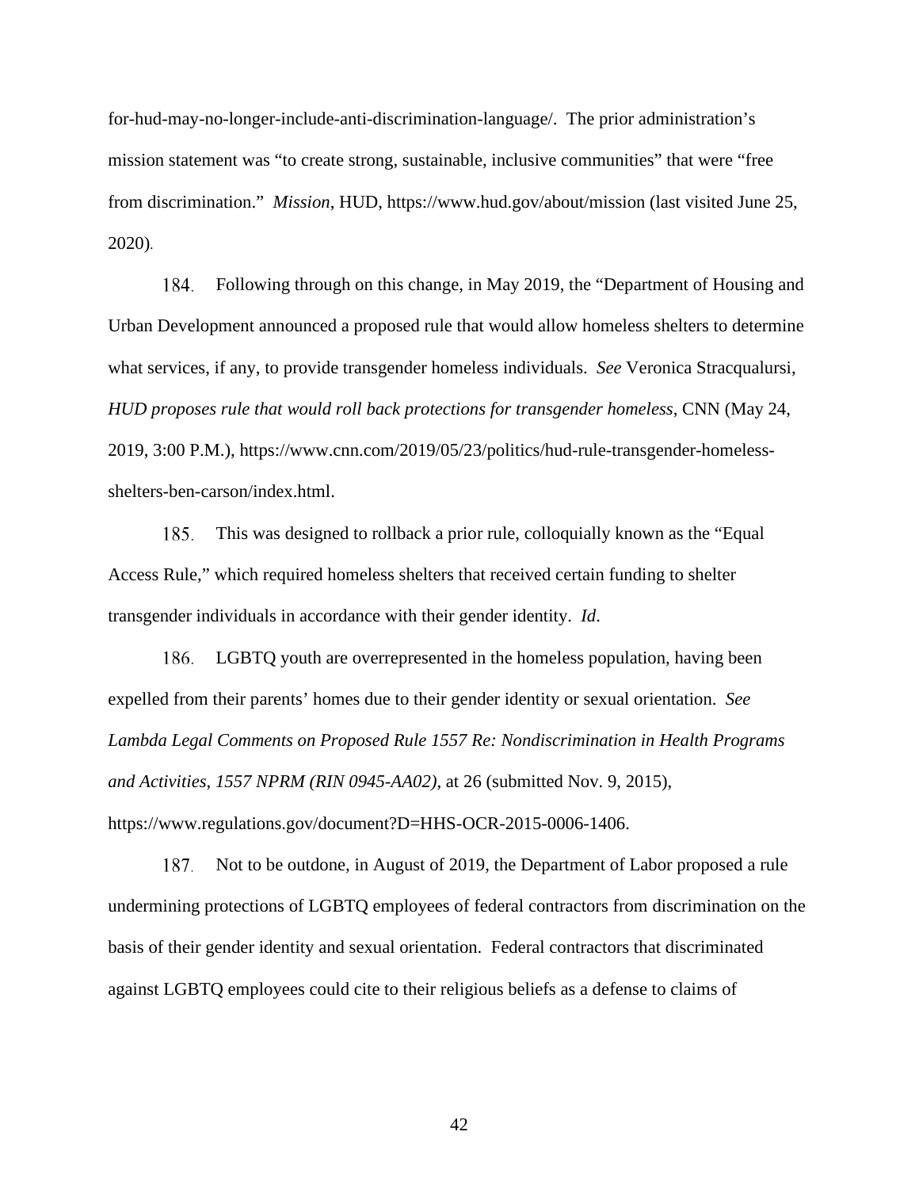for-hud-may-no-longer-include-anti-discrimination-language/. The prior administration's mission statement was "to create strong, sustainable, inclusive communities" that were "free from discrimination." *Mission*, HUD, https://www.hud.gov/about/mission (last visited June 25, 2020).

184. Following through on this change, in May 2019, the "Department of Housing and Urban Development announced a proposed rule that would allow homeless shelters to determine what services, if any, to provide transgender homeless individuals. *See* Veronica Stracqualursi, *HUD proposes rule that would roll back protections for transgender homeless*, CNN (May 24, 2019, 3:00 P.M.), https://www.cnn.com/2019/05/23/politics/hud-rule-transgender-homeless-shelters-ben-carson/index.html.

185. This was designed to rollback a prior rule, colloquially known as the "Equal Access Rule," which required homeless shelters that received certain funding to shelter transgender individuals in accordance with their gender identity. *Id*.

186. LGBTQ youth are overrepresented in the homeless population, having been expelled from their parents' homes due to their gender identity or sexual orientation. *See Lambda Legal Comments on Proposed Rule 1557 Re: Nondiscrimination in Health Programs and Activities, 1557 NPRM (RIN 0945-AA02)*, at 26 (submitted Nov. 9, 2015), https://www.regulations.gov/document?D=HHS-OCR-2015-0006-1406.

187. Not to be outdone, in August of 2019, the Department of Labor proposed a rule undermining protections of LGBTQ employees of federal contractors from discrimination on the basis of their gender identity and sexual orientation. Federal contractors that discriminated against LGBTQ employees could cite to their religious beliefs as a defense to claims of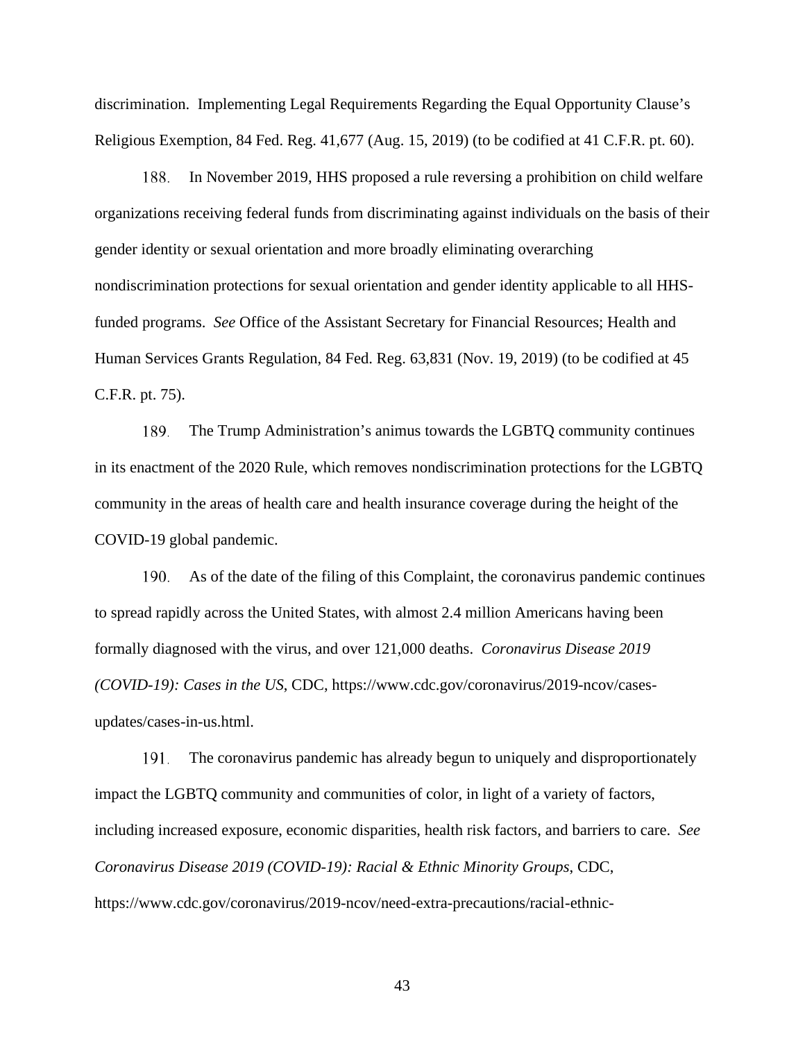discrimination. Implementing Legal Requirements Regarding the Equal Opportunity Clause's Religious Exemption, 84 Fed. Reg. 41,677 (Aug. 15, 2019) (to be codified at 41 C.F.R. pt. 60).

188. In November 2019, HHS proposed a rule reversing a prohibition on child welfare organizations receiving federal funds from discriminating against individuals on the basis of their gender identity or sexual orientation and more broadly eliminating overarching nondiscrimination protections for sexual orientation and gender identity applicable to all HHS-funded programs. *See* Office of the Assistant Secretary for Financial Resources; Health and Human Services Grants Regulation, 84 Fed. Reg. 63,831 (Nov. 19, 2019) (to be codified at 45 C.F.R. pt. 75).

189. The Trump Administration's animus towards the LGBTQ community continues in its enactment of the 2020 Rule, which removes nondiscrimination protections for the LGBTQ community in the areas of health care and health insurance coverage during the height of the COVID-19 global pandemic.

190. As of the date of the filing of this Complaint, the coronavirus pandemic continues to spread rapidly across the United States, with almost 2.4 million Americans having been formally diagnosed with the virus, and over 121,000 deaths. *Coronavirus Disease 2019 (COVID-19): Cases in the US*, CDC, https://www.cdc.gov/coronavirus/2019-ncov/cases-updates/cases-in-us.html.

191. The coronavirus pandemic has already begun to uniquely and disproportionately impact the LGBTQ community and communities of color, in light of a variety of factors, including increased exposure, economic disparities, health risk factors, and barriers to care. *See Coronavirus Disease 2019 (COVID-19): Racial & Ethnic Minority Groups*, CDC, https://www.cdc.gov/coronavirus/2019-ncov/need-extra-precautions/racial-ethnic-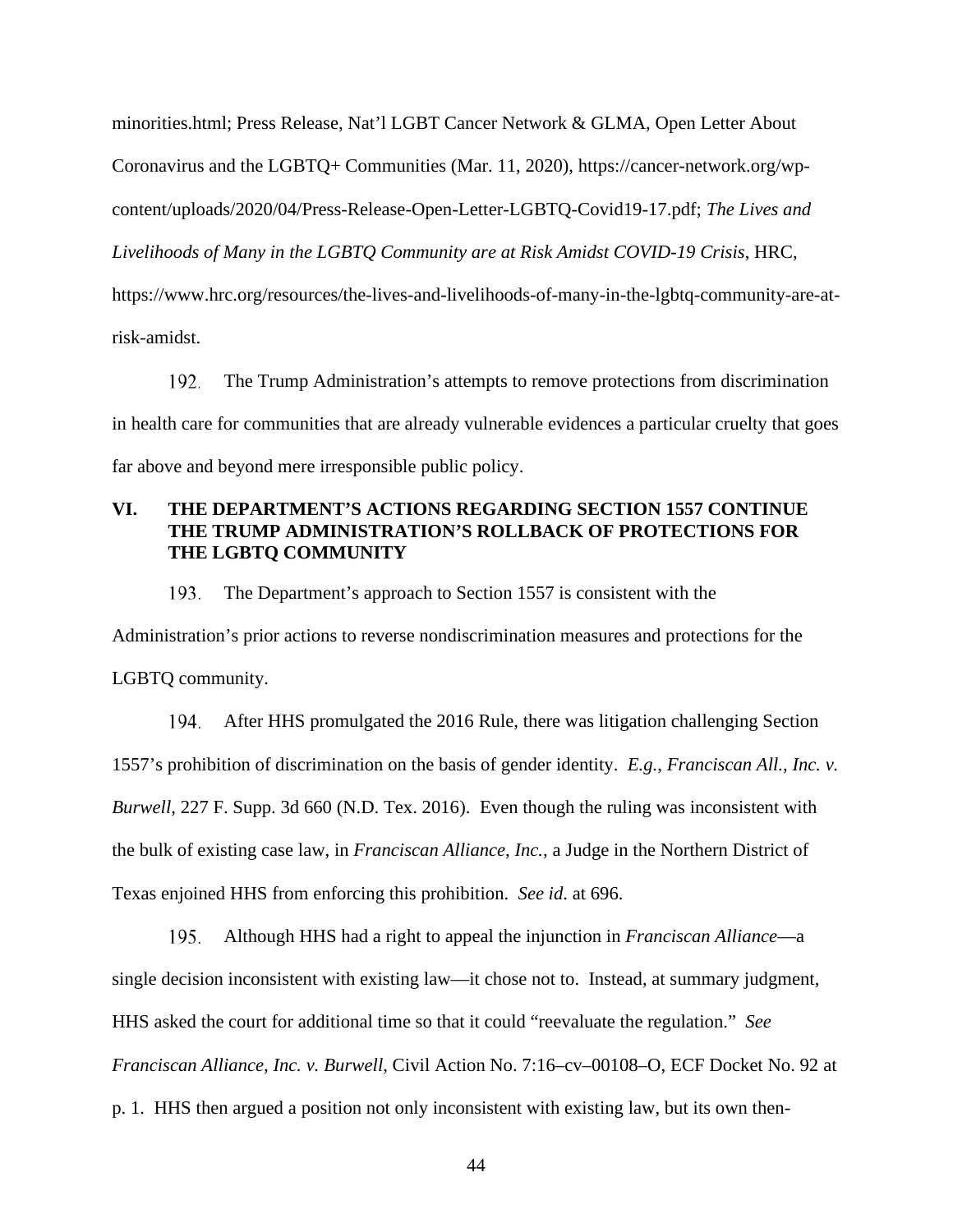minorities.html; Press Release, Nat'l LGBT Cancer Network & GLMA, Open Letter About Coronavirus and the LGBTQ+ Communities (Mar. 11, 2020), https://cancer-network.org/wp-content/uploads/2020/04/Press-Release-Open-Letter-LGBTQ-Covid19-17.pdf; *The Lives and Livelihoods of Many in the LGBTQ Community are at Risk Amidst COVID-19 Crisis*, HRC, https://www.hrc.org/resources/the-lives-and-livelihoods-of-many-in-the-lgbtq-community-are-at-risk-amidst.

192. The Trump Administration's attempts to remove protections from discrimination in health care for communities that are already vulnerable evidences a particular cruelty that goes far above and beyond mere irresponsible public policy.

## VI. THE DEPARTMENT'S ACTIONS REGARDING SECTION 1557 CONTINUE THE TRUMP ADMINISTRATION'S ROLLBACK OF PROTECTIONS FOR THE LGBTQ COMMUNITY

193. The Department's approach to Section 1557 is consistent with the Administration's prior actions to reverse nondiscrimination measures and protections for the LGBTQ community.

194. After HHS promulgated the 2016 Rule, there was litigation challenging Section 1557's prohibition of discrimination on the basis of gender identity. *E.g.*, *Franciscan All., Inc. v. Burwell*, 227 F. Supp. 3d 660 (N.D. Tex. 2016). Even though the ruling was inconsistent with the bulk of existing case law, in *Franciscan Alliance, Inc.*, a Judge in the Northern District of Texas enjoined HHS from enforcing this prohibition. *See id.* at 696.

195. Although HHS had a right to appeal the injunction in *Franciscan Alliance*—a single decision inconsistent with existing law—it chose not to. Instead, at summary judgment, HHS asked the court for additional time so that it could "reevaluate the regulation." *See Franciscan Alliance, Inc. v. Burwell*, Civil Action No. 7:16–cv–00108–O, ECF Docket No. 92 at p. 1. HHS then argued a position not only inconsistent with existing law, but its own then-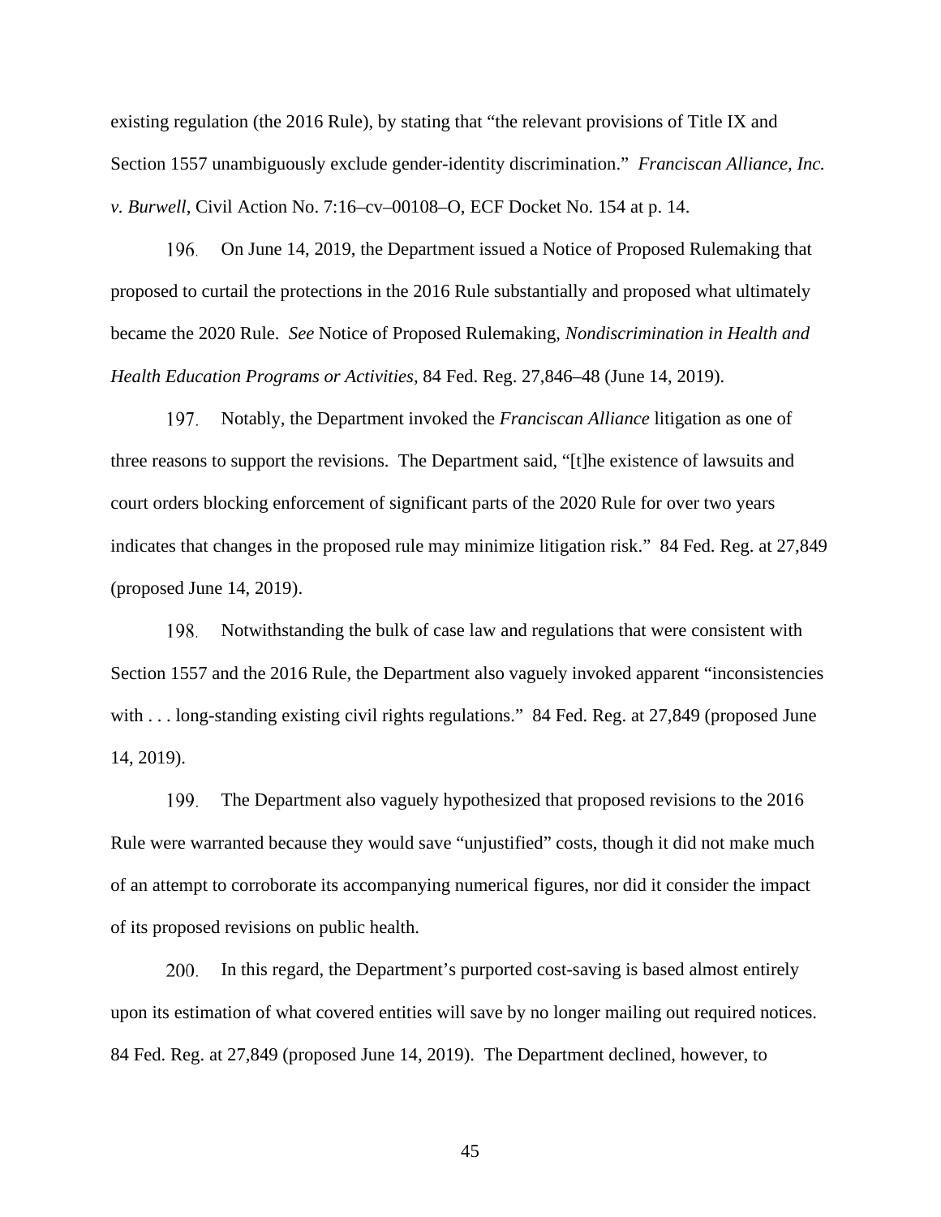existing regulation (the 2016 Rule), by stating that “the relevant provisions of Title IX and Section 1557 unambiguously exclude gender-identity discrimination.” *Franciscan Alliance, Inc. v. Burwell*, Civil Action No. 7:16–cv–00108–O, ECF Docket No. 154 at p. 14.

196. On June 14, 2019, the Department issued a Notice of Proposed Rulemaking that proposed to curtail the protections in the 2016 Rule substantially and proposed what ultimately became the 2020 Rule. *See* Notice of Proposed Rulemaking, *Nondiscrimination in Health and Health Education Programs or Activities*, 84 Fed. Reg. 27,846–48 (June 14, 2019).

197. Notably, the Department invoked the *Franciscan Alliance* litigation as one of three reasons to support the revisions. The Department said, “[t]he existence of lawsuits and court orders blocking enforcement of significant parts of the 2020 Rule for over two years indicates that changes in the proposed rule may minimize litigation risk.” 84 Fed. Reg. at 27,849 (proposed June 14, 2019).

198. Notwithstanding the bulk of case law and regulations that were consistent with Section 1557 and the 2016 Rule, the Department also vaguely invoked apparent “inconsistencies with . . . long-standing existing civil rights regulations.” 84 Fed. Reg. at 27,849 (proposed June 14, 2019).

199. The Department also vaguely hypothesized that proposed revisions to the 2016 Rule were warranted because they would save “unjustified” costs, though it did not make much of an attempt to corroborate its accompanying numerical figures, nor did it consider the impact of its proposed revisions on public health.

200. In this regard, the Department’s purported cost-saving is based almost entirely upon its estimation of what covered entities will save by no longer mailing out required notices. 84 Fed. Reg. at 27,849 (proposed June 14, 2019). The Department declined, however, to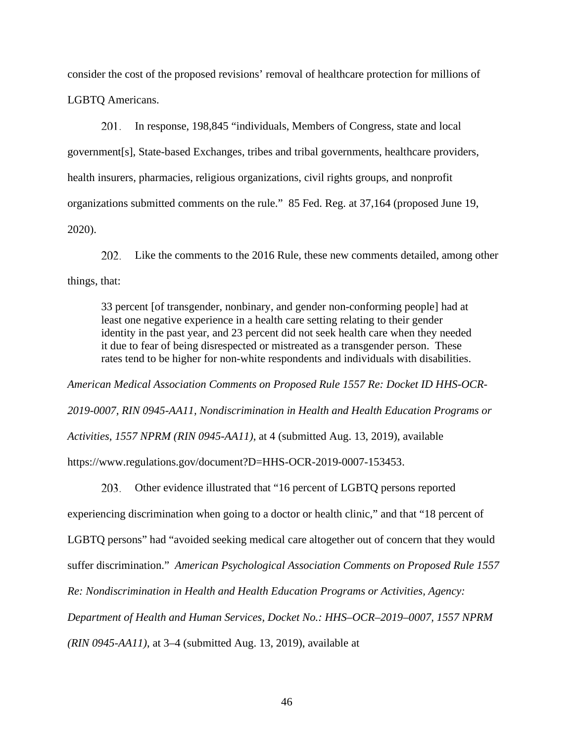consider the cost of the proposed revisions' removal of healthcare protection for millions of LGBTQ Americans.

201. In response, 198,845 "individuals, Members of Congress, state and local government[s], State-based Exchanges, tribes and tribal governments, healthcare providers, health insurers, pharmacies, religious organizations, civil rights groups, and nonprofit organizations submitted comments on the rule." 85 Fed. Reg. at 37,164 (proposed June 19, 2020).

202. Like the comments to the 2016 Rule, these new comments detailed, among other things, that:

> 33 percent [of transgender, nonbinary, and gender non-conforming people] had at least one negative experience in a health care setting relating to their gender identity in the past year, and 23 percent did not seek health care when they needed it due to fear of being disrespected or mistreated as a transgender person. These rates tend to be higher for non-white respondents and individuals with disabilities.

*American Medical Association Comments on Proposed Rule 1557 Re: Docket ID HHS-OCR-2019-0007, RIN 0945-AA11, Nondiscrimination in Health and Health Education Programs or Activities, 1557 NPRM (RIN 0945-AA11)*, at 4 (submitted Aug. 13, 2019), available https://www.regulations.gov/document?D=HHS-OCR-2019-0007-153453.

203. Other evidence illustrated that "16 percent of LGBTQ persons reported experiencing discrimination when going to a doctor or health clinic," and that "18 percent of LGBTQ persons" had "avoided seeking medical care altogether out of concern that they would suffer discrimination." *American Psychological Association Comments on Proposed Rule 1557 Re: Nondiscrimination in Health and Health Education Programs or Activities, Agency: Department of Health and Human Services, Docket No.: HHS–OCR–2019–0007, 1557 NPRM (RIN 0945-AA11)*, at 3–4 (submitted Aug. 13, 2019), available at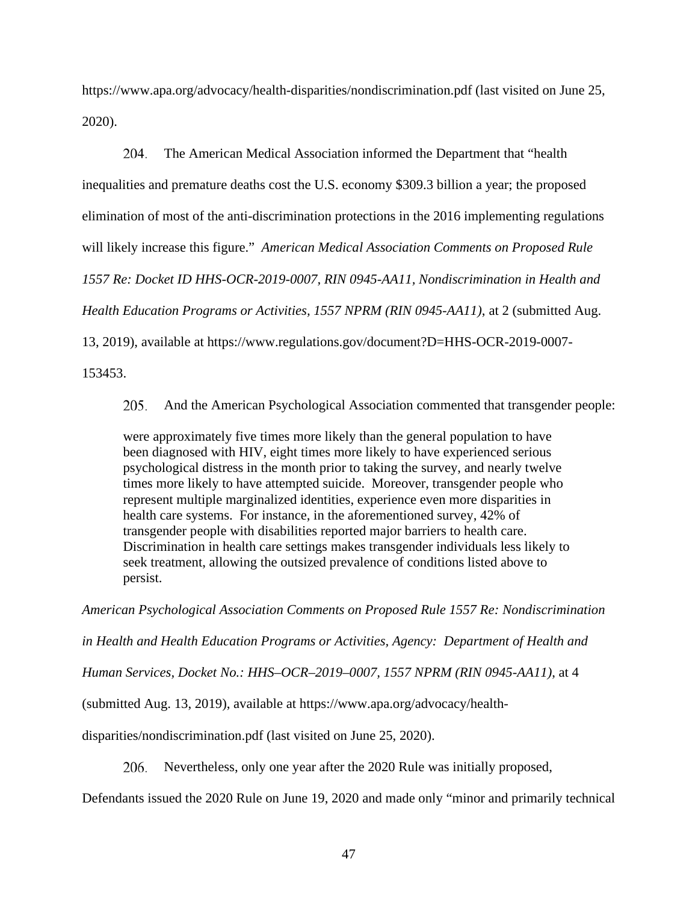https://www.apa.org/advocacy/health-disparities/nondiscrimination.pdf (last visited on June 25, 2020).

204. The American Medical Association informed the Department that "health inequalities and premature deaths cost the U.S. economy $309.3 billion a year; the proposed elimination of most of the anti-discrimination protections in the 2016 implementing regulations will likely increase this figure." *American Medical Association Comments on Proposed Rule 1557 Re: Docket ID HHS-OCR-2019-0007, RIN 0945-AA11, Nondiscrimination in Health and Health Education Programs or Activities, 1557 NPRM (RIN 0945-AA11)*, at 2 (submitted Aug. 13, 2019), available at https://www.regulations.gov/document?D=HHS-OCR-2019-0007-153453.

205. And the American Psychological Association commented that transgender people:

> were approximately five times more likely than the general population to have been diagnosed with HIV, eight times more likely to have experienced serious psychological distress in the month prior to taking the survey, and nearly twelve times more likely to have attempted suicide. Moreover, transgender people who represent multiple marginalized identities, experience even more disparities in health care systems. For instance, in the aforementioned survey, 42% of transgender people with disabilities reported major barriers to health care. Discrimination in health care settings makes transgender individuals less likely to seek treatment, allowing the outsized prevalence of conditions listed above to persist.

*American Psychological Association Comments on Proposed Rule 1557 Re: Nondiscrimination in Health and Health Education Programs or Activities, Agency: Department of Health and Human Services, Docket No.: HHS–OCR–2019–0007, 1557 NPRM (RIN 0945-AA11)*, at 4 (submitted Aug. 13, 2019), available at https://www.apa.org/advocacy/health-disparities/nondiscrimination.pdf (last visited on June 25, 2020).

206. Nevertheless, only one year after the 2020 Rule was initially proposed, Defendants issued the 2020 Rule on June 19, 2020 and made only "minor and primarily technical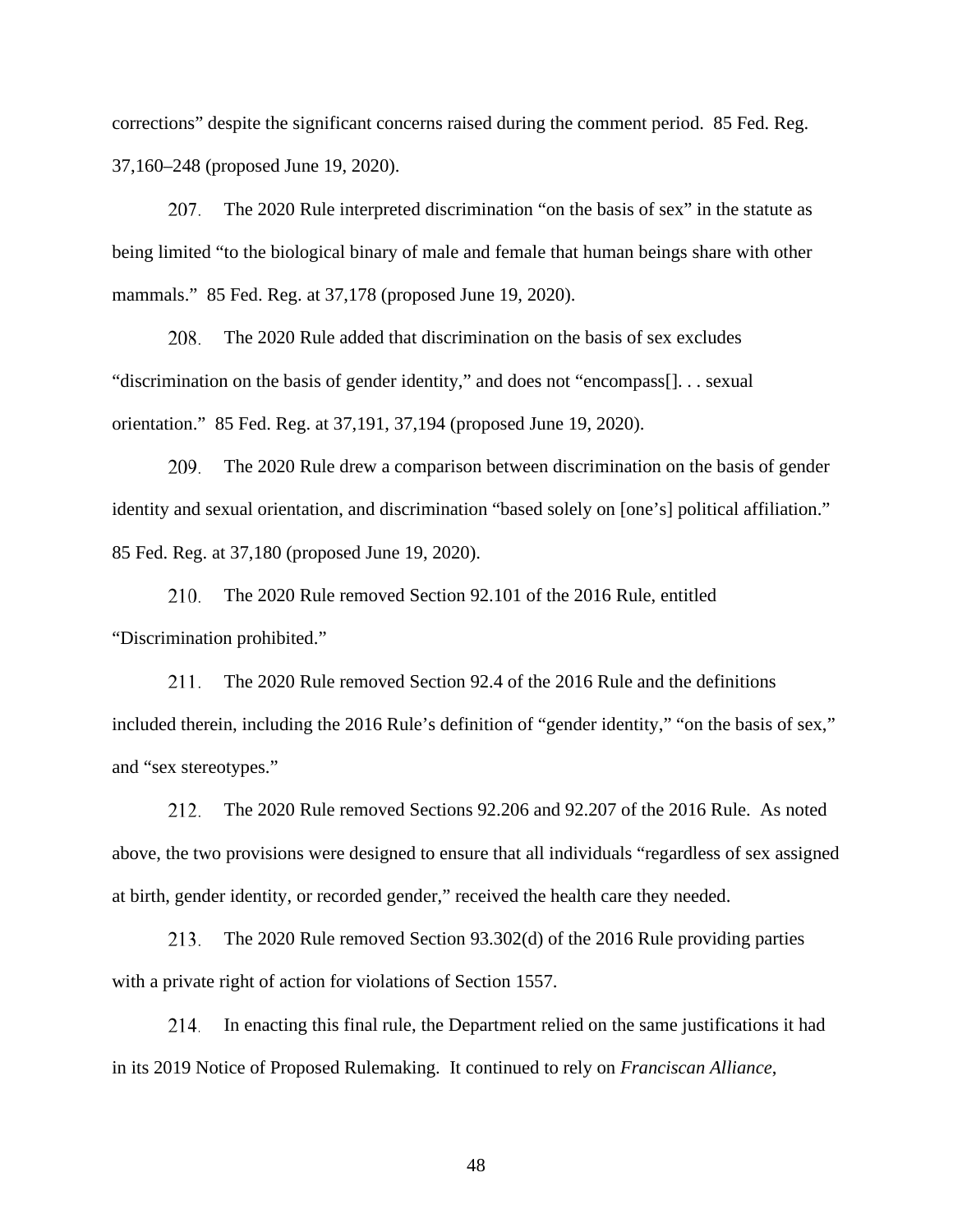corrections" despite the significant concerns raised during the comment period. 85 Fed. Reg. 37,160–248 (proposed June 19, 2020).

207. The 2020 Rule interpreted discrimination "on the basis of sex" in the statute as being limited "to the biological binary of male and female that human beings share with other mammals." 85 Fed. Reg. at 37,178 (proposed June 19, 2020).

208. The 2020 Rule added that discrimination on the basis of sex excludes "discrimination on the basis of gender identity," and does not "encompass[]. . . sexual orientation." 85 Fed. Reg. at 37,191, 37,194 (proposed June 19, 2020).

209. The 2020 Rule drew a comparison between discrimination on the basis of gender identity and sexual orientation, and discrimination "based solely on [one's] political affiliation." 85 Fed. Reg. at 37,180 (proposed June 19, 2020).

210. The 2020 Rule removed Section 92.101 of the 2016 Rule, entitled "Discrimination prohibited."

211. The 2020 Rule removed Section 92.4 of the 2016 Rule and the definitions included therein, including the 2016 Rule's definition of "gender identity," "on the basis of sex," and "sex stereotypes."

212. The 2020 Rule removed Sections 92.206 and 92.207 of the 2016 Rule. As noted above, the two provisions were designed to ensure that all individuals "regardless of sex assigned at birth, gender identity, or recorded gender," received the health care they needed.

213. The 2020 Rule removed Section 93.302(d) of the 2016 Rule providing parties with a private right of action for violations of Section 1557.

214. In enacting this final rule, the Department relied on the same justifications it had in its 2019 Notice of Proposed Rulemaking. It continued to rely on *Franciscan Alliance*,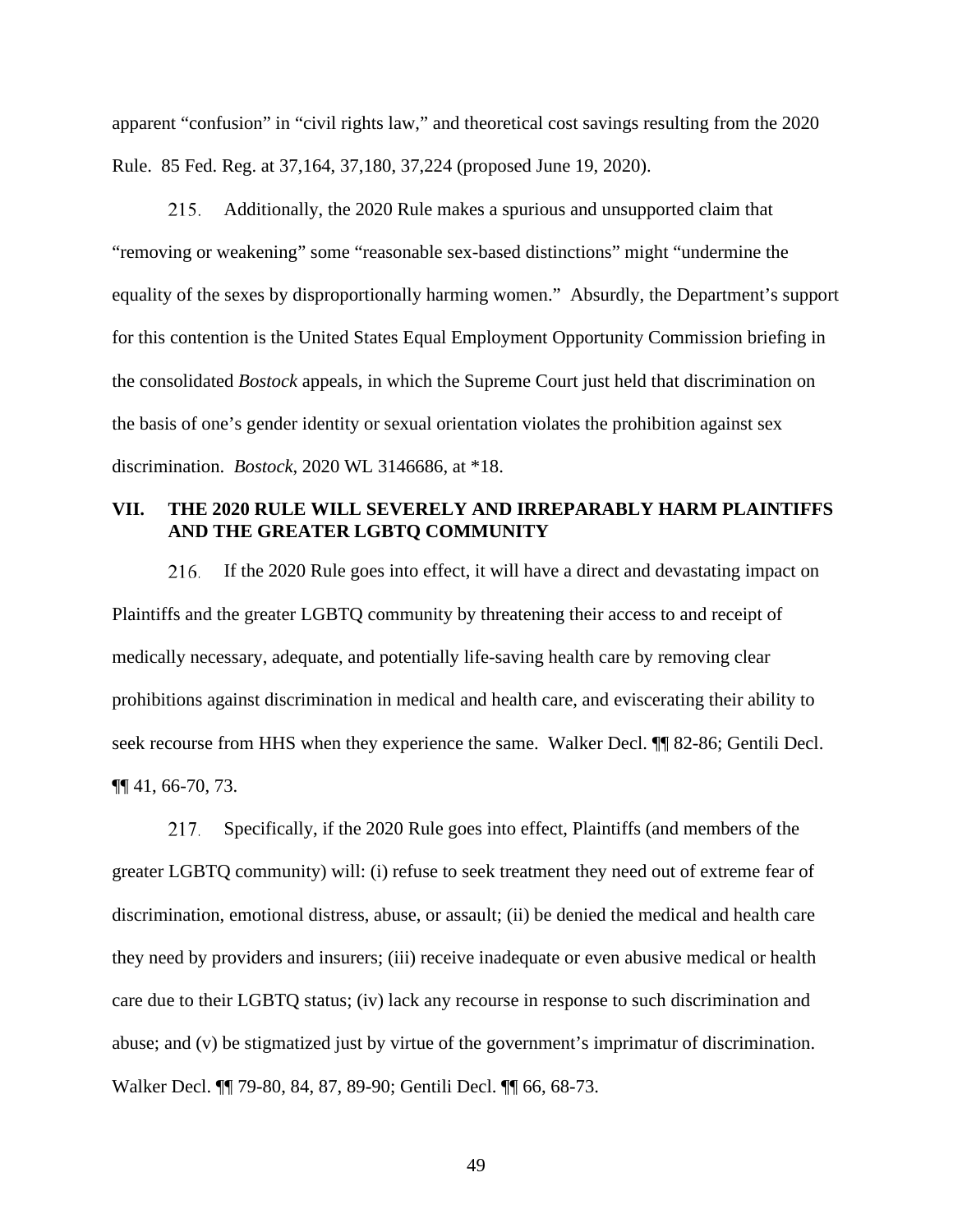apparent "confusion" in "civil rights law," and theoretical cost savings resulting from the 2020 Rule. 85 Fed. Reg. at 37,164, 37,180, 37,224 (proposed June 19, 2020).

215. Additionally, the 2020 Rule makes a spurious and unsupported claim that "removing or weakening" some "reasonable sex-based distinctions" might "undermine the equality of the sexes by disproportionally harming women." Absurdly, the Department's support for this contention is the United States Equal Employment Opportunity Commission briefing in the consolidated *Bostock* appeals, in which the Supreme Court just held that discrimination on the basis of one's gender identity or sexual orientation violates the prohibition against sex discrimination. *Bostock*, 2020 WL 3146686, at *18.

## VII. THE 2020 RULE WILL SEVERELY AND IRREPARABLY HARM PLAINTIFFS AND THE GREATER LGBTQ COMMUNITY

216. If the 2020 Rule goes into effect, it will have a direct and devastating impact on Plaintiffs and the greater LGBTQ community by threatening their access to and receipt of medically necessary, adequate, and potentially life-saving health care by removing clear prohibitions against discrimination in medical and health care, and eviscerating their ability to seek recourse from HHS when they experience the same. Walker Decl. ¶¶ 82-86; Gentili Decl. ¶¶ 41, 66-70, 73.

217. Specifically, if the 2020 Rule goes into effect, Plaintiffs (and members of the greater LGBTQ community) will: (i) refuse to seek treatment they need out of extreme fear of discrimination, emotional distress, abuse, or assault; (ii) be denied the medical and health care they need by providers and insurers; (iii) receive inadequate or even abusive medical or health care due to their LGBTQ status; (iv) lack any recourse in response to such discrimination and abuse; and (v) be stigmatized just by virtue of the government's imprimatur of discrimination. Walker Decl. ¶¶ 79-80, 84, 87, 89-90; Gentili Decl. ¶¶ 66, 68-73.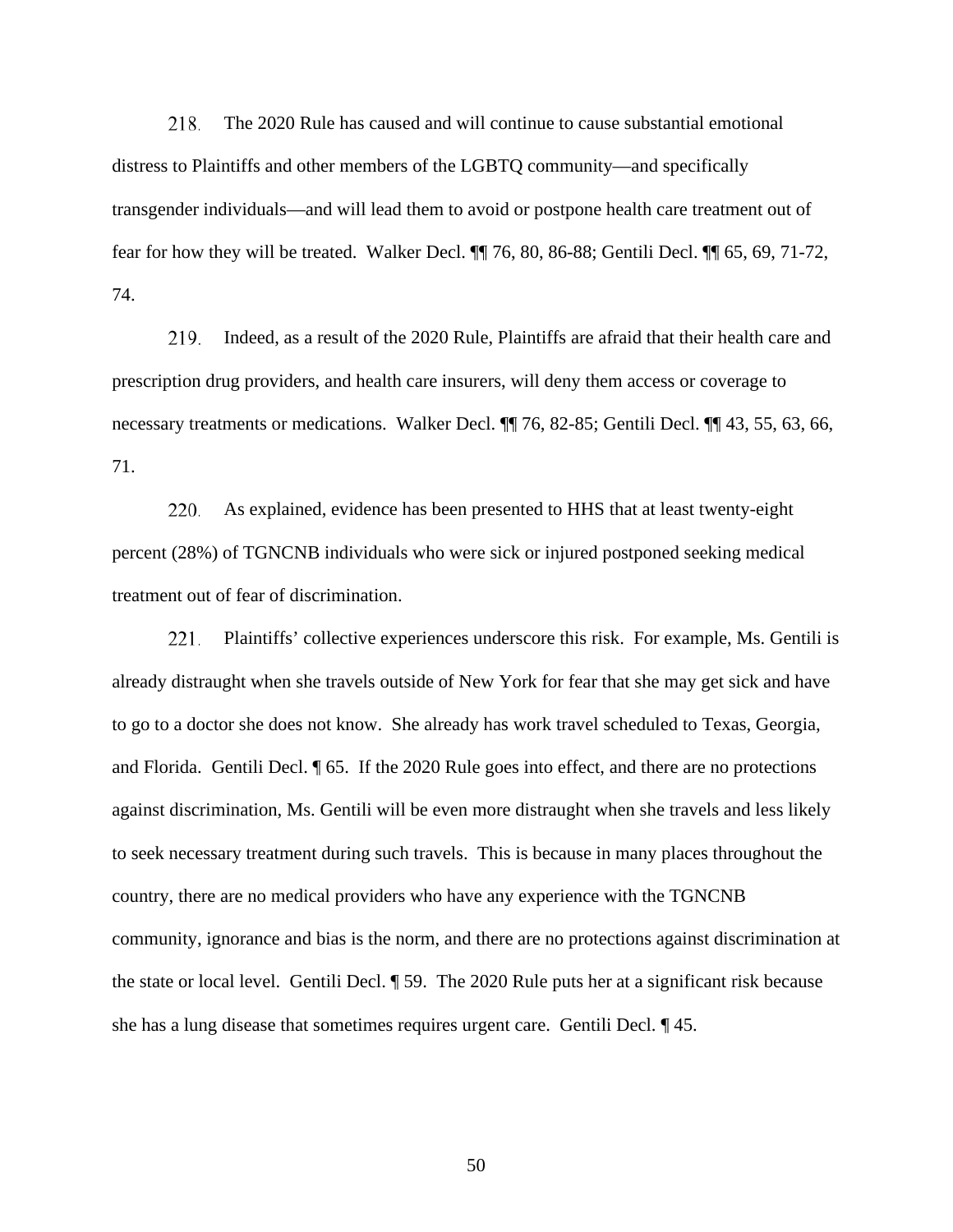218. The 2020 Rule has caused and will continue to cause substantial emotional distress to Plaintiffs and other members of the LGBTQ community—and specifically transgender individuals—and will lead them to avoid or postpone health care treatment out of fear for how they will be treated. Walker Decl. ¶¶ 76, 80, 86-88; Gentili Decl. ¶¶ 65, 69, 71-72, 74.

219. Indeed, as a result of the 2020 Rule, Plaintiffs are afraid that their health care and prescription drug providers, and health care insurers, will deny them access or coverage to necessary treatments or medications. Walker Decl. ¶¶ 76, 82-85; Gentili Decl. ¶¶ 43, 55, 63, 66, 71.

220. As explained, evidence has been presented to HHS that at least twenty-eight percent (28%) of TGNCNB individuals who were sick or injured postponed seeking medical treatment out of fear of discrimination.

221. Plaintiffs' collective experiences underscore this risk. For example, Ms. Gentili is already distraught when she travels outside of New York for fear that she may get sick and have to go to a doctor she does not know. She already has work travel scheduled to Texas, Georgia, and Florida. Gentili Decl. ¶ 65. If the 2020 Rule goes into effect, and there are no protections against discrimination, Ms. Gentili will be even more distraught when she travels and less likely to seek necessary treatment during such travels. This is because in many places throughout the country, there are no medical providers who have any experience with the TGNCNB community, ignorance and bias is the norm, and there are no protections against discrimination at the state or local level. Gentili Decl. ¶ 59. The 2020 Rule puts her at a significant risk because she has a lung disease that sometimes requires urgent care. Gentili Decl. ¶ 45.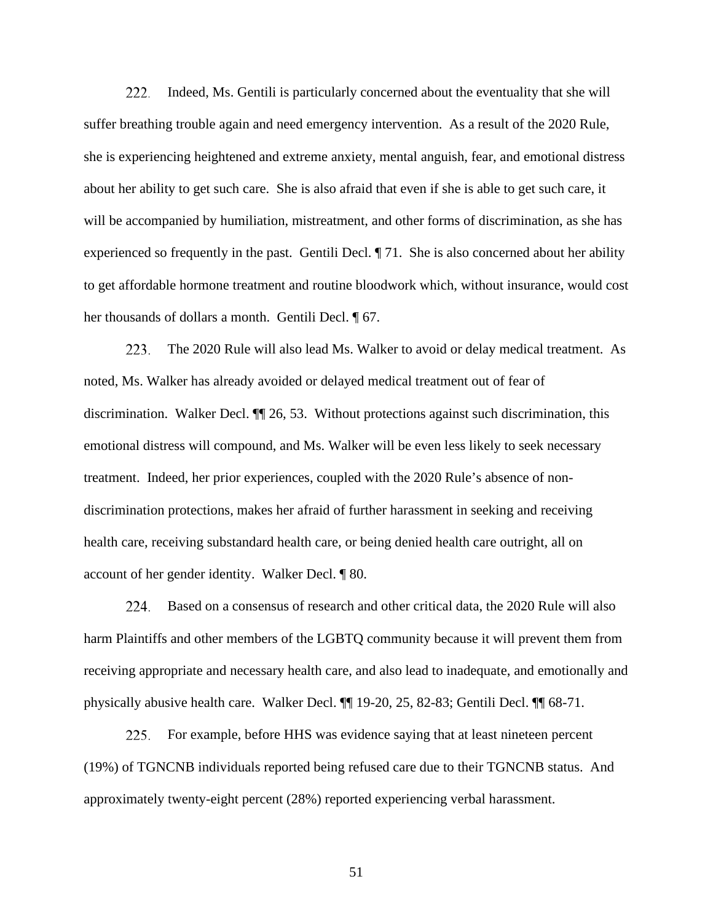222. Indeed, Ms. Gentili is particularly concerned about the eventuality that she will suffer breathing trouble again and need emergency intervention. As a result of the 2020 Rule, she is experiencing heightened and extreme anxiety, mental anguish, fear, and emotional distress about her ability to get such care. She is also afraid that even if she is able to get such care, it will be accompanied by humiliation, mistreatment, and other forms of discrimination, as she has experienced so frequently in the past. Gentili Decl. ¶ 71. She is also concerned about her ability to get affordable hormone treatment and routine bloodwork which, without insurance, would cost her thousands of dollars a month. Gentili Decl. ¶ 67.

223. The 2020 Rule will also lead Ms. Walker to avoid or delay medical treatment. As noted, Ms. Walker has already avoided or delayed medical treatment out of fear of discrimination. Walker Decl. ¶¶ 26, 53. Without protections against such discrimination, this emotional distress will compound, and Ms. Walker will be even less likely to seek necessary treatment. Indeed, her prior experiences, coupled with the 2020 Rule's absence of non-discrimination protections, makes her afraid of further harassment in seeking and receiving health care, receiving substandard health care, or being denied health care outright, all on account of her gender identity. Walker Decl. ¶ 80.

224. Based on a consensus of research and other critical data, the 2020 Rule will also harm Plaintiffs and other members of the LGBTQ community because it will prevent them from receiving appropriate and necessary health care, and also lead to inadequate, and emotionally and physically abusive health care. Walker Decl. ¶¶ 19-20, 25, 82-83; Gentili Decl. ¶¶ 68-71.

225. For example, before HHS was evidence saying that at least nineteen percent (19%) of TGNCNB individuals reported being refused care due to their TGNCNB status. And approximately twenty-eight percent (28%) reported experiencing verbal harassment.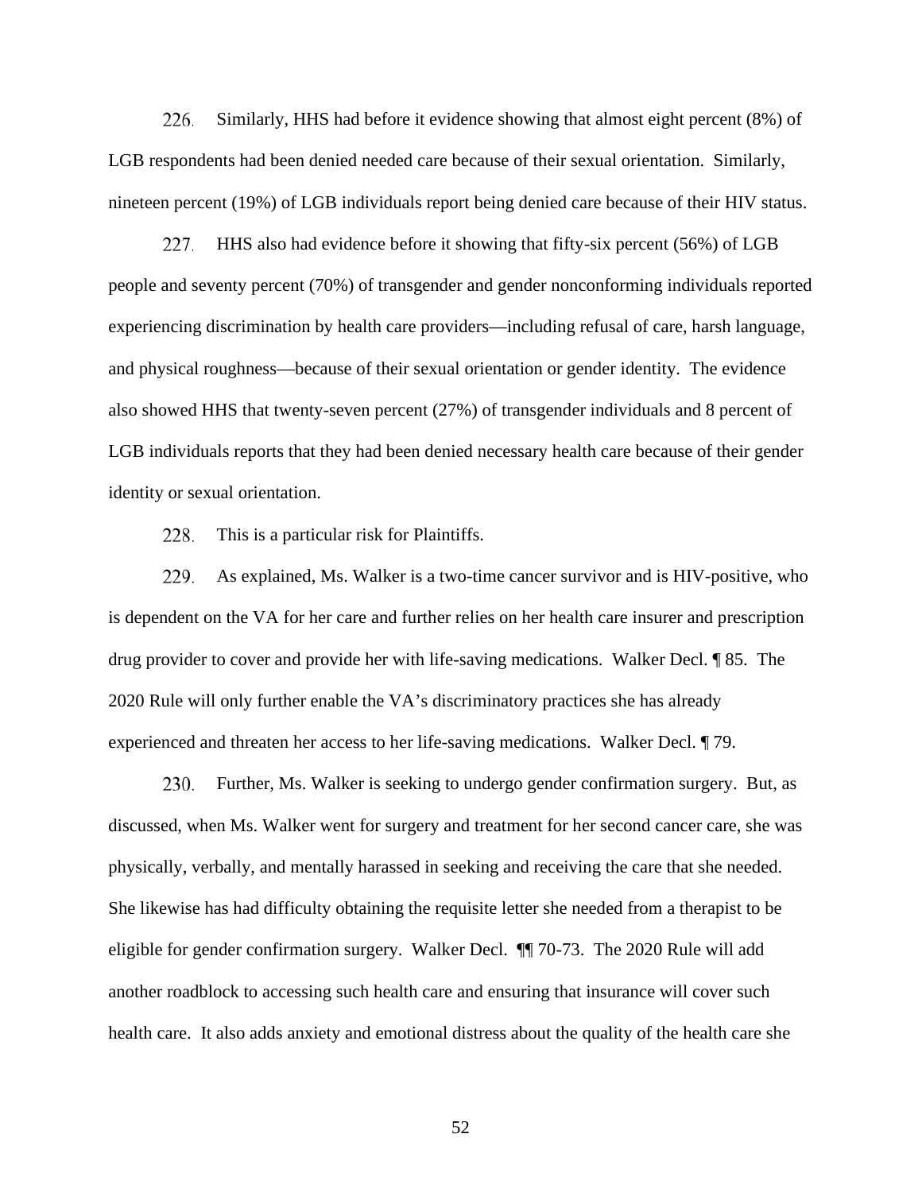226. Similarly, HHS had before it evidence showing that almost eight percent (8%) of LGB respondents had been denied needed care because of their sexual orientation. Similarly, nineteen percent (19%) of LGB individuals report being denied care because of their HIV status.

227. HHS also had evidence before it showing that fifty-six percent (56%) of LGB people and seventy percent (70%) of transgender and gender nonconforming individuals reported experiencing discrimination by health care providers—including refusal of care, harsh language, and physical roughness—because of their sexual orientation or gender identity. The evidence also showed HHS that twenty-seven percent (27%) of transgender individuals and 8 percent of LGB individuals reports that they had been denied necessary health care because of their gender identity or sexual orientation.

228. This is a particular risk for Plaintiffs.

229. As explained, Ms. Walker is a two-time cancer survivor and is HIV-positive, who is dependent on the VA for her care and further relies on her health care insurer and prescription drug provider to cover and provide her with life-saving medications. Walker Decl. ¶ 85. The 2020 Rule will only further enable the VA's discriminatory practices she has already experienced and threaten her access to her life-saving medications. Walker Decl. ¶ 79.

230. Further, Ms. Walker is seeking to undergo gender confirmation surgery. But, as discussed, when Ms. Walker went for surgery and treatment for her second cancer care, she was physically, verbally, and mentally harassed in seeking and receiving the care that she needed. She likewise has had difficulty obtaining the requisite letter she needed from a therapist to be eligible for gender confirmation surgery. Walker Decl. ¶¶ 70-73. The 2020 Rule will add another roadblock to accessing such health care and ensuring that insurance will cover such health care. It also adds anxiety and emotional distress about the quality of the health care she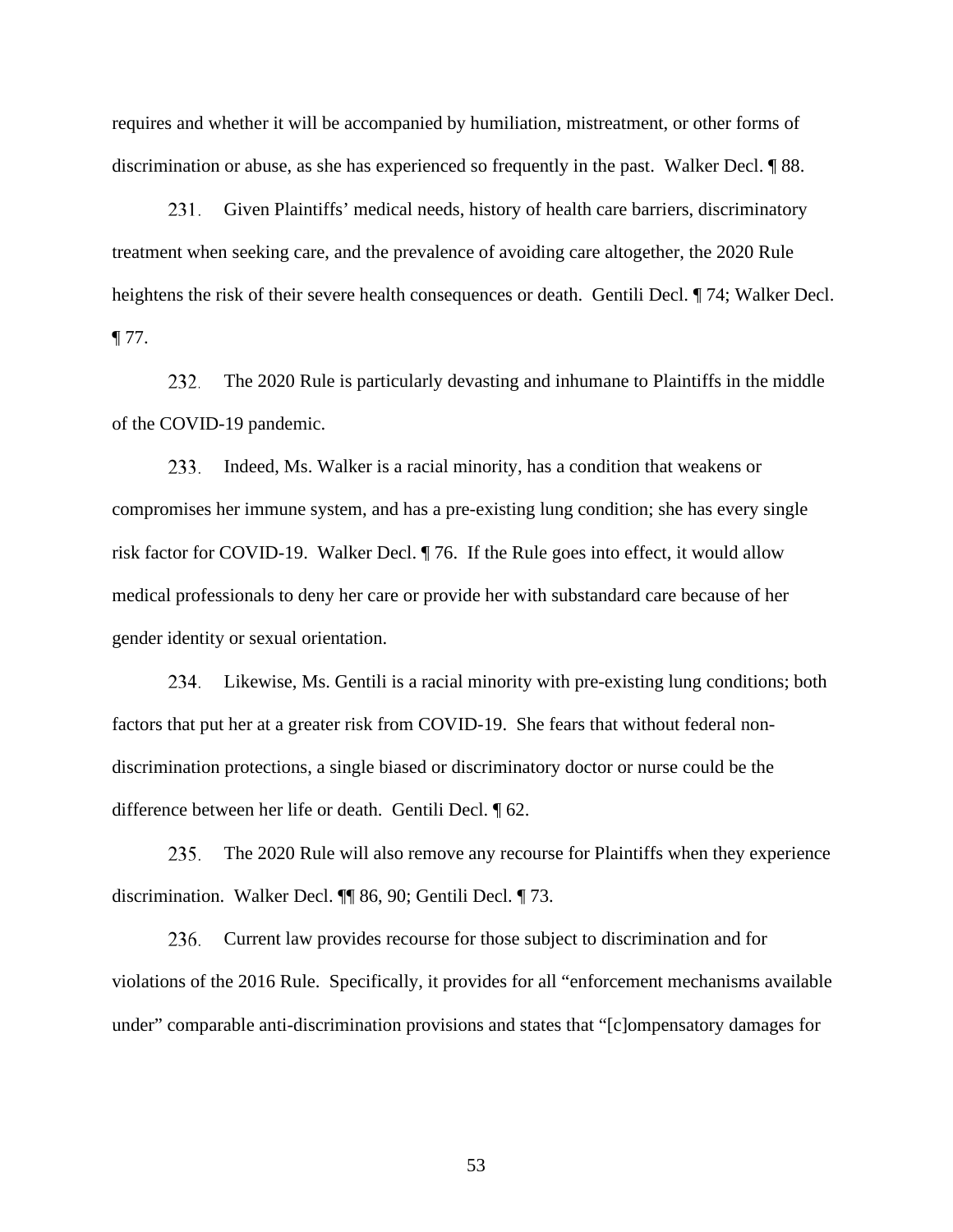requires and whether it will be accompanied by humiliation, mistreatment, or other forms of discrimination or abuse, as she has experienced so frequently in the past. Walker Decl. ¶ 88.

231. Given Plaintiffs' medical needs, history of health care barriers, discriminatory treatment when seeking care, and the prevalence of avoiding care altogether, the 2020 Rule heightens the risk of their severe health consequences or death. Gentili Decl. ¶ 74; Walker Decl. ¶ 77.

232. The 2020 Rule is particularly devasting and inhumane to Plaintiffs in the middle of the COVID-19 pandemic.

233. Indeed, Ms. Walker is a racial minority, has a condition that weakens or compromises her immune system, and has a pre-existing lung condition; she has every single risk factor for COVID-19. Walker Decl. ¶ 76. If the Rule goes into effect, it would allow medical professionals to deny her care or provide her with substandard care because of her gender identity or sexual orientation.

234. Likewise, Ms. Gentili is a racial minority with pre-existing lung conditions; both factors that put her at a greater risk from COVID-19. She fears that without federal non-discrimination protections, a single biased or discriminatory doctor or nurse could be the difference between her life or death. Gentili Decl. ¶ 62.

235. The 2020 Rule will also remove any recourse for Plaintiffs when they experience discrimination. Walker Decl. ¶¶ 86, 90; Gentili Decl. ¶ 73.

236. Current law provides recourse for those subject to discrimination and for violations of the 2016 Rule. Specifically, it provides for all "enforcement mechanisms available under" comparable anti-discrimination provisions and states that "[c]ompensatory damages for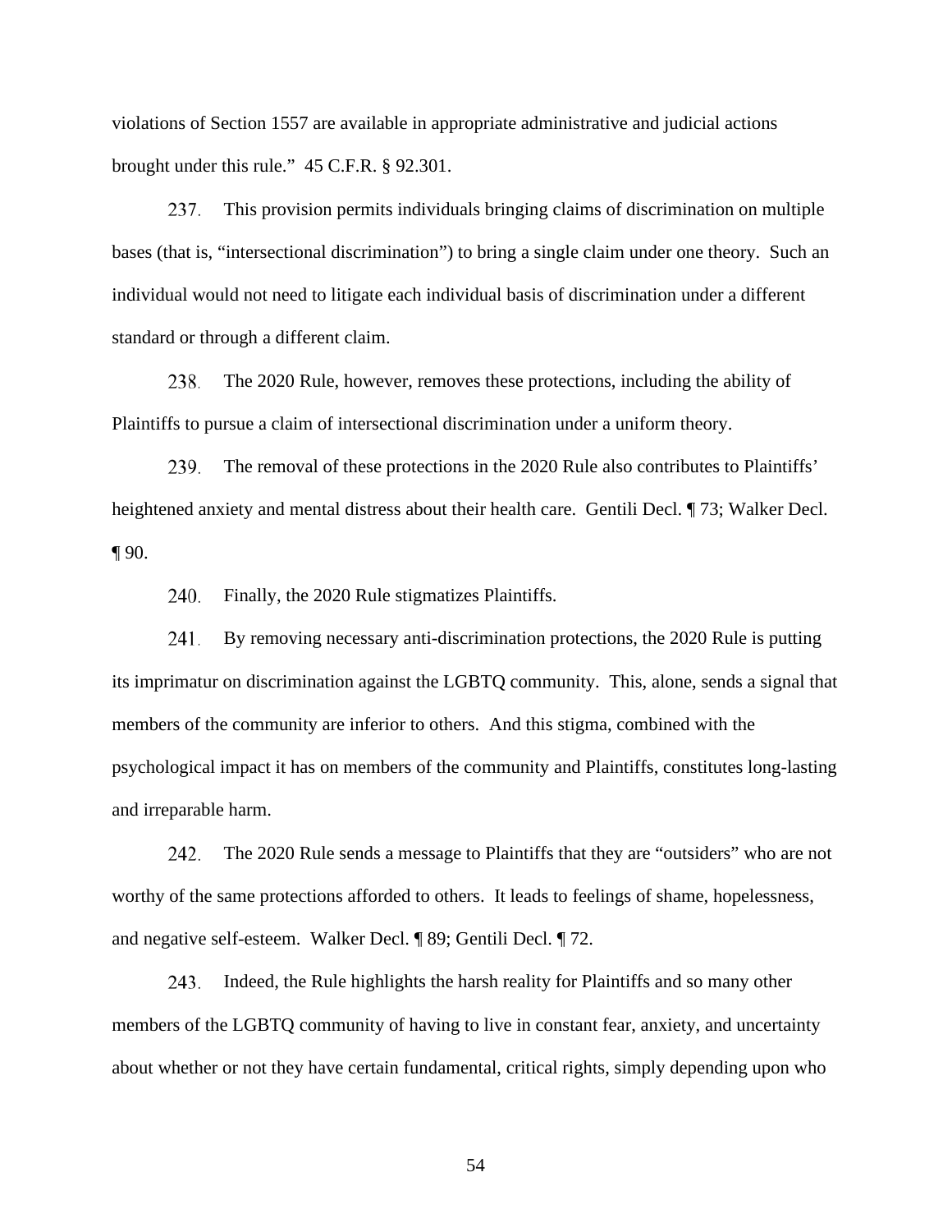violations of Section 1557 are available in appropriate administrative and judicial actions brought under this rule." 45 C.F.R. § 92.301.

237. This provision permits individuals bringing claims of discrimination on multiple bases (that is, "intersectional discrimination") to bring a single claim under one theory. Such an individual would not need to litigate each individual basis of discrimination under a different standard or through a different claim.

238. The 2020 Rule, however, removes these protections, including the ability of Plaintiffs to pursue a claim of intersectional discrimination under a uniform theory.

239. The removal of these protections in the 2020 Rule also contributes to Plaintiffs' heightened anxiety and mental distress about their health care. Gentili Decl. ¶ 73; Walker Decl. ¶ 90.

240. Finally, the 2020 Rule stigmatizes Plaintiffs.

241. By removing necessary anti-discrimination protections, the 2020 Rule is putting its imprimatur on discrimination against the LGBTQ community. This, alone, sends a signal that members of the community are inferior to others. And this stigma, combined with the psychological impact it has on members of the community and Plaintiffs, constitutes long-lasting and irreparable harm.

242. The 2020 Rule sends a message to Plaintiffs that they are "outsiders" who are not worthy of the same protections afforded to others. It leads to feelings of shame, hopelessness, and negative self-esteem. Walker Decl. ¶ 89; Gentili Decl. ¶ 72.

243. Indeed, the Rule highlights the harsh reality for Plaintiffs and so many other members of the LGBTQ community of having to live in constant fear, anxiety, and uncertainty about whether or not they have certain fundamental, critical rights, simply depending upon who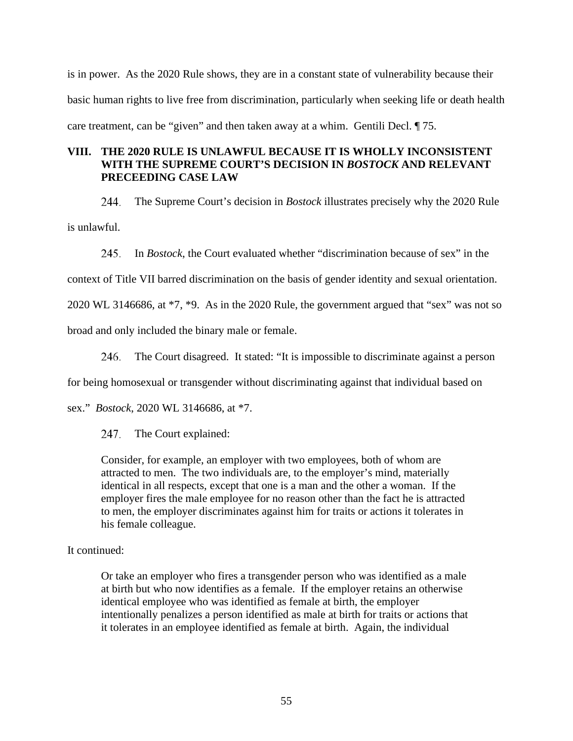is in power. As the 2020 Rule shows, they are in a constant state of vulnerability because their basic human rights to live free from discrimination, particularly when seeking life or death health care treatment, can be "given" and then taken away at a whim. Gentili Decl. ¶ 75.

## VIII. THE 2020 RULE IS UNLAWFUL BECAUSE IT IS WHOLLY INCONSISTENT WITH THE SUPREME COURT'S DECISION IN *BOSTOCK* AND RELEVANT PRECEEDING CASE LAW

244. The Supreme Court's decision in *Bostock* illustrates precisely why the 2020 Rule is unlawful.

245. In *Bostock*, the Court evaluated whether "discrimination because of sex" in the context of Title VII barred discrimination on the basis of gender identity and sexual orientation. 2020 WL 3146686, at *7, *9. As in the 2020 Rule, the government argued that "sex" was not so broad and only included the binary male or female.

246. The Court disagreed. It stated: "It is impossible to discriminate against a person for being homosexual or transgender without discriminating against that individual based on sex." *Bostock*, 2020 WL 3146686, at *7.

247. The Court explained:

> Consider, for example, an employer with two employees, both of whom are attracted to men. The two individuals are, to the employer's mind, materially identical in all respects, except that one is a man and the other a woman. If the employer fires the male employee for no reason other than the fact he is attracted to men, the employer discriminates against him for traits or actions it tolerates in his female colleague.

It continued:

> Or take an employer who fires a transgender person who was identified as a male at birth but who now identifies as a female. If the employer retains an otherwise identical employee who was identified as female at birth, the employer intentionally penalizes a person identified as male at birth for traits or actions that it tolerates in an employee identified as female at birth. Again, the individual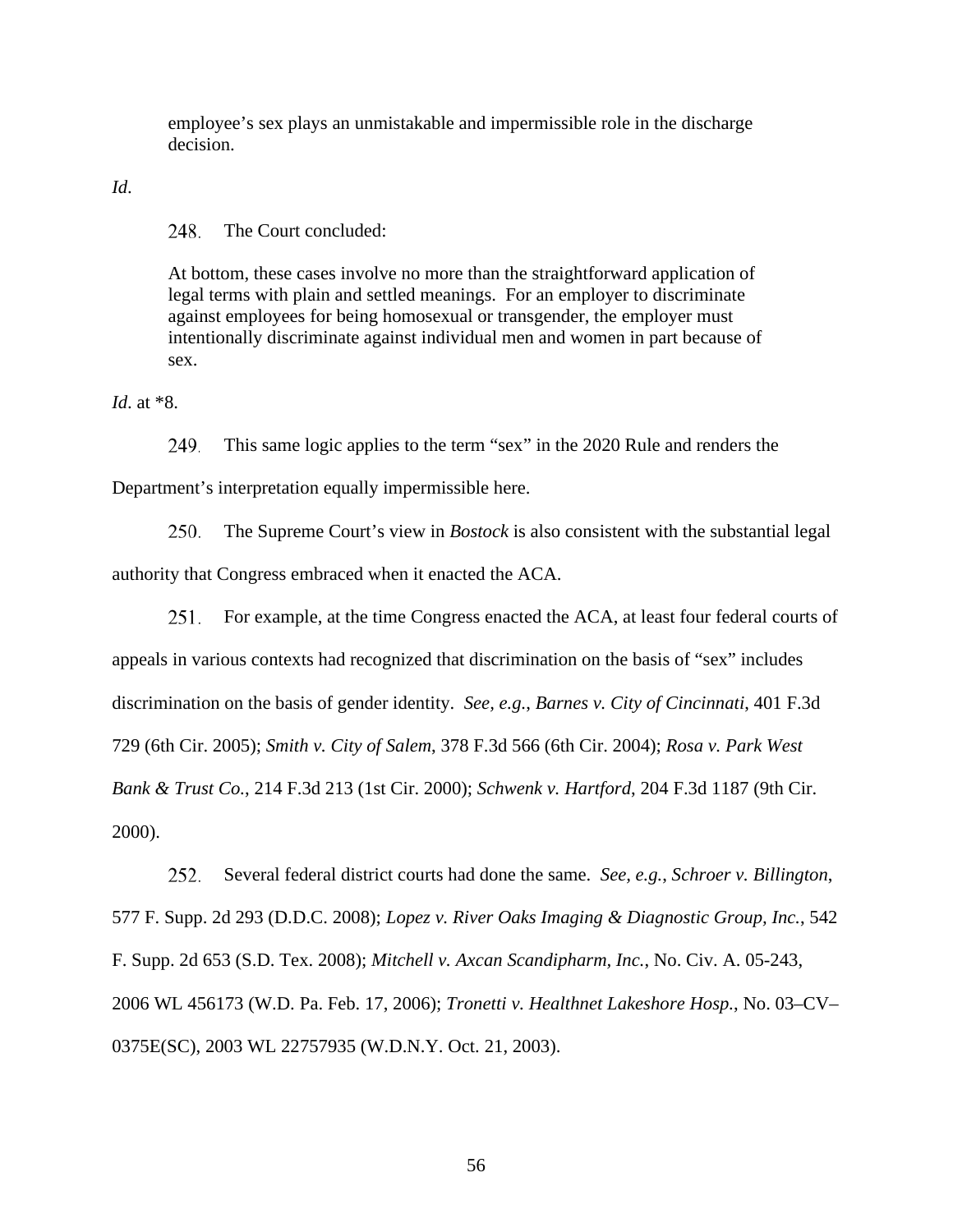> employee's sex plays an unmistakable and impermissible role in the discharge decision.

*Id.*

248. The Court concluded:

> At bottom, these cases involve no more than the straightforward application of legal terms with plain and settled meanings. For an employer to discriminate against employees for being homosexual or transgender, the employer must intentionally discriminate against individual men and women in part because of sex.

*Id*. at *8.

249. This same logic applies to the term "sex" in the 2020 Rule and renders the Department's interpretation equally impermissible here.

250. The Supreme Court's view in *Bostock* is also consistent with the substantial legal authority that Congress embraced when it enacted the ACA.

251. For example, at the time Congress enacted the ACA, at least four federal courts of appeals in various contexts had recognized that discrimination on the basis of "sex" includes discrimination on the basis of gender identity. *See, e.g.*, *Barnes v. City of Cincinnati*, 401 F.3d 729 (6th Cir. 2005); *Smith v. City of Salem*, 378 F.3d 566 (6th Cir. 2004); *Rosa v. Park West Bank & Trust Co.*, 214 F.3d 213 (1st Cir. 2000); *Schwenk v. Hartford*, 204 F.3d 1187 (9th Cir. 2000).

252. Several federal district courts had done the same. *See, e.g.*, *Schroer v. Billington*, 577 F. Supp. 2d 293 (D.D.C. 2008); *Lopez v. River Oaks Imaging & Diagnostic Group, Inc.*, 542 F. Supp. 2d 653 (S.D. Tex. 2008); *Mitchell v. Axcan Scandipharm, Inc.*, No. Civ. A. 05-243, 2006 WL 456173 (W.D. Pa. Feb. 17, 2006); *Tronetti v. Healthnet Lakeshore Hosp.*, No. 03–CV–0375E(SC), 2003 WL 22757935 (W.D.N.Y. Oct. 21, 2003).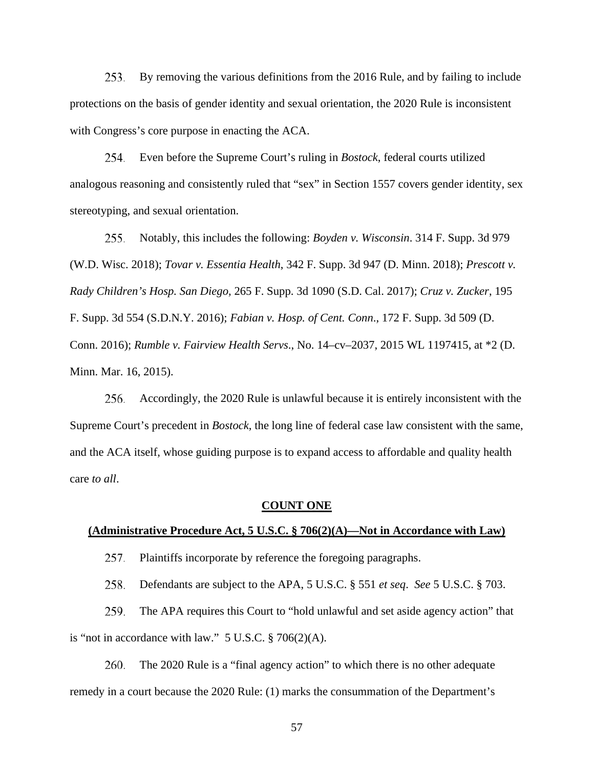253. By removing the various definitions from the 2016 Rule, and by failing to include protections on the basis of gender identity and sexual orientation, the 2020 Rule is inconsistent with Congress's core purpose in enacting the ACA.

254. Even before the Supreme Court's ruling in *Bostock*, federal courts utilized analogous reasoning and consistently ruled that "sex" in Section 1557 covers gender identity, sex stereotyping, and sexual orientation.

255. Notably, this includes the following: *Boyden v. Wisconsin*. 314 F. Supp. 3d 979 (W.D. Wisc. 2018); *Tovar v. Essentia Health*, 342 F. Supp. 3d 947 (D. Minn. 2018); *Prescott v. Rady Children's Hosp. San Diego*, 265 F. Supp. 3d 1090 (S.D. Cal. 2017); *Cruz v. Zucker*, 195 F. Supp. 3d 554 (S.D.N.Y. 2016); *Fabian v. Hosp. of Cent. Conn*., 172 F. Supp. 3d 509 (D. Conn. 2016); *Rumble v. Fairview Health Servs*., No. 14–cv–2037, 2015 WL 1197415, at *2 (D. Minn. Mar. 16, 2015).

256. Accordingly, the 2020 Rule is unlawful because it is entirely inconsistent with the Supreme Court's precedent in *Bostock*, the long line of federal case law consistent with the same, and the ACA itself, whose guiding purpose is to expand access to affordable and quality health care *to all*.

## COUNT ONE

### (Administrative Procedure Act, 5 U.S.C. § 706(2)(A)—Not in Accordance with Law)

257. Plaintiffs incorporate by reference the foregoing paragraphs.

258. Defendants are subject to the APA, 5 U.S.C. § 551 *et seq*. *See* 5 U.S.C. § 703.

259. The APA requires this Court to "hold unlawful and set aside agency action" that is "not in accordance with law." 5 U.S.C. § 706(2)(A).

260. The 2020 Rule is a "final agency action" to which there is no other adequate remedy in a court because the 2020 Rule: (1) marks the consummation of the Department's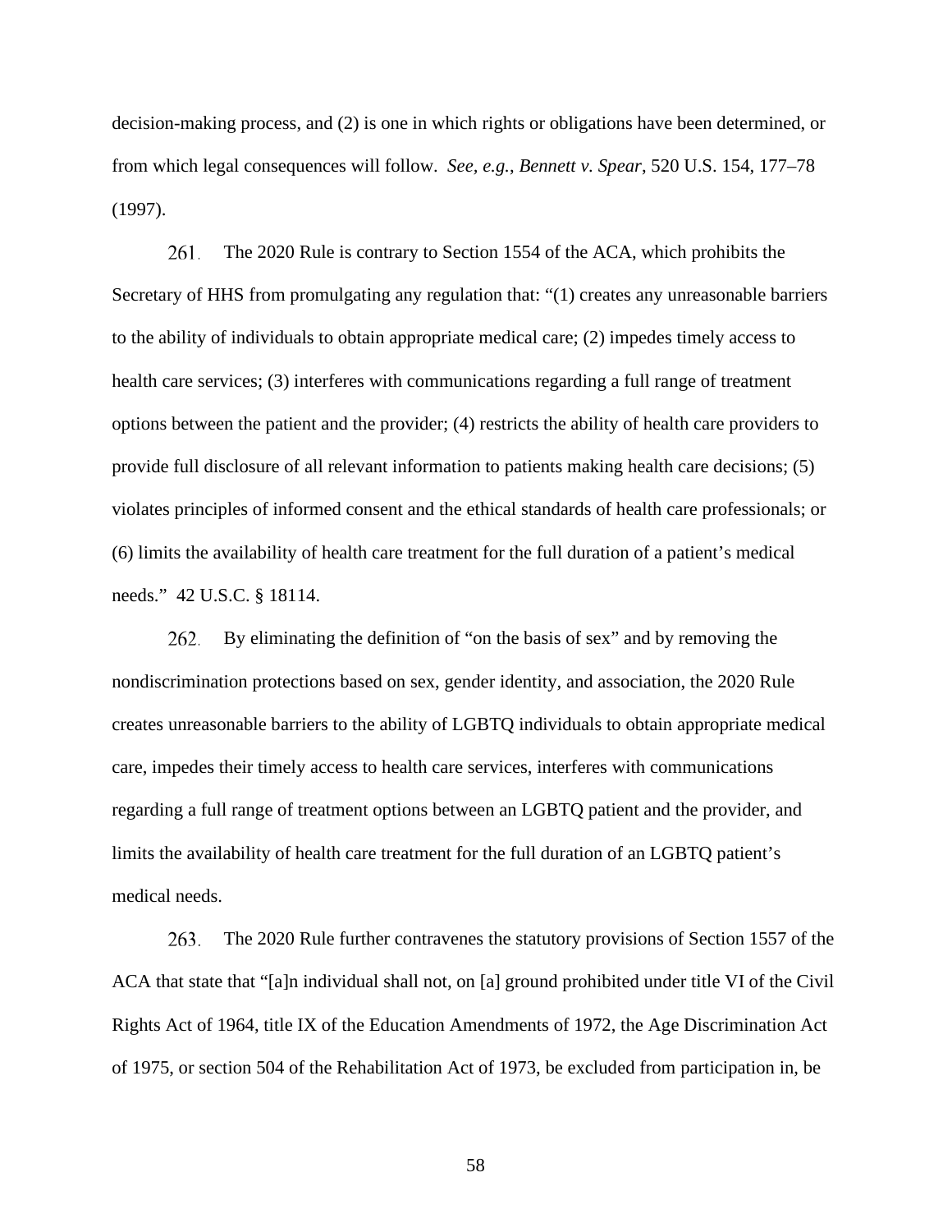decision-making process, and (2) is one in which rights or obligations have been determined, or from which legal consequences will follow. *See, e.g.*, *Bennett v. Spear*, 520 U.S. 154, 177–78 (1997).

261. The 2020 Rule is contrary to Section 1554 of the ACA, which prohibits the Secretary of HHS from promulgating any regulation that: "(1) creates any unreasonable barriers to the ability of individuals to obtain appropriate medical care; (2) impedes timely access to health care services; (3) interferes with communications regarding a full range of treatment options between the patient and the provider; (4) restricts the ability of health care providers to provide full disclosure of all relevant information to patients making health care decisions; (5) violates principles of informed consent and the ethical standards of health care professionals; or (6) limits the availability of health care treatment for the full duration of a patient's medical needs." 42 U.S.C. § 18114.

262. By eliminating the definition of "on the basis of sex" and by removing the nondiscrimination protections based on sex, gender identity, and association, the 2020 Rule creates unreasonable barriers to the ability of LGBTQ individuals to obtain appropriate medical care, impedes their timely access to health care services, interferes with communications regarding a full range of treatment options between an LGBTQ patient and the provider, and limits the availability of health care treatment for the full duration of an LGBTQ patient's medical needs.

263. The 2020 Rule further contravenes the statutory provisions of Section 1557 of the ACA that state that "[a]n individual shall not, on [a] ground prohibited under title VI of the Civil Rights Act of 1964, title IX of the Education Amendments of 1972, the Age Discrimination Act of 1975, or section 504 of the Rehabilitation Act of 1973, be excluded from participation in, be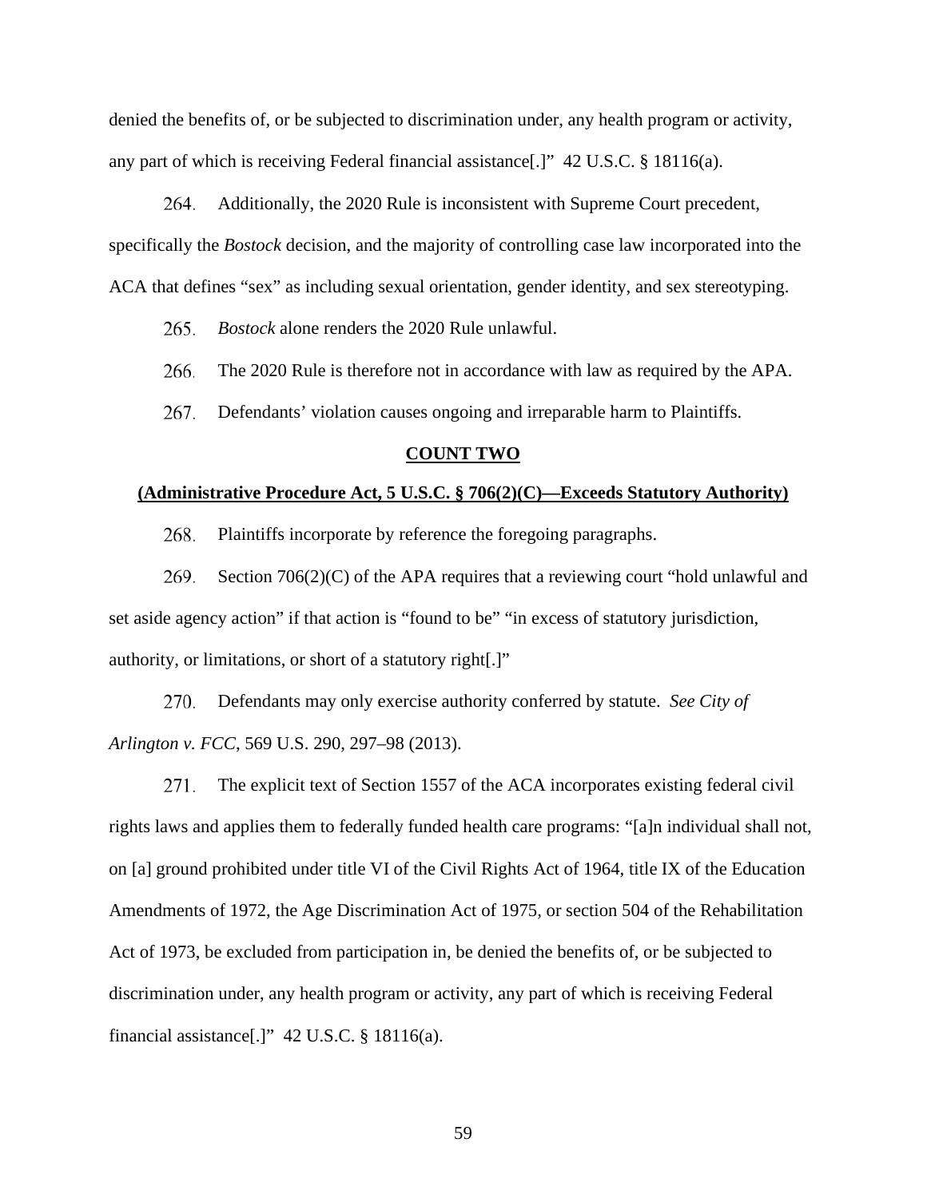denied the benefits of, or be subjected to discrimination under, any health program or activity, any part of which is receiving Federal financial assistance[.]" 42 U.S.C. § 18116(a).

264. Additionally, the 2020 Rule is inconsistent with Supreme Court precedent, specifically the *Bostock* decision, and the majority of controlling case law incorporated into the ACA that defines "sex" as including sexual orientation, gender identity, and sex stereotyping.

265. *Bostock* alone renders the 2020 Rule unlawful.

266. The 2020 Rule is therefore not in accordance with law as required by the APA.

267. Defendants' violation causes ongoing and irreparable harm to Plaintiffs.

**COUNT TWO**

**(Administrative Procedure Act, 5 U.S.C. § 706(2)(C)—Exceeds Statutory Authority)**

268. Plaintiffs incorporate by reference the foregoing paragraphs.

269. Section 706(2)(C) of the APA requires that a reviewing court "hold unlawful and set aside agency action" if that action is "found to be" "in excess of statutory jurisdiction, authority, or limitations, or short of a statutory right[.]"

270. Defendants may only exercise authority conferred by statute. *See City of Arlington v. FCC*, 569 U.S. 290, 297–98 (2013).

271. The explicit text of Section 1557 of the ACA incorporates existing federal civil rights laws and applies them to federally funded health care programs: "[a]n individual shall not, on [a] ground prohibited under title VI of the Civil Rights Act of 1964, title IX of the Education Amendments of 1972, the Age Discrimination Act of 1975, or section 504 of the Rehabilitation Act of 1973, be excluded from participation in, be denied the benefits of, or be subjected to discrimination under, any health program or activity, any part of which is receiving Federal financial assistance[.]" 42 U.S.C. § 18116(a).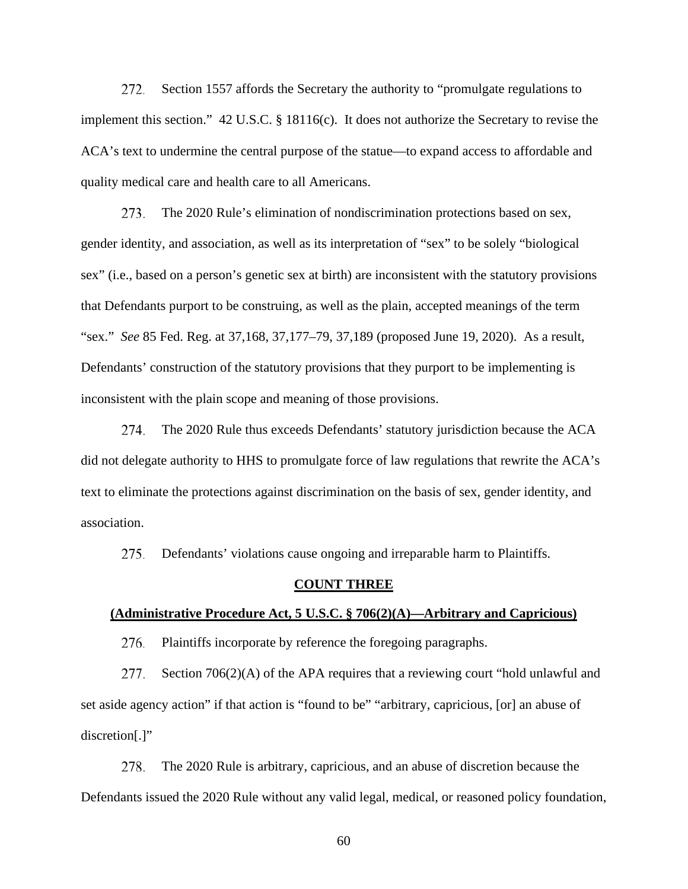272. Section 1557 affords the Secretary the authority to "promulgate regulations to implement this section." 42 U.S.C. § 18116(c). It does not authorize the Secretary to revise the ACA's text to undermine the central purpose of the statue—to expand access to affordable and quality medical care and health care to all Americans.

273. The 2020 Rule's elimination of nondiscrimination protections based on sex, gender identity, and association, as well as its interpretation of "sex" to be solely "biological sex" (i.e., based on a person's genetic sex at birth) are inconsistent with the statutory provisions that Defendants purport to be construing, as well as the plain, accepted meanings of the term "sex." *See* 85 Fed. Reg. at 37,168, 37,177–79, 37,189 (proposed June 19, 2020). As a result, Defendants' construction of the statutory provisions that they purport to be implementing is inconsistent with the plain scope and meaning of those provisions.

274. The 2020 Rule thus exceeds Defendants' statutory jurisdiction because the ACA did not delegate authority to HHS to promulgate force of law regulations that rewrite the ACA's text to eliminate the protections against discrimination on the basis of sex, gender identity, and association.

275. Defendants' violations cause ongoing and irreparable harm to Plaintiffs.

**COUNT THREE**

**(Administrative Procedure Act, 5 U.S.C. § 706(2)(A)—Arbitrary and Capricious)**

276. Plaintiffs incorporate by reference the foregoing paragraphs.

277. Section 706(2)(A) of the APA requires that a reviewing court "hold unlawful and set aside agency action" if that action is "found to be" "arbitrary, capricious, [or] an abuse of discretion[.]"

278. The 2020 Rule is arbitrary, capricious, and an abuse of discretion because the Defendants issued the 2020 Rule without any valid legal, medical, or reasoned policy foundation,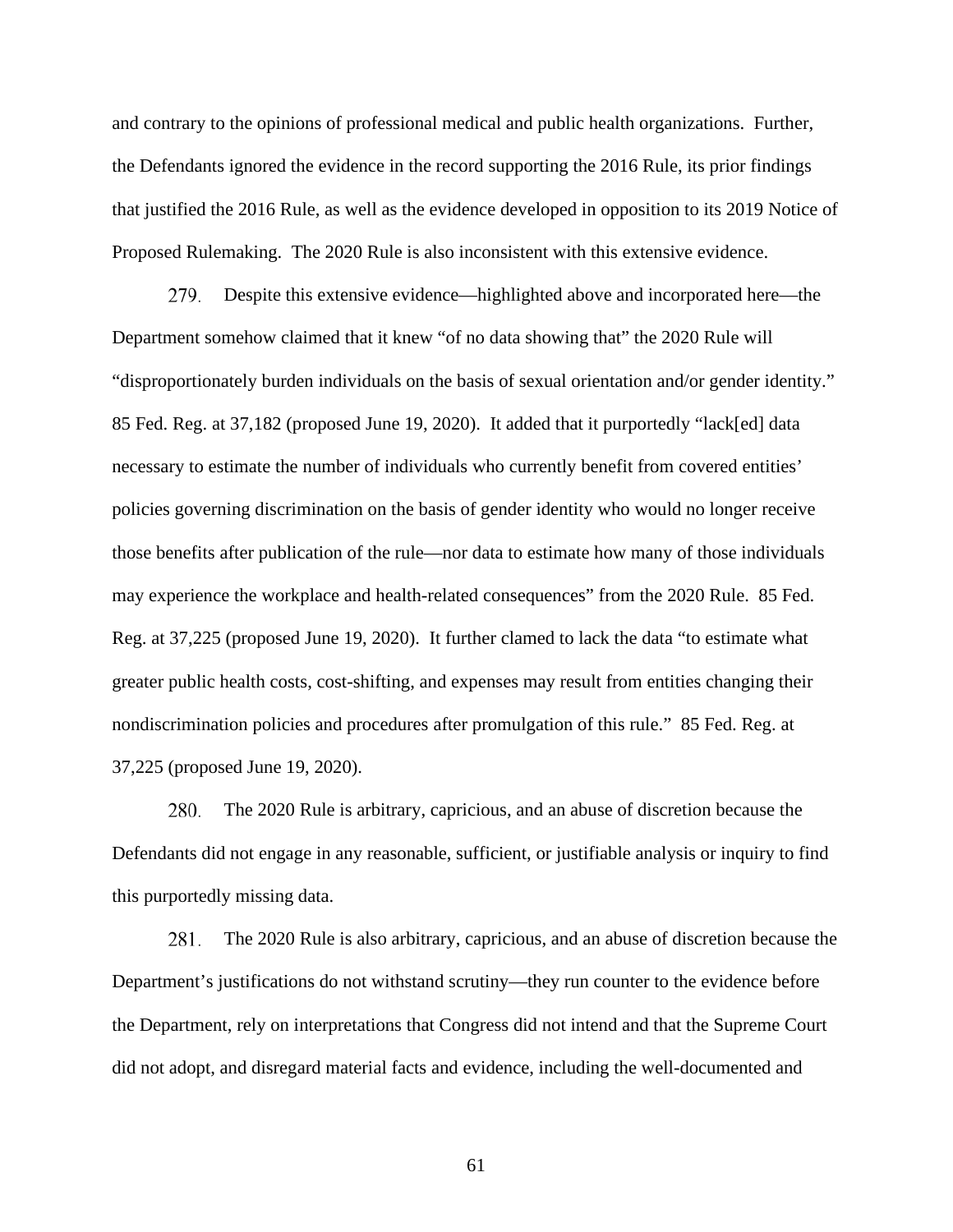and contrary to the opinions of professional medical and public health organizations. Further, the Defendants ignored the evidence in the record supporting the 2016 Rule, its prior findings that justified the 2016 Rule, as well as the evidence developed in opposition to its 2019 Notice of Proposed Rulemaking. The 2020 Rule is also inconsistent with this extensive evidence.

279. Despite this extensive evidence—highlighted above and incorporated here—the Department somehow claimed that it knew "of no data showing that" the 2020 Rule will "disproportionately burden individuals on the basis of sexual orientation and/or gender identity." 85 Fed. Reg. at 37,182 (proposed June 19, 2020). It added that it purportedly "lack[ed] data necessary to estimate the number of individuals who currently benefit from covered entities' policies governing discrimination on the basis of gender identity who would no longer receive those benefits after publication of the rule—nor data to estimate how many of those individuals may experience the workplace and health-related consequences" from the 2020 Rule. 85 Fed. Reg. at 37,225 (proposed June 19, 2020). It further clamed to lack the data "to estimate what greater public health costs, cost-shifting, and expenses may result from entities changing their nondiscrimination policies and procedures after promulgation of this rule." 85 Fed. Reg. at 37,225 (proposed June 19, 2020).

280. The 2020 Rule is arbitrary, capricious, and an abuse of discretion because the Defendants did not engage in any reasonable, sufficient, or justifiable analysis or inquiry to find this purportedly missing data.

281. The 2020 Rule is also arbitrary, capricious, and an abuse of discretion because the Department's justifications do not withstand scrutiny—they run counter to the evidence before the Department, rely on interpretations that Congress did not intend and that the Supreme Court did not adopt, and disregard material facts and evidence, including the well-documented and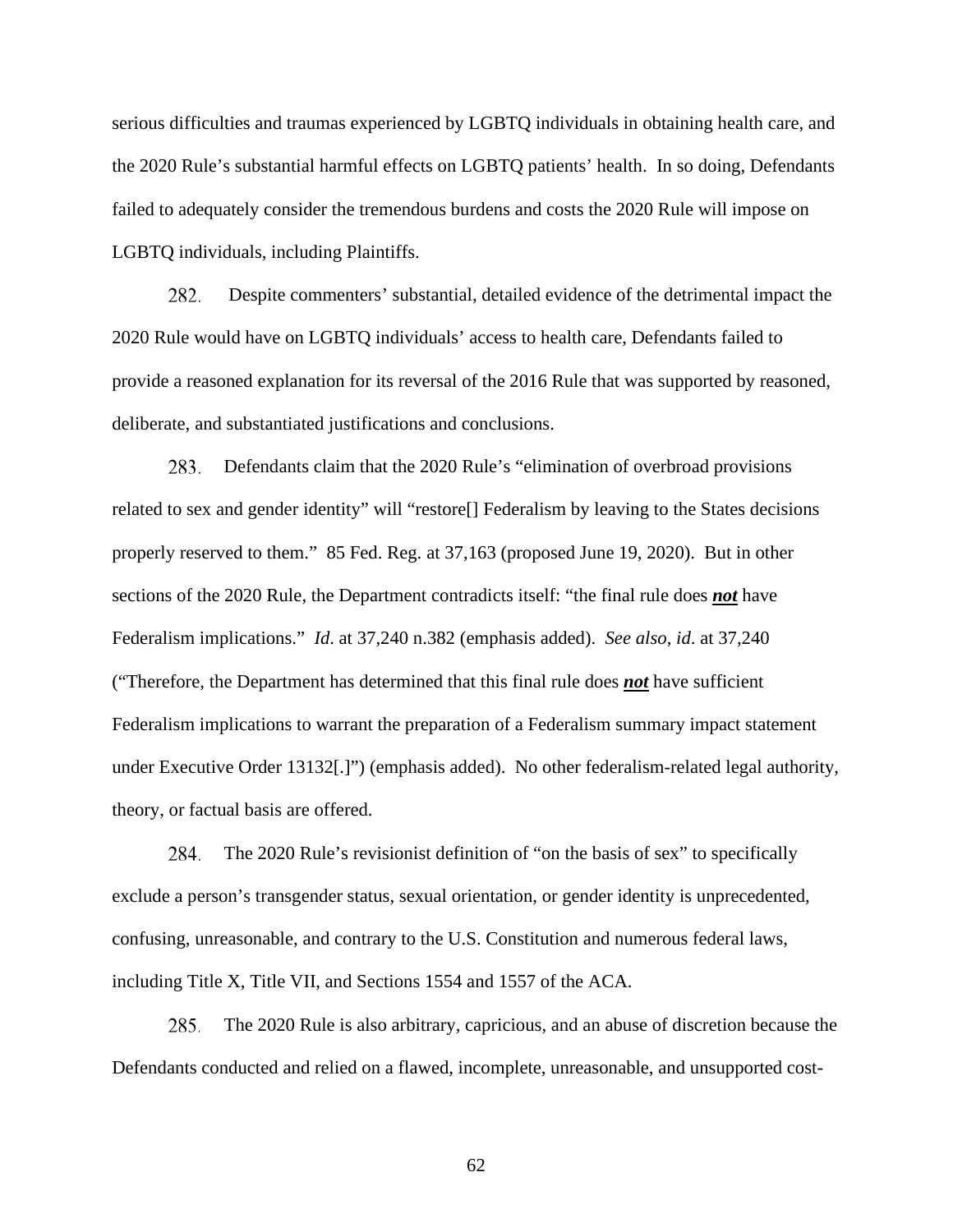serious difficulties and traumas experienced by LGBTQ individuals in obtaining health care, and the 2020 Rule's substantial harmful effects on LGBTQ patients' health. In so doing, Defendants failed to adequately consider the tremendous burdens and costs the 2020 Rule will impose on LGBTQ individuals, including Plaintiffs.

282. Despite commenters' substantial, detailed evidence of the detrimental impact the 2020 Rule would have on LGBTQ individuals' access to health care, Defendants failed to provide a reasoned explanation for its reversal of the 2016 Rule that was supported by reasoned, deliberate, and substantiated justifications and conclusions.

283. Defendants claim that the 2020 Rule's "elimination of overbroad provisions related to sex and gender identity" will "restore[] Federalism by leaving to the States decisions properly reserved to them." 85 Fed. Reg. at 37,163 (proposed June 19, 2020). But in other sections of the 2020 Rule, the Department contradicts itself: "the final rule does ***not*** have Federalism implications." *Id*. at 37,240 n.382 (emphasis added). *See also, id*. at 37,240 ("Therefore, the Department has determined that this final rule does ***not*** have sufficient Federalism implications to warrant the preparation of a Federalism summary impact statement under Executive Order 13132[.]") (emphasis added). No other federalism-related legal authority, theory, or factual basis are offered.

284. The 2020 Rule's revisionist definition of "on the basis of sex" to specifically exclude a person's transgender status, sexual orientation, or gender identity is unprecedented, confusing, unreasonable, and contrary to the U.S. Constitution and numerous federal laws, including Title X, Title VII, and Sections 1554 and 1557 of the ACA.

285. The 2020 Rule is also arbitrary, capricious, and an abuse of discretion because the Defendants conducted and relied on a flawed, incomplete, unreasonable, and unsupported cost-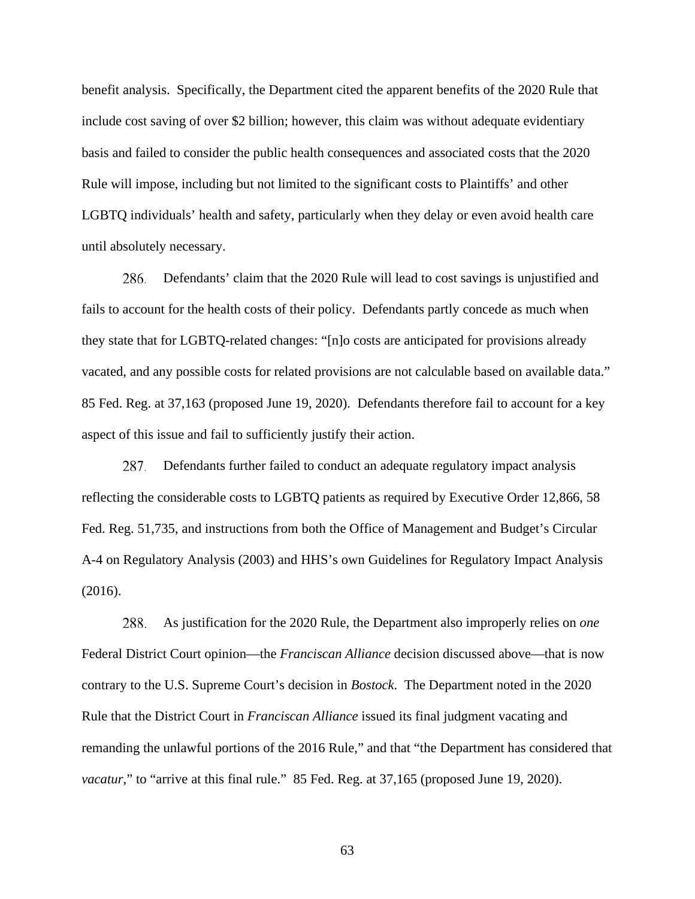benefit analysis. Specifically, the Department cited the apparent benefits of the 2020 Rule that include cost saving of over $2 billion; however, this claim was without adequate evidentiary basis and failed to consider the public health consequences and associated costs that the 2020 Rule will impose, including but not limited to the significant costs to Plaintiffs' and other LGBTQ individuals' health and safety, particularly when they delay or even avoid health care until absolutely necessary.

286. Defendants' claim that the 2020 Rule will lead to cost savings is unjustified and fails to account for the health costs of their policy. Defendants partly concede as much when they state that for LGBTQ-related changes: "[n]o costs are anticipated for provisions already vacated, and any possible costs for related provisions are not calculable based on available data." 85 Fed. Reg. at 37,163 (proposed June 19, 2020). Defendants therefore fail to account for a key aspect of this issue and fail to sufficiently justify their action.

287. Defendants further failed to conduct an adequate regulatory impact analysis reflecting the considerable costs to LGBTQ patients as required by Executive Order 12,866, 58 Fed. Reg. 51,735, and instructions from both the Office of Management and Budget's Circular A-4 on Regulatory Analysis (2003) and HHS's own Guidelines for Regulatory Impact Analysis (2016).

288. As justification for the 2020 Rule, the Department also improperly relies on *one* Federal District Court opinion—the *Franciscan Alliance* decision discussed above—that is now contrary to the U.S. Supreme Court's decision in *Bostock*. The Department noted in the 2020 Rule that the District Court in *Franciscan Alliance* issued its final judgment vacating and remanding the unlawful portions of the 2016 Rule," and that "the Department has considered that *vacatur*," to "arrive at this final rule." 85 Fed. Reg. at 37,165 (proposed June 19, 2020).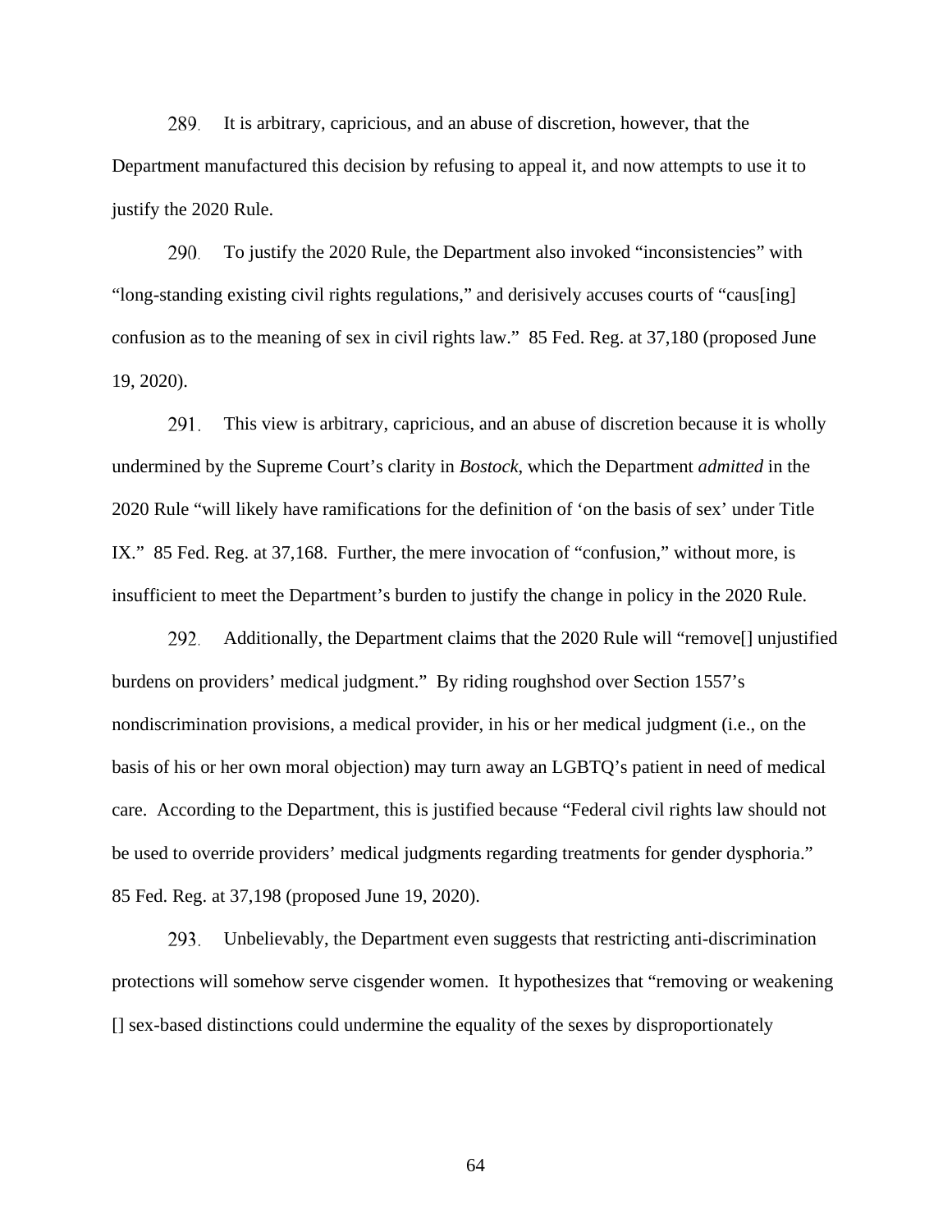289. It is arbitrary, capricious, and an abuse of discretion, however, that the Department manufactured this decision by refusing to appeal it, and now attempts to use it to justify the 2020 Rule.

290. To justify the 2020 Rule, the Department also invoked "inconsistencies" with "long-standing existing civil rights regulations," and derisively accuses courts of "caus[ing] confusion as to the meaning of sex in civil rights law." 85 Fed. Reg. at 37,180 (proposed June 19, 2020).

291. This view is arbitrary, capricious, and an abuse of discretion because it is wholly undermined by the Supreme Court's clarity in *Bostock*, which the Department *admitted* in the 2020 Rule "will likely have ramifications for the definition of 'on the basis of sex' under Title IX." 85 Fed. Reg. at 37,168. Further, the mere invocation of "confusion," without more, is insufficient to meet the Department's burden to justify the change in policy in the 2020 Rule.

292. Additionally, the Department claims that the 2020 Rule will "remove[] unjustified burdens on providers' medical judgment." By riding roughshod over Section 1557's nondiscrimination provisions, a medical provider, in his or her medical judgment (i.e., on the basis of his or her own moral objection) may turn away an LGBTQ's patient in need of medical care. According to the Department, this is justified because "Federal civil rights law should not be used to override providers' medical judgments regarding treatments for gender dysphoria." 85 Fed. Reg. at 37,198 (proposed June 19, 2020).

293. Unbelievably, the Department even suggests that restricting anti-discrimination protections will somehow serve cisgender women. It hypothesizes that "removing or weakening [] sex-based distinctions could undermine the equality of the sexes by disproportionately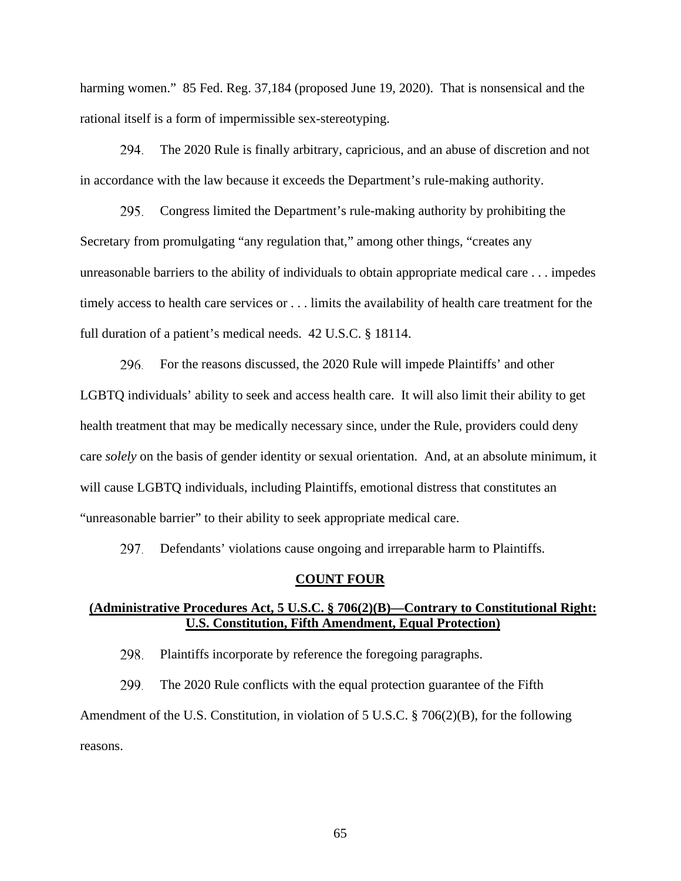harming women." 85 Fed. Reg. 37,184 (proposed June 19, 2020). That is nonsensical and the rational itself is a form of impermissible sex-stereotyping.

294. The 2020 Rule is finally arbitrary, capricious, and an abuse of discretion and not in accordance with the law because it exceeds the Department's rule-making authority.

295. Congress limited the Department's rule-making authority by prohibiting the Secretary from promulgating "any regulation that," among other things, "creates any unreasonable barriers to the ability of individuals to obtain appropriate medical care . . . impedes timely access to health care services or . . . limits the availability of health care treatment for the full duration of a patient's medical needs. 42 U.S.C. § 18114.

296. For the reasons discussed, the 2020 Rule will impede Plaintiffs' and other LGBTQ individuals' ability to seek and access health care. It will also limit their ability to get health treatment that may be medically necessary since, under the Rule, providers could deny care *solely* on the basis of gender identity or sexual orientation. And, at an absolute minimum, it will cause LGBTQ individuals, including Plaintiffs, emotional distress that constitutes an "unreasonable barrier" to their ability to seek appropriate medical care.

297. Defendants' violations cause ongoing and irreparable harm to Plaintiffs.

## COUNT FOUR

### (Administrative Procedures Act, 5 U.S.C. § 706(2)(B)—Contrary to Constitutional Right: U.S. Constitution, Fifth Amendment, Equal Protection)

298. Plaintiffs incorporate by reference the foregoing paragraphs.

299. The 2020 Rule conflicts with the equal protection guarantee of the Fifth Amendment of the U.S. Constitution, in violation of 5 U.S.C. § 706(2)(B), for the following reasons.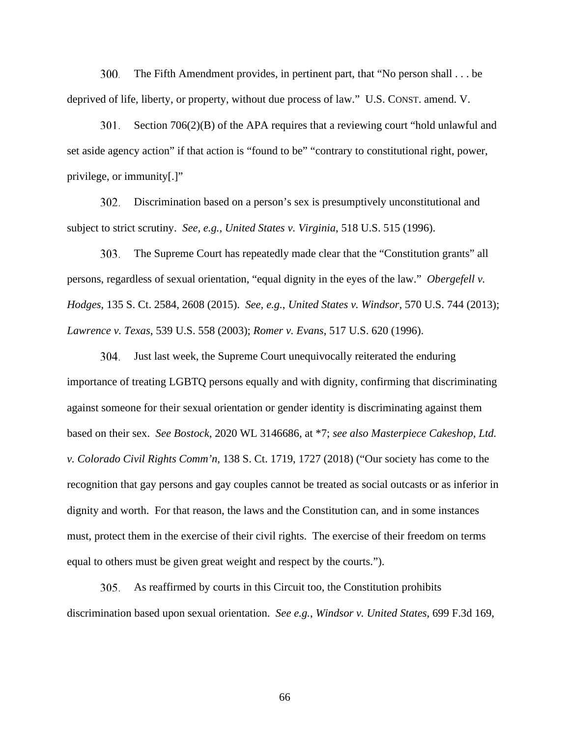300. The Fifth Amendment provides, in pertinent part, that "No person shall . . . be deprived of life, liberty, or property, without due process of law." U.S. CONST. amend. V.

301. Section 706(2)(B) of the APA requires that a reviewing court "hold unlawful and set aside agency action" if that action is "found to be" "contrary to constitutional right, power, privilege, or immunity[.]"

302. Discrimination based on a person's sex is presumptively unconstitutional and subject to strict scrutiny. *See, e.g.*, *United States v. Virginia*, 518 U.S. 515 (1996).

303. The Supreme Court has repeatedly made clear that the "Constitution grants" all persons, regardless of sexual orientation, "equal dignity in the eyes of the law." *Obergefell v. Hodges*, 135 S. Ct. 2584, 2608 (2015). *See, e.g.*, *United States v. Windsor*, 570 U.S. 744 (2013); *Lawrence v. Texas*, 539 U.S. 558 (2003); *Romer v. Evans*, 517 U.S. 620 (1996).

304. Just last week, the Supreme Court unequivocally reiterated the enduring importance of treating LGBTQ persons equally and with dignity, confirming that discriminating against someone for their sexual orientation or gender identity is discriminating against them based on their sex. *See Bostock*, 2020 WL 3146686, at *7; *see also Masterpiece Cakeshop, Ltd. v. Colorado Civil Rights Comm'n*, 138 S. Ct. 1719, 1727 (2018) ("Our society has come to the recognition that gay persons and gay couples cannot be treated as social outcasts or as inferior in dignity and worth. For that reason, the laws and the Constitution can, and in some instances must, protect them in the exercise of their civil rights. The exercise of their freedom on terms equal to others must be given great weight and respect by the courts.").

305. As reaffirmed by courts in this Circuit too, the Constitution prohibits discrimination based upon sexual orientation. *See e.g.*, *Windsor v. United States*, 699 F.3d 169,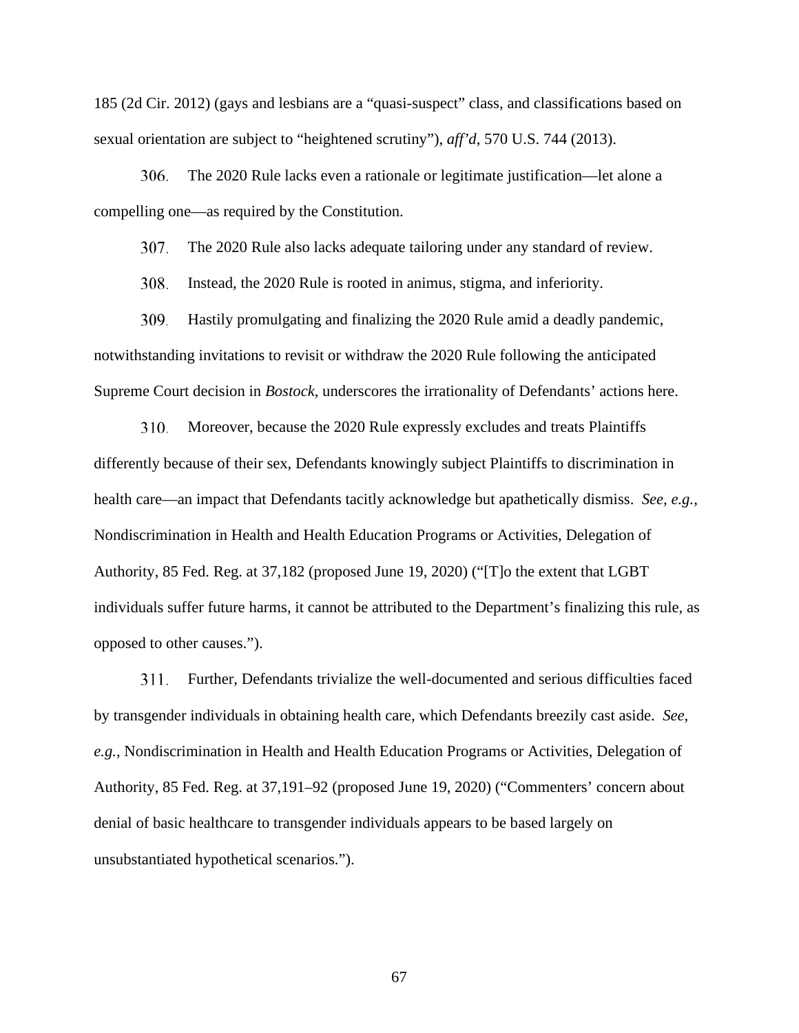185 (2d Cir. 2012) (gays and lesbians are a "quasi-suspect" class, and classifications based on sexual orientation are subject to "heightened scrutiny"), *aff'd*, 570 U.S. 744 (2013).

306. The 2020 Rule lacks even a rationale or legitimate justification—let alone a compelling one—as required by the Constitution.

307. The 2020 Rule also lacks adequate tailoring under any standard of review.

308. Instead, the 2020 Rule is rooted in animus, stigma, and inferiority.

309. Hastily promulgating and finalizing the 2020 Rule amid a deadly pandemic, notwithstanding invitations to revisit or withdraw the 2020 Rule following the anticipated Supreme Court decision in *Bostock*, underscores the irrationality of Defendants' actions here.

310. Moreover, because the 2020 Rule expressly excludes and treats Plaintiffs differently because of their sex, Defendants knowingly subject Plaintiffs to discrimination in health care—an impact that Defendants tacitly acknowledge but apathetically dismiss. *See, e.g.*, Nondiscrimination in Health and Health Education Programs or Activities, Delegation of Authority, 85 Fed. Reg. at 37,182 (proposed June 19, 2020) ("[T]o the extent that LGBT individuals suffer future harms, it cannot be attributed to the Department's finalizing this rule, as opposed to other causes.").

311. Further, Defendants trivialize the well-documented and serious difficulties faced by transgender individuals in obtaining health care, which Defendants breezily cast aside. *See, e.g.*, Nondiscrimination in Health and Health Education Programs or Activities, Delegation of Authority, 85 Fed. Reg. at 37,191–92 (proposed June 19, 2020) ("Commenters' concern about denial of basic healthcare to transgender individuals appears to be based largely on unsubstantiated hypothetical scenarios.").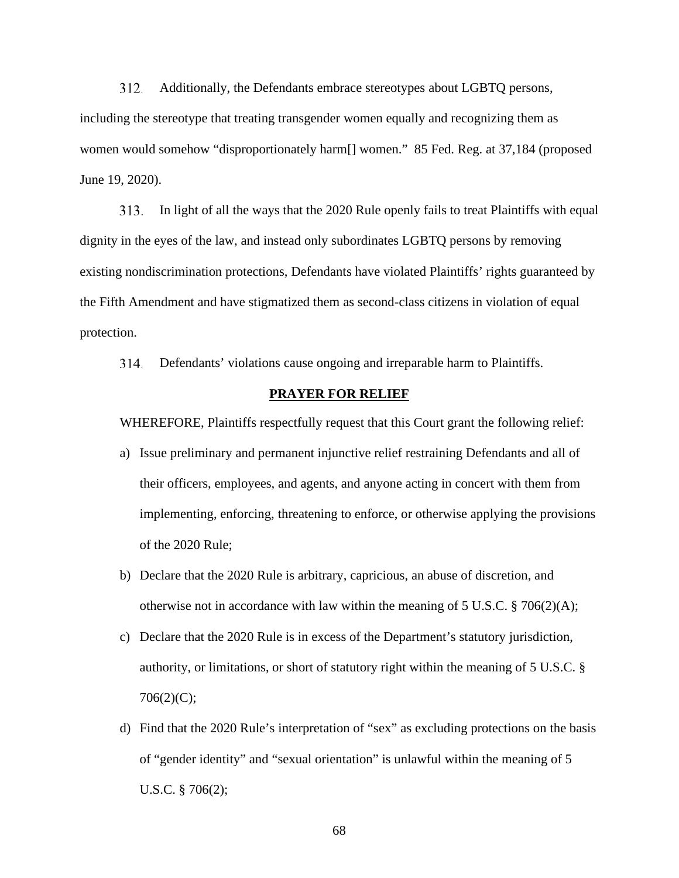312. Additionally, the Defendants embrace stereotypes about LGBTQ persons, including the stereotype that treating transgender women equally and recognizing them as women would somehow "disproportionately harm[] women." 85 Fed. Reg. at 37,184 (proposed June 19, 2020).

313. In light of all the ways that the 2020 Rule openly fails to treat Plaintiffs with equal dignity in the eyes of the law, and instead only subordinates LGBTQ persons by removing existing nondiscrimination protections, Defendants have violated Plaintiffs' rights guaranteed by the Fifth Amendment and have stigmatized them as second-class citizens in violation of equal protection.

314. Defendants' violations cause ongoing and irreparable harm to Plaintiffs.

## **PRAYER FOR RELIEF**

WHEREFORE, Plaintiffs respectfully request that this Court grant the following relief:

a) Issue preliminary and permanent injunctive relief restraining Defendants and all of their officers, employees, and agents, and anyone acting in concert with them from implementing, enforcing, threatening to enforce, or otherwise applying the provisions of the 2020 Rule;

b) Declare that the 2020 Rule is arbitrary, capricious, an abuse of discretion, and otherwise not in accordance with law within the meaning of 5 U.S.C. § 706(2)(A);

c) Declare that the 2020 Rule is in excess of the Department's statutory jurisdiction, authority, or limitations, or short of statutory right within the meaning of 5 U.S.C. § 706(2)(C);

d) Find that the 2020 Rule's interpretation of "sex" as excluding protections on the basis of "gender identity" and "sexual orientation" is unlawful within the meaning of 5 U.S.C. § 706(2);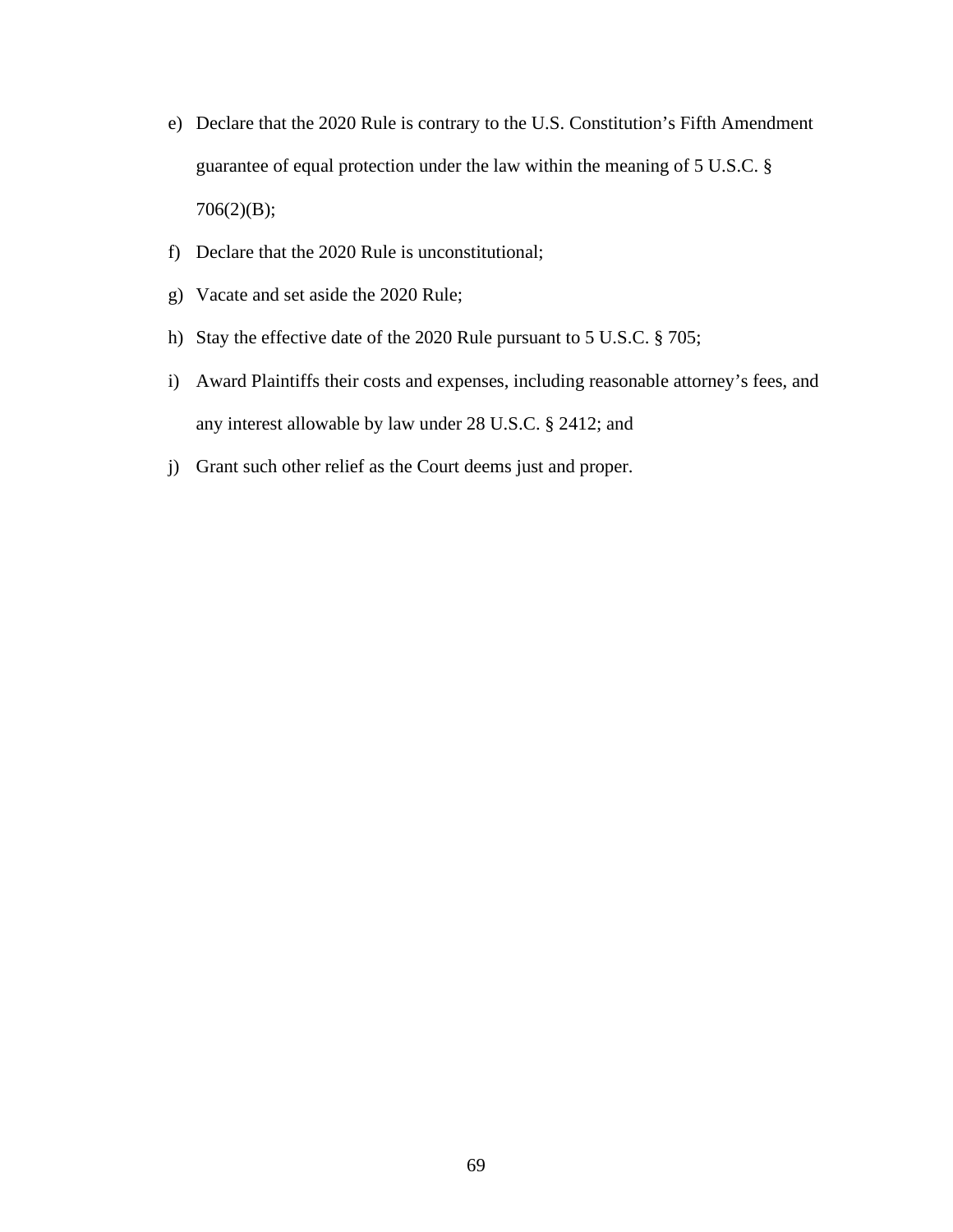e) Declare that the 2020 Rule is contrary to the U.S. Constitution's Fifth Amendment guarantee of equal protection under the law within the meaning of 5 U.S.C. § 706(2)(B);

f) Declare that the 2020 Rule is unconstitutional;

g) Vacate and set aside the 2020 Rule;

h) Stay the effective date of the 2020 Rule pursuant to 5 U.S.C. § 705;

i) Award Plaintiffs their costs and expenses, including reasonable attorney's fees, and any interest allowable by law under 28 U.S.C. § 2412; and

j) Grant such other relief as the Court deems just and proper.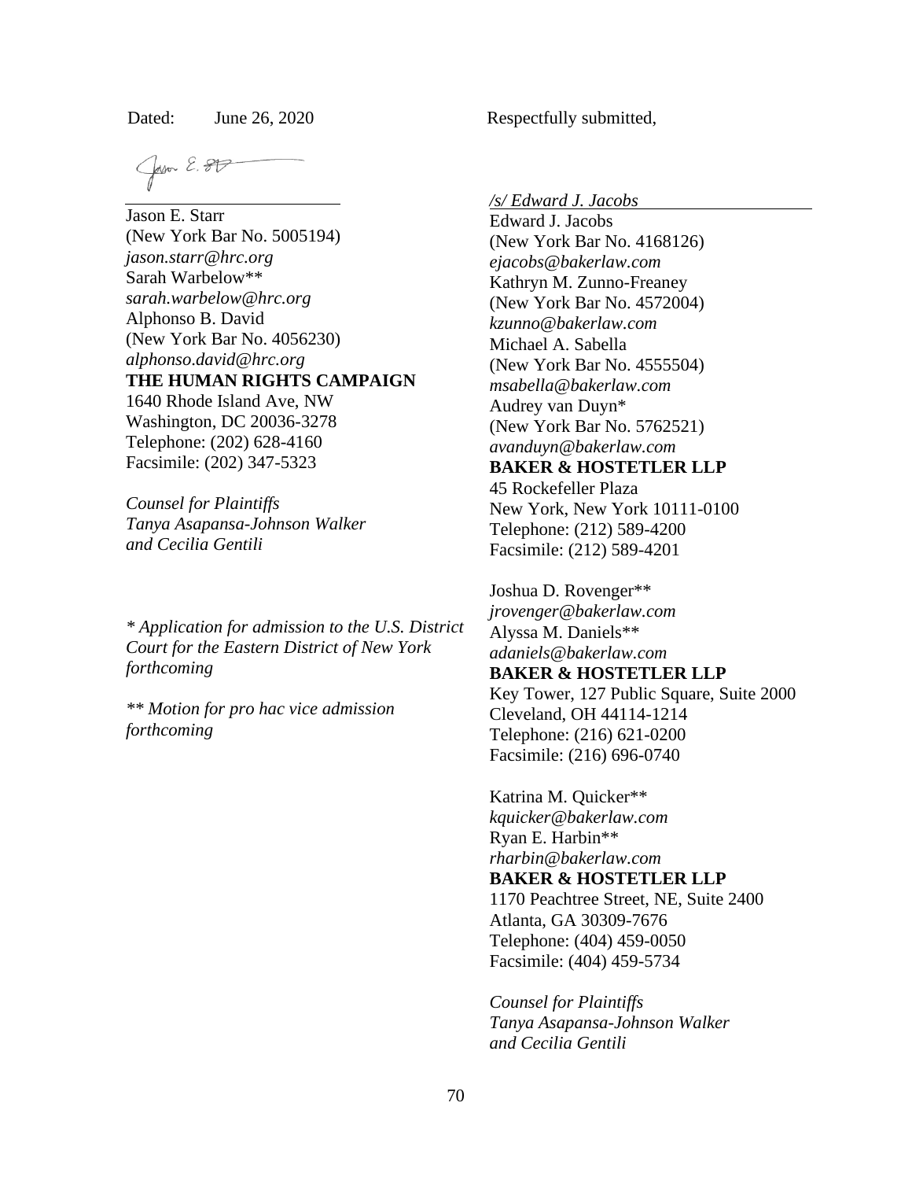Dated: June 26, 2020

Respectfully submitted,

Jason E. Starr
(New York Bar No. 5005194)
*jason.starr@hrc.org*
Sarah Warbelow**
*sarah.warbelow@hrc.org*
Alphonso B. David
(New York Bar No. 4056230)
*alphonso.david@hrc.org*
**THE HUMAN RIGHTS CAMPAIGN**
1640 Rhode Island Ave, NW
Washington, DC 20036-3278
Telephone: (202) 628-4160
Facsimile: (202) 347-5323

*Counsel for Plaintiffs*
*Tanya Asapansa-Johnson Walker*
*and Cecilia Gentili*

*/s/ Edward J. Jacobs*
Edward J. Jacobs
(New York Bar No. 4168126)
*ejacobs@bakerlaw.com*
Kathryn M. Zunno-Freaney
(New York Bar No. 4572004)
*kzunno@bakerlaw.com*
Michael A. Sabella
(New York Bar No. 4555504)
*msabella@bakerlaw.com*
Audrey van Duyn*
(New York Bar No. 5762521)
*avanduyn@bakerlaw.com*
**BAKER & HOSTETLER LLP**
45 Rockefeller Plaza
New York, New York 10111-0100
Telephone: (212) 589-4200
Facsimile: (212) 589-4201

Joshua D. Rovenger**
*jrovenger@bakerlaw.com*
Alyssa M. Daniels**
*adaniels@bakerlaw.com*
**BAKER & HOSTETLER LLP**
Key Tower, 127 Public Square, Suite 2000
Cleveland, OH 44114-1214
Telephone: (216) 621-0200
Facsimile: (216) 696-0740

Katrina M. Quicker**
*kquicker@bakerlaw.com*
Ryan E. Harbin**
*rharbin@bakerlaw.com*
**BAKER & HOSTETLER LLP**
1170 Peachtree Street, NE, Suite 2400
Atlanta, GA 30309-7676
Telephone: (404) 459-0050
Facsimile: (404) 459-5734

*Counsel for Plaintiffs*
*Tanya Asapansa-Johnson Walker*
*and Cecilia Gentili*

*\* Application for admission to the U.S. District Court for the Eastern District of New York forthcoming*

*\*\* Motion for pro hac vice admission forthcoming*